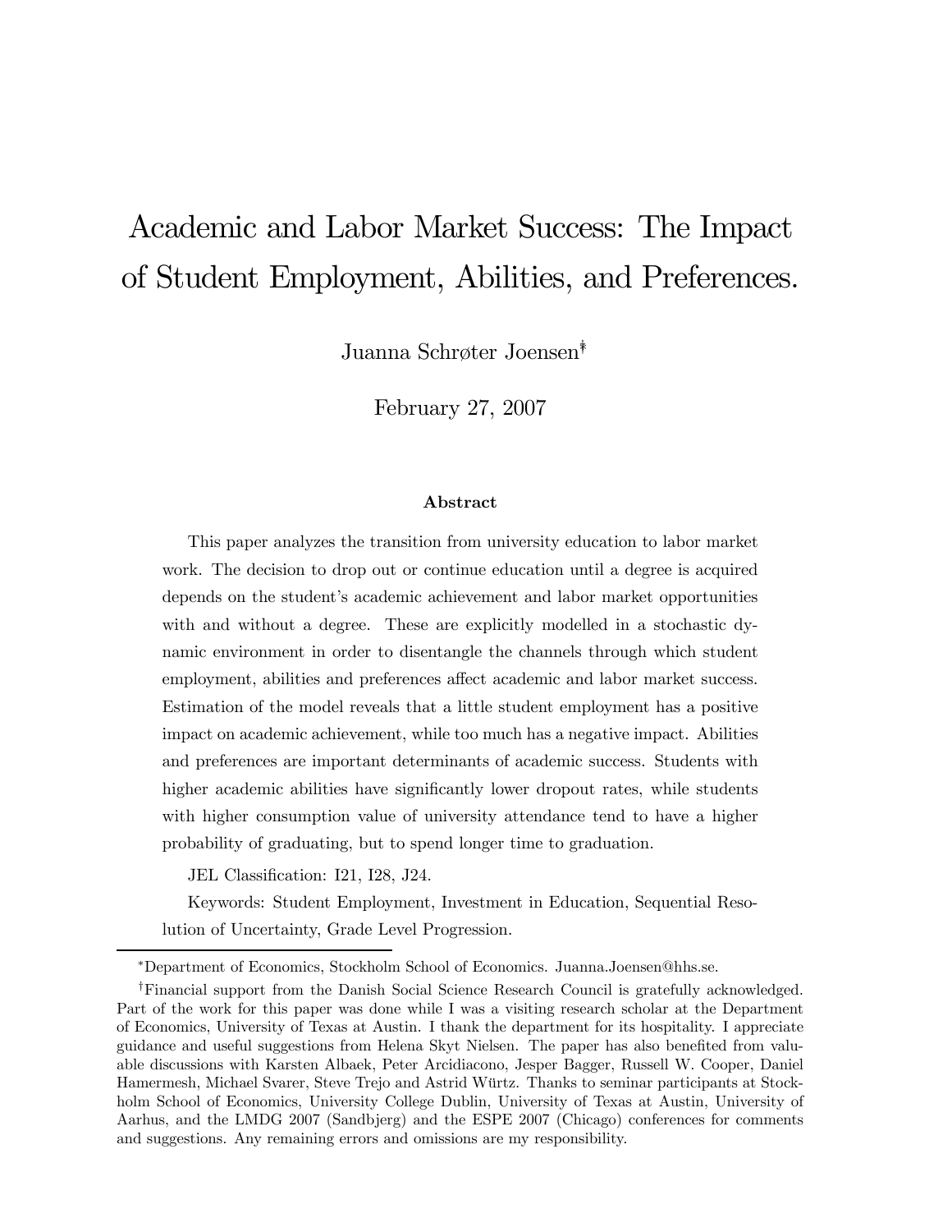# Academic and Labor Market Success: The Impact of Student Employment, Abilities, and Preferences.

Juanna Schrøter Joensen[*,†]

February 27, 2007

## Abstract

This paper analyzes the transition from university education to labor market work. The decision to drop out or continue education until a degree is acquired depends on the student's academic achievement and labor market opportunities with and without a degree. These are explicitly modelled in a stochastic dynamic environment in order to disentangle the channels through which student employment, abilities and preferences affect academic and labor market success. Estimation of the model reveals that a little student employment has a positive impact on academic achievement, while too much has a negative impact. Abilities and preferences are important determinants of academic success. Students with higher academic abilities have significantly lower dropout rates, while students with higher consumption value of university attendance tend to have a higher probability of graduating, but to spend longer time to graduation.

JEL Classification: I21, I28, J24.

Keywords: Student Employment, Investment in Education, Sequential Resolution of Uncertainty, Grade Level Progression.

---

[*] Department of Economics, Stockholm School of Economics. Juanna.Joensen@hhs.se.

[†] Financial support from the Danish Social Science Research Council is gratefully acknowledged. Part of the work for this paper was done while I was a visiting research scholar at the Department of Economics, University of Texas at Austin. I thank the department for its hospitality. I appreciate guidance and useful suggestions from Helena Skyt Nielsen. The paper has also benefited from valuable discussions with Karsten Albaek, Peter Arcidiacono, Jesper Bagger, Russell W. Cooper, Daniel Hamermesh, Michael Svarer, Steve Trejo and Astrid Würtz. Thanks to seminar participants at Stockholm School of Economics, University College Dublin, University of Texas at Austin, University of Aarhus, and the LMDG 2007 (Sandbjerg) and the ESPE 2007 (Chicago) conferences for comments and suggestions. Any remaining errors and omissions are my responsibility.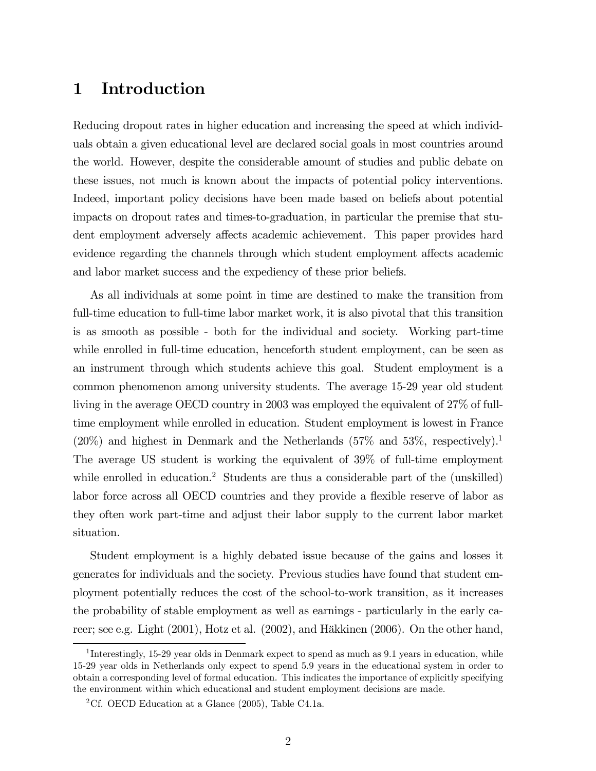# 1 Introduction

Reducing dropout rates in higher education and increasing the speed at which individuals obtain a given educational level are declared social goals in most countries around the world. However, despite the considerable amount of studies and public debate on these issues, not much is known about the impacts of potential policy interventions. Indeed, important policy decisions have been made based on beliefs about potential impacts on dropout rates and times-to-graduation, in particular the premise that student employment adversely affects academic achievement. This paper provides hard evidence regarding the channels through which student employment affects academic and labor market success and the expediency of these prior beliefs.

As all individuals at some point in time are destined to make the transition from full-time education to full-time labor market work, it is also pivotal that this transition is as smooth as possible - both for the individual and society. Working part-time while enrolled in full-time education, henceforth student employment, can be seen as an instrument through which students achieve this goal. Student employment is a common phenomenon among university students. The average 15-29 year old student living in the average OECD country in 2003 was employed the equivalent of 27% of full-time employment while enrolled in education. Student employment is lowest in France (20%) and highest in Denmark and the Netherlands (57% and 53%, respectively).[1] The average US student is working the equivalent of 39% of full-time employment while enrolled in education.[2] Students are thus a considerable part of the (unskilled) labor force across all OECD countries and they provide a flexible reserve of labor as they often work part-time and adjust their labor supply to the current labor market situation.

Student employment is a highly debated issue because of the gains and losses it generates for individuals and the society. Previous studies have found that student employment potentially reduces the cost of the school-to-work transition, as it increases the probability of stable employment as well as earnings - particularly in the early career; see e.g. Light (2001), Hotz et al. (2002), and Häkkinen (2006). On the other hand,

[1] Interestingly, 15-29 year olds in Denmark expect to spend as much as 9.1 years in education, while 15-29 year olds in Netherlands only expect to spend 5.9 years in the educational system in order to obtain a corresponding level of formal education. This indicates the importance of explicitly specifying the environment within which educational and student employment decisions are made.

[2] Cf. OECD Education at a Glance (2005), Table C4.1a.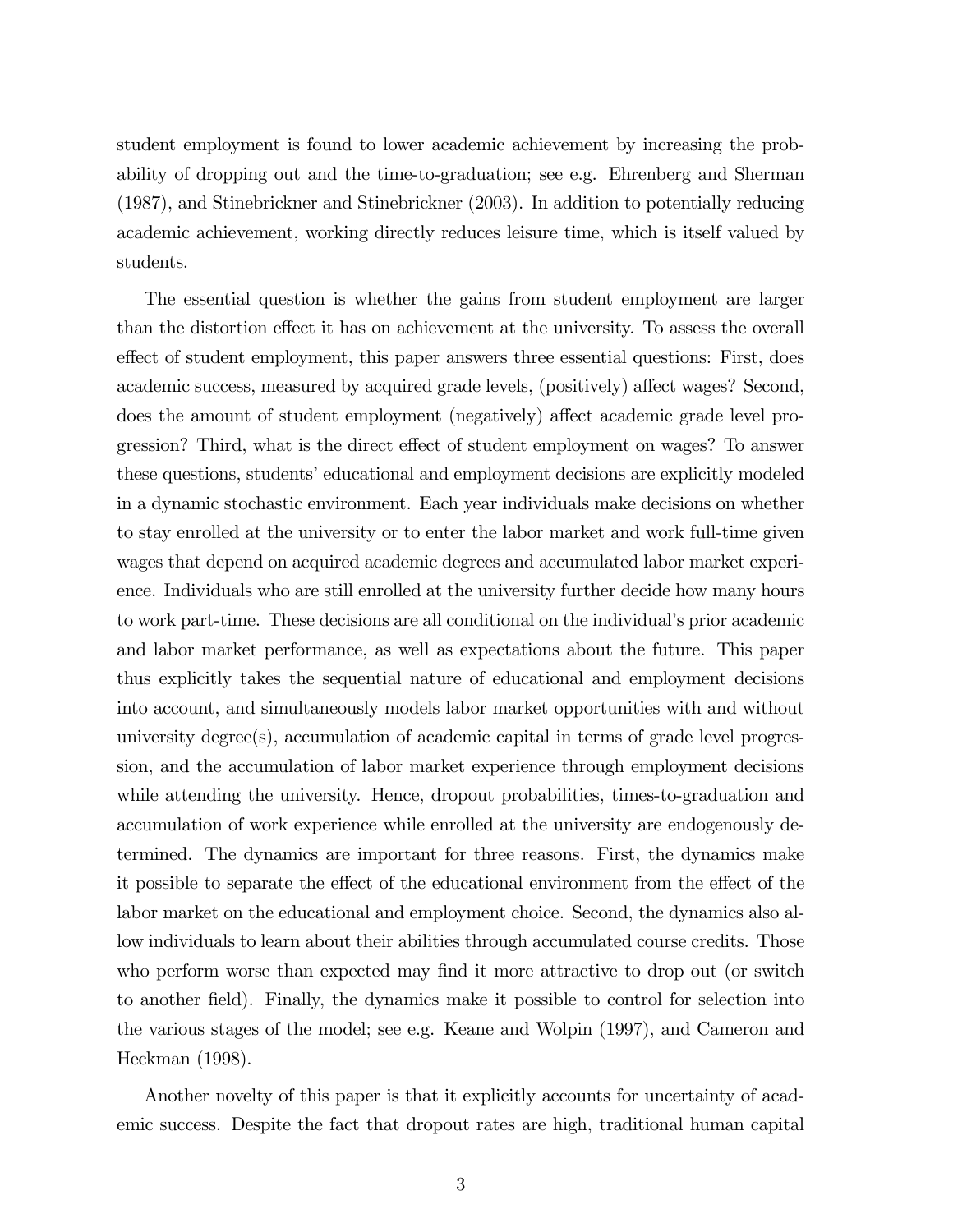student employment is found to lower academic achievement by increasing the probability of dropping out and the time-to-graduation; see e.g. Ehrenberg and Sherman (1987), and Stinebrickner and Stinebrickner (2003). In addition to potentially reducing academic achievement, working directly reduces leisure time, which is itself valued by students.

The essential question is whether the gains from student employment are larger than the distortion effect it has on achievement at the university. To assess the overall effect of student employment, this paper answers three essential questions: First, does academic success, measured by acquired grade levels, (positively) affect wages? Second, does the amount of student employment (negatively) affect academic grade level progression? Third, what is the direct effect of student employment on wages? To answer these questions, students' educational and employment decisions are explicitly modeled in a dynamic stochastic environment. Each year individuals make decisions on whether to stay enrolled at the university or to enter the labor market and work full-time given wages that depend on acquired academic degrees and accumulated labor market experience. Individuals who are still enrolled at the university further decide how many hours to work part-time. These decisions are all conditional on the individual's prior academic and labor market performance, as well as expectations about the future. This paper thus explicitly takes the sequential nature of educational and employment decisions into account, and simultaneously models labor market opportunities with and without university degree(s), accumulation of academic capital in terms of grade level progression, and the accumulation of labor market experience through employment decisions while attending the university. Hence, dropout probabilities, times-to-graduation and accumulation of work experience while enrolled at the university are endogenously determined. The dynamics are important for three reasons. First, the dynamics make it possible to separate the effect of the educational environment from the effect of the labor market on the educational and employment choice. Second, the dynamics also allow individuals to learn about their abilities through accumulated course credits. Those who perform worse than expected may find it more attractive to drop out (or switch to another field). Finally, the dynamics make it possible to control for selection into the various stages of the model; see e.g. Keane and Wolpin (1997), and Cameron and Heckman (1998).

Another novelty of this paper is that it explicitly accounts for uncertainty of academic success. Despite the fact that dropout rates are high, traditional human capital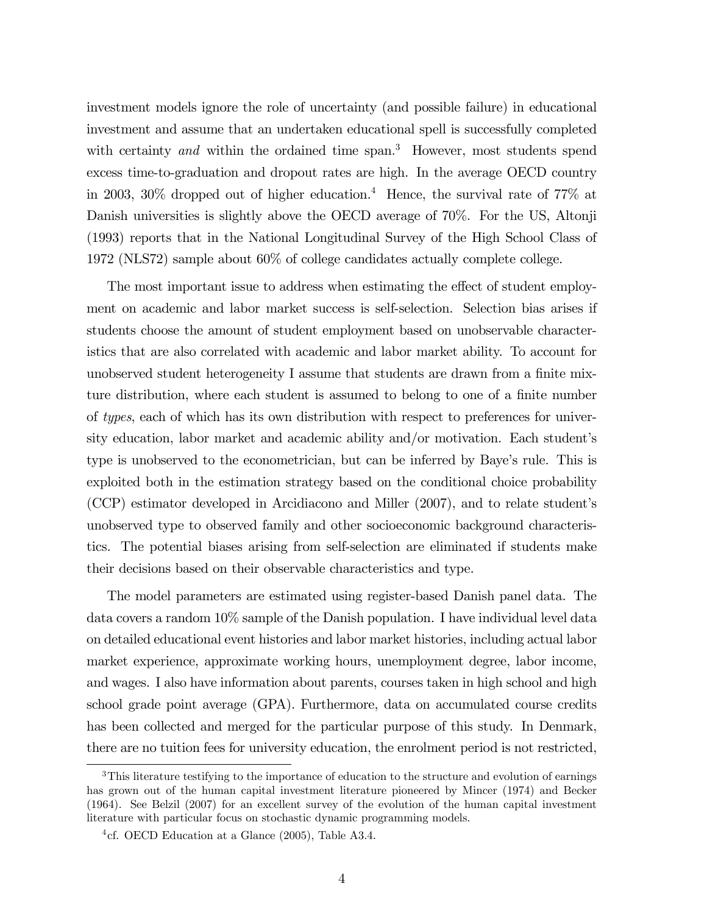investment models ignore the role of uncertainty (and possible failure) in educational investment and assume that an undertaken educational spell is successfully completed with certainty *and* within the ordained time span.[3] However, most students spend excess time-to-graduation and dropout rates are high. In the average OECD country in 2003, 30% dropped out of higher education.[4] Hence, the survival rate of 77% at Danish universities is slightly above the OECD average of 70%. For the US, Altonji (1993) reports that in the National Longitudinal Survey of the High School Class of 1972 (NLS72) sample about 60% of college candidates actually complete college.

The most important issue to address when estimating the effect of student employment on academic and labor market success is self-selection. Selection bias arises if students choose the amount of student employment based on unobservable characteristics that are also correlated with academic and labor market ability. To account for unobserved student heterogeneity I assume that students are drawn from a finite mixture distribution, where each student is assumed to belong to one of a finite number of *types*, each of which has its own distribution with respect to preferences for university education, labor market and academic ability and/or motivation. Each student's type is unobserved to the econometrician, but can be inferred by Baye's rule. This is exploited both in the estimation strategy based on the conditional choice probability (CCP) estimator developed in Arcidiacono and Miller (2007), and to relate student's unobserved type to observed family and other socioeconomic background characteristics. The potential biases arising from self-selection are eliminated if students make their decisions based on their observable characteristics and type.

The model parameters are estimated using register-based Danish panel data. The data covers a random 10% sample of the Danish population. I have individual level data on detailed educational event histories and labor market histories, including actual labor market experience, approximate working hours, unemployment degree, labor income, and wages. I also have information about parents, courses taken in high school and high school grade point average (GPA). Furthermore, data on accumulated course credits has been collected and merged for the particular purpose of this study. In Denmark, there are no tuition fees for university education, the enrolment period is not restricted,

[3] This literature testifying to the importance of education to the structure and evolution of earnings has grown out of the human capital investment literature pioneered by Mincer (1974) and Becker (1964). See Belzil (2007) for an excellent survey of the evolution of the human capital investment literature with particular focus on stochastic dynamic programming models.

[4] cf. OECD Education at a Glance (2005), Table A3.4.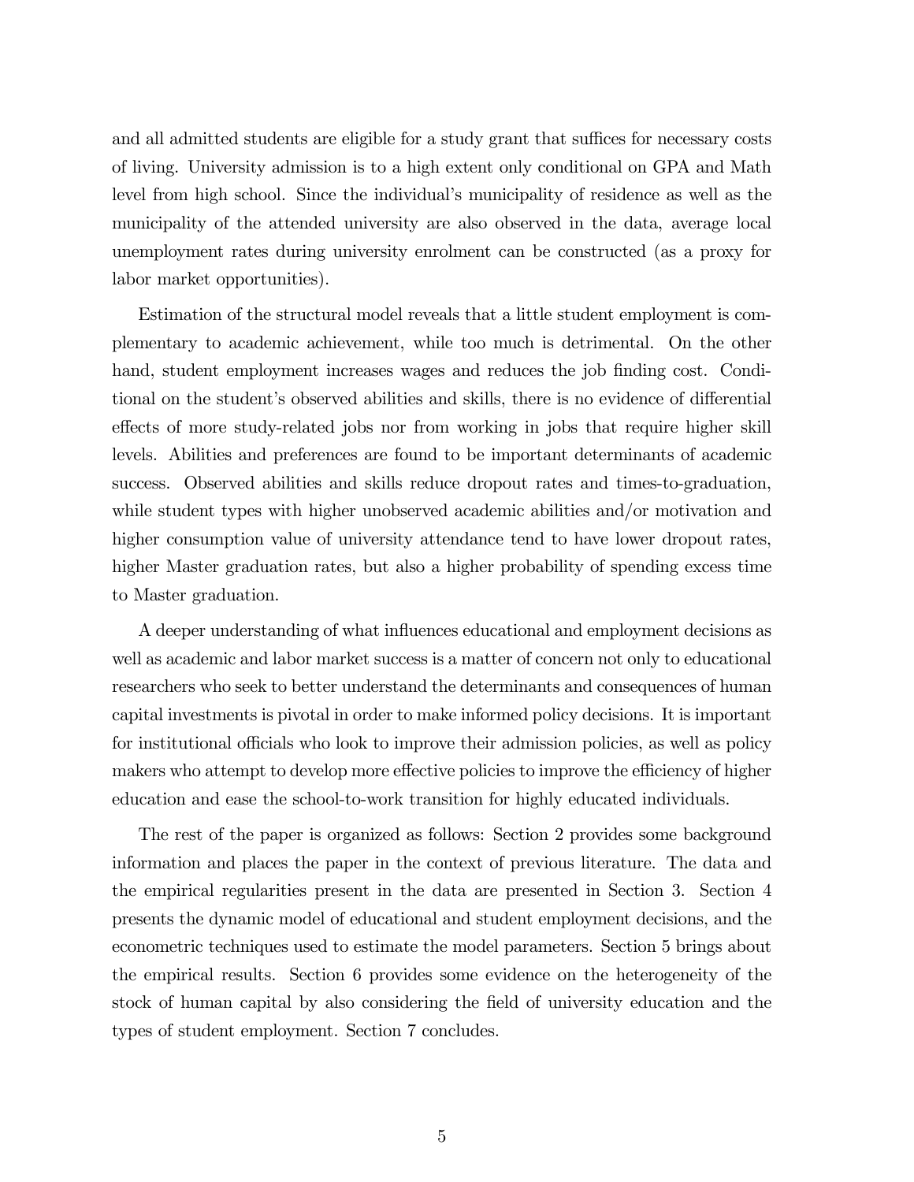and all admitted students are eligible for a study grant that suffices for necessary costs of living. University admission is to a high extent only conditional on GPA and Math level from high school. Since the individual's municipality of residence as well as the municipality of the attended university are also observed in the data, average local unemployment rates during university enrolment can be constructed (as a proxy for labor market opportunities).

Estimation of the structural model reveals that a little student employment is complementary to academic achievement, while too much is detrimental. On the other hand, student employment increases wages and reduces the job finding cost. Conditional on the student's observed abilities and skills, there is no evidence of differential effects of more study-related jobs nor from working in jobs that require higher skill levels. Abilities and preferences are found to be important determinants of academic success. Observed abilities and skills reduce dropout rates and times-to-graduation, while student types with higher unobserved academic abilities and/or motivation and higher consumption value of university attendance tend to have lower dropout rates, higher Master graduation rates, but also a higher probability of spending excess time to Master graduation.

A deeper understanding of what influences educational and employment decisions as well as academic and labor market success is a matter of concern not only to educational researchers who seek to better understand the determinants and consequences of human capital investments is pivotal in order to make informed policy decisions. It is important for institutional officials who look to improve their admission policies, as well as policy makers who attempt to develop more effective policies to improve the efficiency of higher education and ease the school-to-work transition for highly educated individuals.

The rest of the paper is organized as follows: Section 2 provides some background information and places the paper in the context of previous literature. The data and the empirical regularities present in the data are presented in Section 3. Section 4 presents the dynamic model of educational and student employment decisions, and the econometric techniques used to estimate the model parameters. Section 5 brings about the empirical results. Section 6 provides some evidence on the heterogeneity of the stock of human capital by also considering the field of university education and the types of student employment. Section 7 concludes.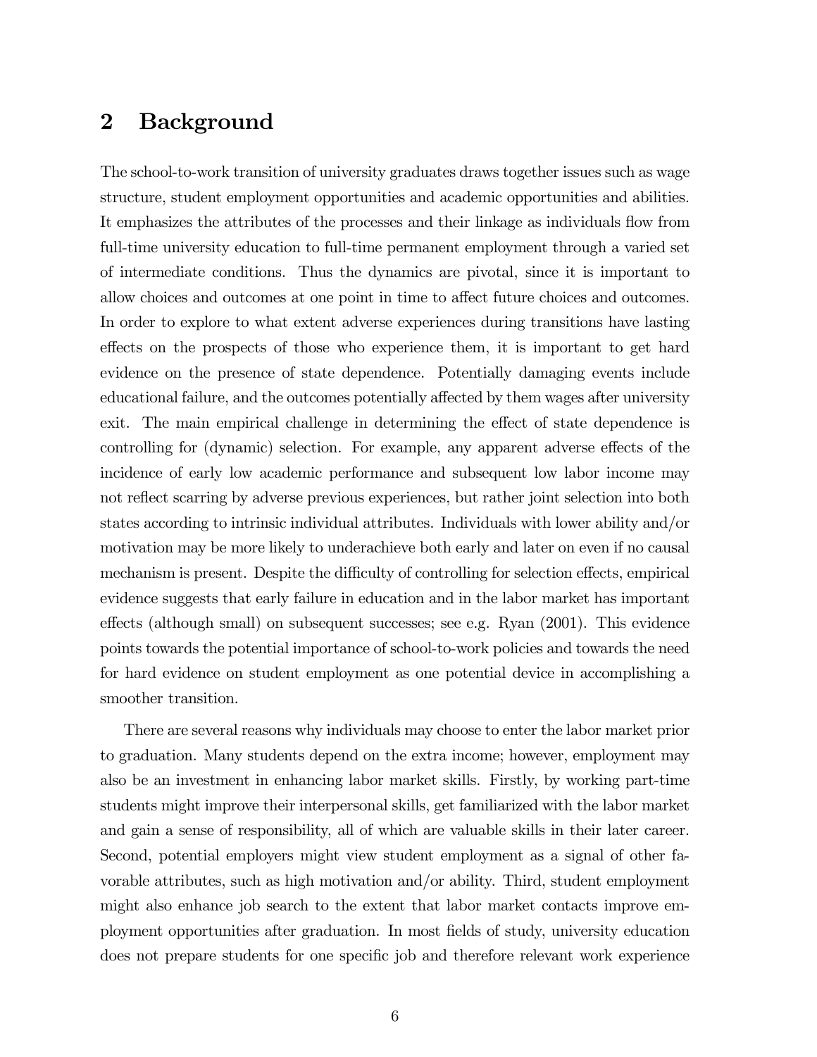## 2 Background

The school-to-work transition of university graduates draws together issues such as wage structure, student employment opportunities and academic opportunities and abilities. It emphasizes the attributes of the processes and their linkage as individuals flow from full-time university education to full-time permanent employment through a varied set of intermediate conditions. Thus the dynamics are pivotal, since it is important to allow choices and outcomes at one point in time to affect future choices and outcomes. In order to explore to what extent adverse experiences during transitions have lasting effects on the prospects of those who experience them, it is important to get hard evidence on the presence of state dependence. Potentially damaging events include educational failure, and the outcomes potentially affected by them wages after university exit. The main empirical challenge in determining the effect of state dependence is controlling for (dynamic) selection. For example, any apparent adverse effects of the incidence of early low academic performance and subsequent low labor income may not reflect scarring by adverse previous experiences, but rather joint selection into both states according to intrinsic individual attributes. Individuals with lower ability and/or motivation may be more likely to underachieve both early and later on even if no causal mechanism is present. Despite the difficulty of controlling for selection effects, empirical evidence suggests that early failure in education and in the labor market has important effects (although small) on subsequent successes; see e.g. Ryan (2001). This evidence points towards the potential importance of school-to-work policies and towards the need for hard evidence on student employment as one potential device in accomplishing a smoother transition.

There are several reasons why individuals may choose to enter the labor market prior to graduation. Many students depend on the extra income; however, employment may also be an investment in enhancing labor market skills. Firstly, by working part-time students might improve their interpersonal skills, get familiarized with the labor market and gain a sense of responsibility, all of which are valuable skills in their later career. Second, potential employers might view student employment as a signal of other favorable attributes, such as high motivation and/or ability. Third, student employment might also enhance job search to the extent that labor market contacts improve employment opportunities after graduation. In most fields of study, university education does not prepare students for one specific job and therefore relevant work experience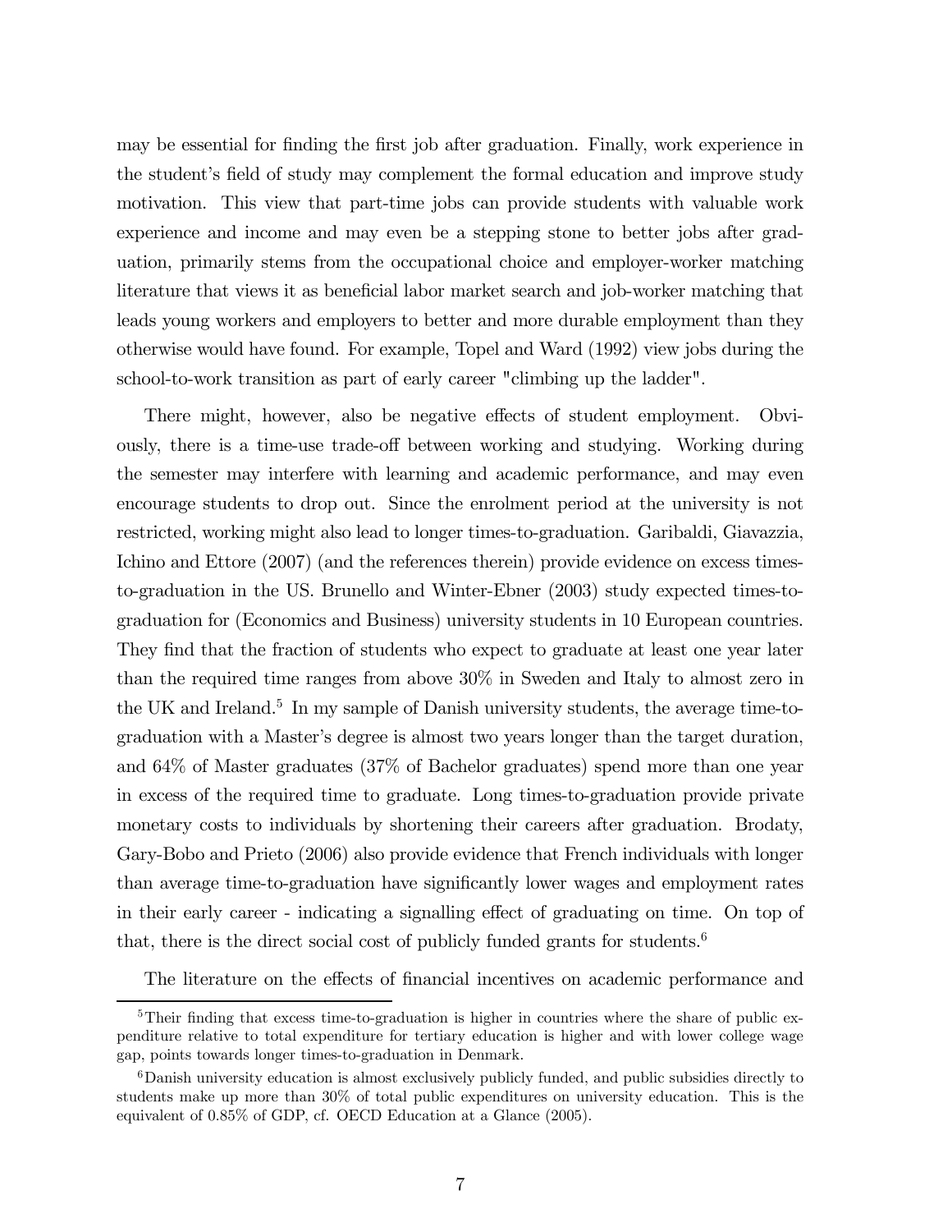may be essential for finding the first job after graduation. Finally, work experience in the student's field of study may complement the formal education and improve study motivation. This view that part-time jobs can provide students with valuable work experience and income and may even be a stepping stone to better jobs after graduation, primarily stems from the occupational choice and employer-worker matching literature that views it as beneficial labor market search and job-worker matching that leads young workers and employers to better and more durable employment than they otherwise would have found. For example, Topel and Ward (1992) view jobs during the school-to-work transition as part of early career "climbing up the ladder".

There might, however, also be negative effects of student employment. Obviously, there is a time-use trade-off between working and studying. Working during the semester may interfere with learning and academic performance, and may even encourage students to drop out. Since the enrolment period at the university is not restricted, working might also lead to longer times-to-graduation. Garibaldi, Giavazzia, Ichino and Ettore (2007) (and the references therein) provide evidence on excess times-to-graduation in the US. Brunello and Winter-Ebner (2003) study expected times-to-graduation for (Economics and Business) university students in 10 European countries. They find that the fraction of students who expect to graduate at least one year later than the required time ranges from above 30% in Sweden and Italy to almost zero in the UK and Ireland.[5] In my sample of Danish university students, the average time-to-graduation with a Master's degree is almost two years longer than the target duration, and 64% of Master graduates (37% of Bachelor graduates) spend more than one year in excess of the required time to graduate. Long times-to-graduation provide private monetary costs to individuals by shortening their careers after graduation. Brodaty, Gary-Bobo and Prieto (2006) also provide evidence that French individuals with longer than average time-to-graduation have significantly lower wages and employment rates in their early career - indicating a signalling effect of graduating on time. On top of that, there is the direct social cost of publicly funded grants for students.[6]

The literature on the effects of financial incentives on academic performance and

[5] Their finding that excess time-to-graduation is higher in countries where the share of public expenditure relative to total expenditure for tertiary education is higher and with lower college wage gap, points towards longer times-to-graduation in Denmark.

[6] Danish university education is almost exclusively publicly funded, and public subsidies directly to students make up more than 30% of total public expenditures on university education. This is the equivalent of 0.85% of GDP, cf. OECD Education at a Glance (2005).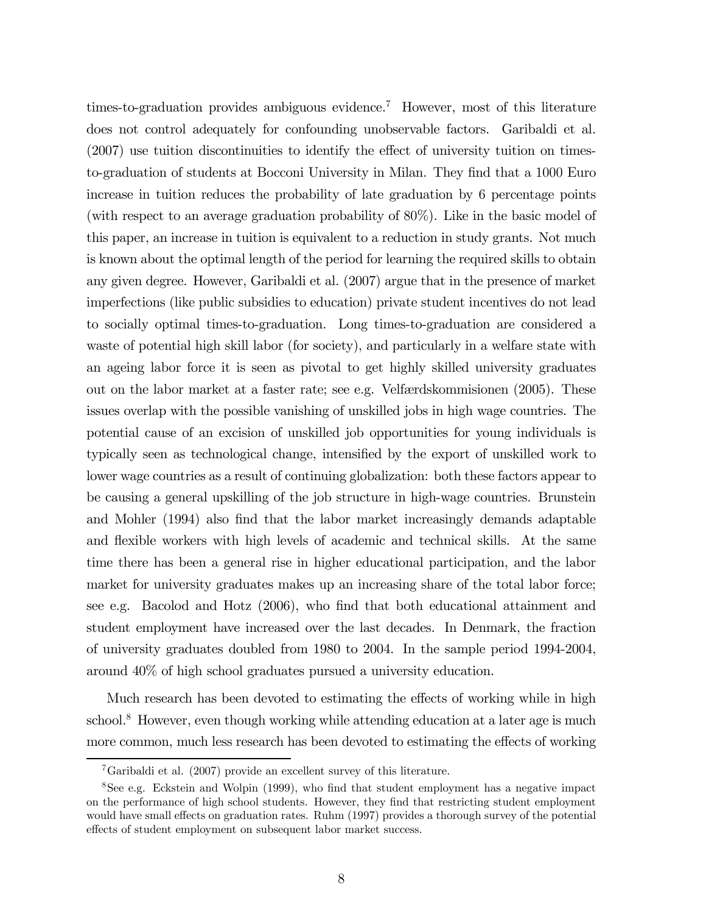times-to-graduation provides ambiguous evidence.[7] However, most of this literature does not control adequately for confounding unobservable factors. Garibaldi et al. (2007) use tuition discontinuities to identify the effect of university tuition on times-to-graduation of students at Bocconi University in Milan. They find that a 1000 Euro increase in tuition reduces the probability of late graduation by 6 percentage points (with respect to an average graduation probability of 80%). Like in the basic model of this paper, an increase in tuition is equivalent to a reduction in study grants. Not much is known about the optimal length of the period for learning the required skills to obtain any given degree. However, Garibaldi et al. (2007) argue that in the presence of market imperfections (like public subsidies to education) private student incentives do not lead to socially optimal times-to-graduation. Long times-to-graduation are considered a waste of potential high skill labor (for society), and particularly in a welfare state with an ageing labor force it is seen as pivotal to get highly skilled university graduates out on the labor market at a faster rate; see e.g. Velfærdskommisionen (2005). These issues overlap with the possible vanishing of unskilled jobs in high wage countries. The potential cause of an excision of unskilled job opportunities for young individuals is typically seen as technological change, intensified by the export of unskilled work to lower wage countries as a result of continuing globalization: both these factors appear to be causing a general upskilling of the job structure in high-wage countries. Brunstein and Mohler (1994) also find that the labor market increasingly demands adaptable and flexible workers with high levels of academic and technical skills. At the same time there has been a general rise in higher educational participation, and the labor market for university graduates makes up an increasing share of the total labor force; see e.g. Bacolod and Hotz (2006), who find that both educational attainment and student employment have increased over the last decades. In Denmark, the fraction of university graduates doubled from 1980 to 2004. In the sample period 1994-2004, around 40% of high school graduates pursued a university education.

Much research has been devoted to estimating the effects of working while in high school.[8] However, even though working while attending education at a later age is much more common, much less research has been devoted to estimating the effects of working

[7] Garibaldi et al. (2007) provide an excellent survey of this literature.

[8] See e.g. Eckstein and Wolpin (1999), who find that student employment has a negative impact on the performance of high school students. However, they find that restricting student employment would have small effects on graduation rates. Ruhm (1997) provides a thorough survey of the potential effects of student employment on subsequent labor market success.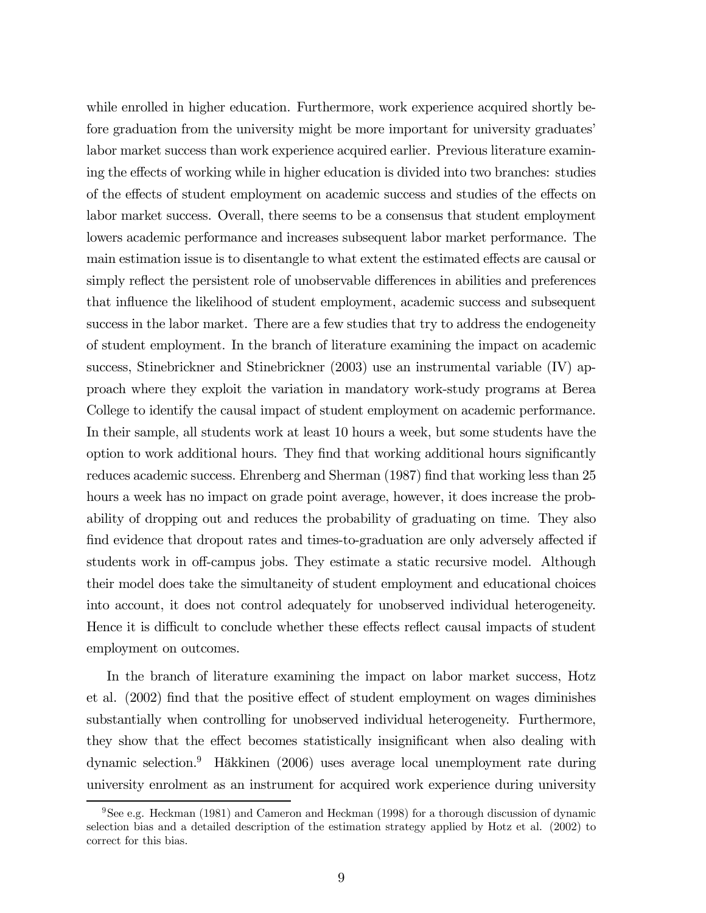while enrolled in higher education. Furthermore, work experience acquired shortly before graduation from the university might be more important for university graduates' labor market success than work experience acquired earlier. Previous literature examining the effects of working while in higher education is divided into two branches: studies of the effects of student employment on academic success and studies of the effects on labor market success. Overall, there seems to be a consensus that student employment lowers academic performance and increases subsequent labor market performance. The main estimation issue is to disentangle to what extent the estimated effects are causal or simply reflect the persistent role of unobservable differences in abilities and preferences that influence the likelihood of student employment, academic success and subsequent success in the labor market. There are a few studies that try to address the endogeneity of student employment. In the branch of literature examining the impact on academic success, Stinebrickner and Stinebrickner (2003) use an instrumental variable (IV) approach where they exploit the variation in mandatory work-study programs at Berea College to identify the causal impact of student employment on academic performance. In their sample, all students work at least 10 hours a week, but some students have the option to work additional hours. They find that working additional hours significantly reduces academic success. Ehrenberg and Sherman (1987) find that working less than 25 hours a week has no impact on grade point average, however, it does increase the probability of dropping out and reduces the probability of graduating on time. They also find evidence that dropout rates and times-to-graduation are only adversely affected if students work in off-campus jobs. They estimate a static recursive model. Although their model does take the simultaneity of student employment and educational choices into account, it does not control adequately for unobserved individual heterogeneity. Hence it is difficult to conclude whether these effects reflect causal impacts of student employment on outcomes.

In the branch of literature examining the impact on labor market success, Hotz et al. (2002) find that the positive effect of student employment on wages diminishes substantially when controlling for unobserved individual heterogeneity. Furthermore, they show that the effect becomes statistically insignificant when also dealing with dynamic selection.[9] Häkkinen (2006) uses average local unemployment rate during university enrolment as an instrument for acquired work experience during university

[9] See e.g. Heckman (1981) and Cameron and Heckman (1998) for a thorough discussion of dynamic selection bias and a detailed description of the estimation strategy applied by Hotz et al. (2002) to correct for this bias.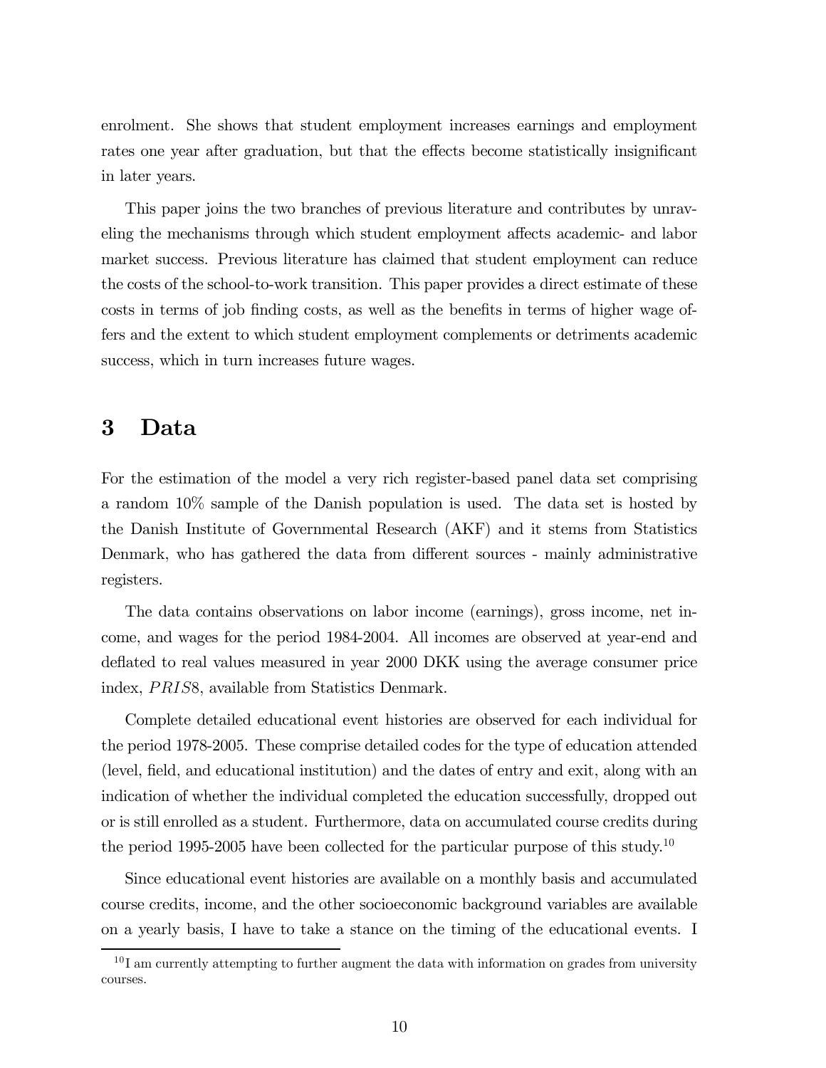enrolment. She shows that student employment increases earnings and employment rates one year after graduation, but that the effects become statistically insignificant in later years.

This paper joins the two branches of previous literature and contributes by unraveling the mechanisms through which student employment affects academic- and labor market success. Previous literature has claimed that student employment can reduce the costs of the school-to-work transition. This paper provides a direct estimate of these costs in terms of job finding costs, as well as the benefits in terms of higher wage offers and the extent to which student employment complements or detriments academic success, which in turn increases future wages.

# 3 Data

For the estimation of the model a very rich register-based panel data set comprising a random 10% sample of the Danish population is used. The data set is hosted by the Danish Institute of Governmental Research (AKF) and it stems from Statistics Denmark, who has gathered the data from different sources - mainly administrative registers.

The data contains observations on labor income (earnings), gross income, net income, and wages for the period 1984-2004. All incomes are observed at year-end and deflated to real values measured in year 2000 DKK using the average consumer price index, $PRIS8$, available from Statistics Denmark.

Complete detailed educational event histories are observed for each individual for the period 1978-2005. These comprise detailed codes for the type of education attended (level, field, and educational institution) and the dates of entry and exit, along with an indication of whether the individual completed the education successfully, dropped out or is still enrolled as a student. Furthermore, data on accumulated course credits during the period 1995-2005 have been collected for the particular purpose of this study.[10]

Since educational event histories are available on a monthly basis and accumulated course credits, income, and the other socioeconomic background variables are available on a yearly basis, I have to take a stance on the timing of the educational events. I

[10] I am currently attempting to further augment the data with information on grades from university courses.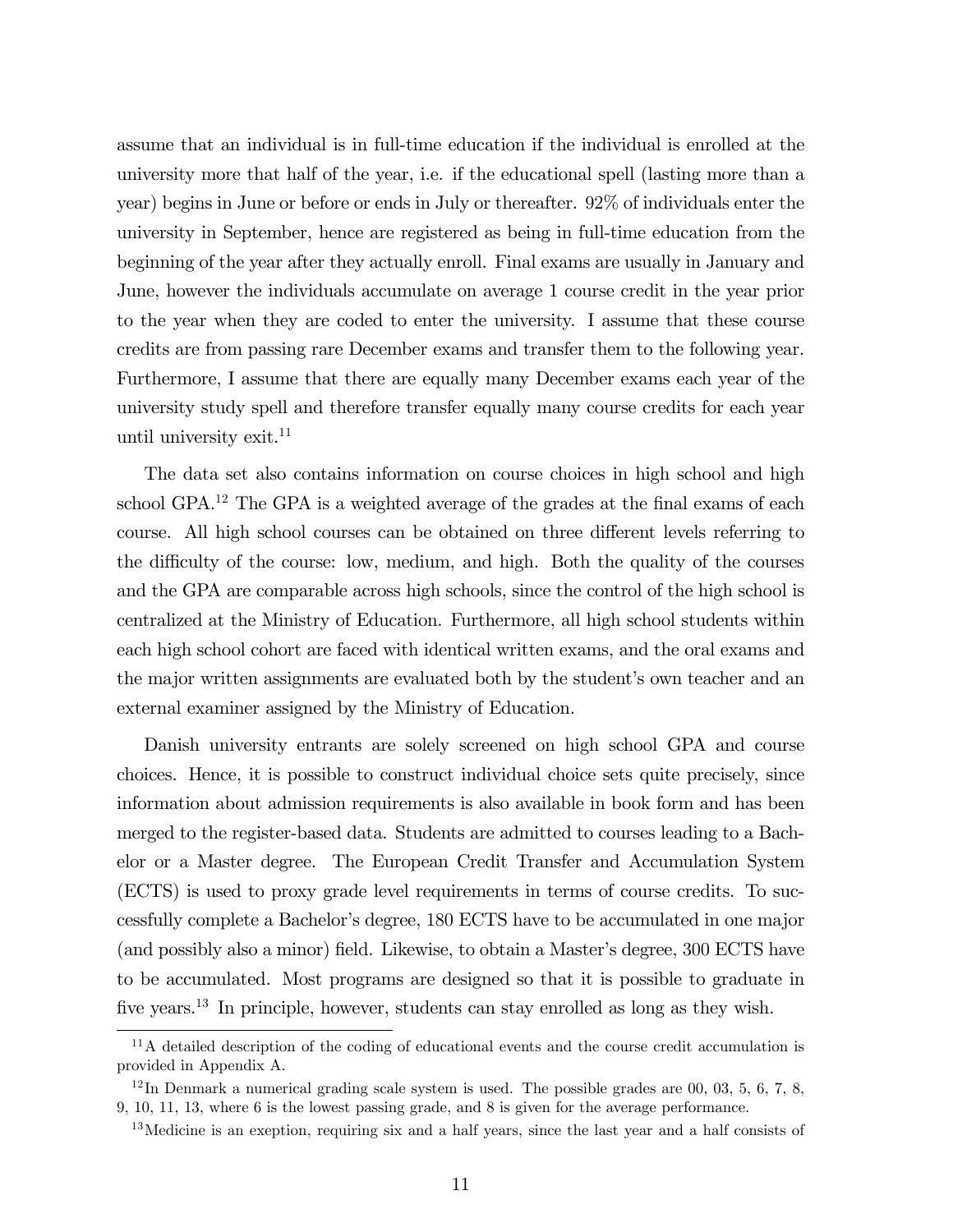assume that an individual is in full-time education if the individual is enrolled at the university more that half of the year, i.e. if the educational spell (lasting more than a year) begins in June or before or ends in July or thereafter. 92% of individuals enter the university in September, hence are registered as being in full-time education from the beginning of the year after they actually enroll. Final exams are usually in January and June, however the individuals accumulate on average 1 course credit in the year prior to the year when they are coded to enter the university. I assume that these course credits are from passing rare December exams and transfer them to the following year. Furthermore, I assume that there are equally many December exams each year of the university study spell and therefore transfer equally many course credits for each year until university exit.[11]

The data set also contains information on course choices in high school and high school GPA.[12] The GPA is a weighted average of the grades at the final exams of each course. All high school courses can be obtained on three different levels referring to the difficulty of the course: low, medium, and high. Both the quality of the courses and the GPA are comparable across high schools, since the control of the high school is centralized at the Ministry of Education. Furthermore, all high school students within each high school cohort are faced with identical written exams, and the oral exams and the major written assignments are evaluated both by the student's own teacher and an external examiner assigned by the Ministry of Education.

Danish university entrants are solely screened on high school GPA and course choices. Hence, it is possible to construct individual choice sets quite precisely, since information about admission requirements is also available in book form and has been merged to the register-based data. Students are admitted to courses leading to a Bachelor or a Master degree. The European Credit Transfer and Accumulation System (ECTS) is used to proxy grade level requirements in terms of course credits. To successfully complete a Bachelor's degree, 180 ECTS have to be accumulated in one major (and possibly also a minor) field. Likewise, to obtain a Master's degree, 300 ECTS have to be accumulated. Most programs are designed so that it is possible to graduate in five years.[13] In principle, however, students can stay enrolled as long as they wish.

---

[11] A detailed description of the coding of educational events and the course credit accumulation is provided in Appendix A.

[12] In Denmark a numerical grading scale system is used. The possible grades are 00, 03, 5, 6, 7, 8, 9, 10, 11, 13, where 6 is the lowest passing grade, and 8 is given for the average performance.

[13] Medicine is an exeption, requiring six and a half years, since the last year and a half consists of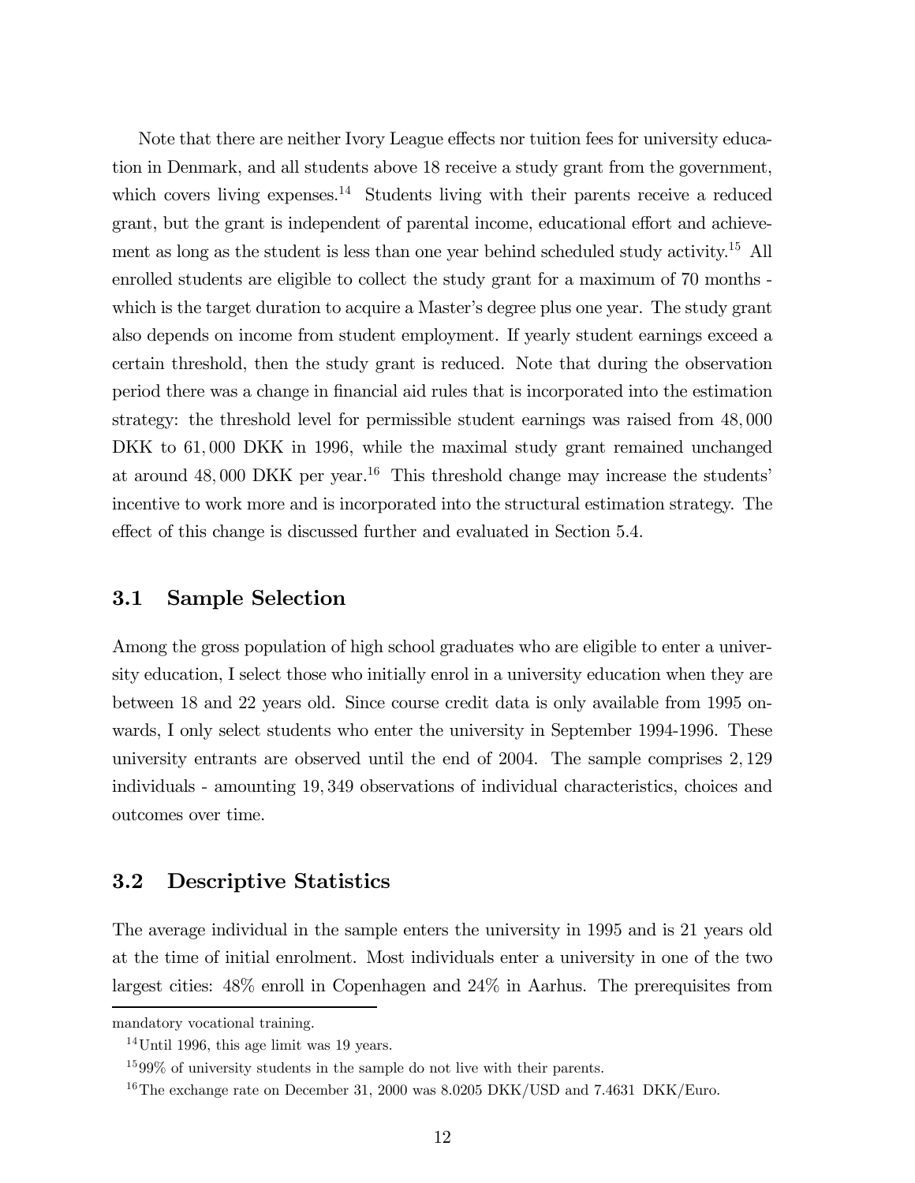Note that there are neither Ivory League effects nor tuition fees for university education in Denmark, and all students above 18 receive a study grant from the government, which covers living expenses.[14] Students living with their parents receive a reduced grant, but the grant is independent of parental income, educational effort and achievement as long as the student is less than one year behind scheduled study activity.[15] All enrolled students are eligible to collect the study grant for a maximum of 70 months - which is the target duration to acquire a Master's degree plus one year. The study grant also depends on income from student employment. If yearly student earnings exceed a certain threshold, then the study grant is reduced. Note that during the observation period there was a change in financial aid rules that is incorporated into the estimation strategy: the threshold level for permissible student earnings was raised from 48,000 DKK to 61,000 DKK in 1996, while the maximal study grant remained unchanged at around 48,000 DKK per year.[16] This threshold change may increase the students' incentive to work more and is incorporated into the structural estimation strategy. The effect of this change is discussed further and evaluated in Section 5.4.

## 3.1 Sample Selection

Among the gross population of high school graduates who are eligible to enter a university education, I select those who initially enrol in a university education when they are between 18 and 22 years old. Since course credit data is only available from 1995 onwards, I only select students who enter the university in September 1994-1996. These university entrants are observed until the end of 2004. The sample comprises 2,129 individuals - amounting 19,349 observations of individual characteristics, choices and outcomes over time.

## 3.2 Descriptive Statistics

The average individual in the sample enters the university in 1995 and is 21 years old at the time of initial enrolment. Most individuals enter a university in one of the two largest cities: 48% enroll in Copenhagen and 24% in Aarhus. The prerequisites from

---

mandatory vocational training.

[14] Until 1996, this age limit was 19 years.

[15] 99% of university students in the sample do not live with their parents.

[16] The exchange rate on December 31, 2000 was 8.0205 DKK/USD and 7.4631 DKK/Euro.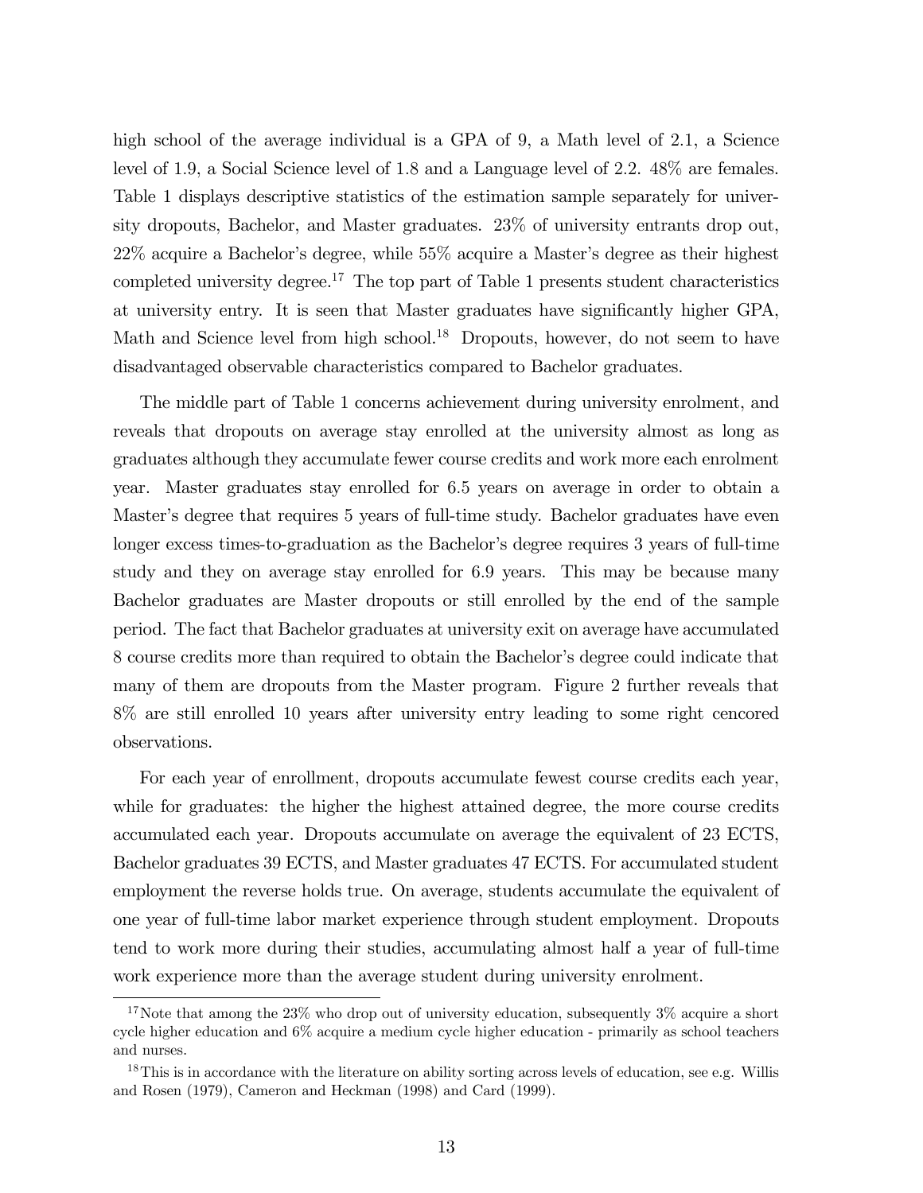high school of the average individual is a GPA of 9, a Math level of 2.1, a Science level of 1.9, a Social Science level of 1.8 and a Language level of 2.2. 48% are females. Table 1 displays descriptive statistics of the estimation sample separately for university dropouts, Bachelor, and Master graduates. 23% of university entrants drop out, 22% acquire a Bachelor's degree, while 55% acquire a Master's degree as their highest completed university degree.[17] The top part of Table 1 presents student characteristics at university entry. It is seen that Master graduates have significantly higher GPA, Math and Science level from high school.[18] Dropouts, however, do not seem to have disadvantaged observable characteristics compared to Bachelor graduates.

The middle part of Table 1 concerns achievement during university enrolment, and reveals that dropouts on average stay enrolled at the university almost as long as graduates although they accumulate fewer course credits and work more each enrolment year. Master graduates stay enrolled for 6.5 years on average in order to obtain a Master's degree that requires 5 years of full-time study. Bachelor graduates have even longer excess times-to-graduation as the Bachelor's degree requires 3 years of full-time study and they on average stay enrolled for 6.9 years. This may be because many Bachelor graduates are Master dropouts or still enrolled by the end of the sample period. The fact that Bachelor graduates at university exit on average have accumulated 8 course credits more than required to obtain the Bachelor's degree could indicate that many of them are dropouts from the Master program. Figure 2 further reveals that 8% are still enrolled 10 years after university entry leading to some right cencored observations.

For each year of enrollment, dropouts accumulate fewest course credits each year, while for graduates: the higher the highest attained degree, the more course credits accumulated each year. Dropouts accumulate on average the equivalent of 23 ECTS, Bachelor graduates 39 ECTS, and Master graduates 47 ECTS. For accumulated student employment the reverse holds true. On average, students accumulate the equivalent of one year of full-time labor market experience through student employment. Dropouts tend to work more during their studies, accumulating almost half a year of full-time work experience more than the average student during university enrolment.

---

[17] Note that among the 23% who drop out of university education, subsequently 3% acquire a short cycle higher education and 6% acquire a medium cycle higher education - primarily as school teachers and nurses.

[18] This is in accordance with the literature on ability sorting across levels of education, see e.g. Willis and Rosen (1979), Cameron and Heckman (1998) and Card (1999).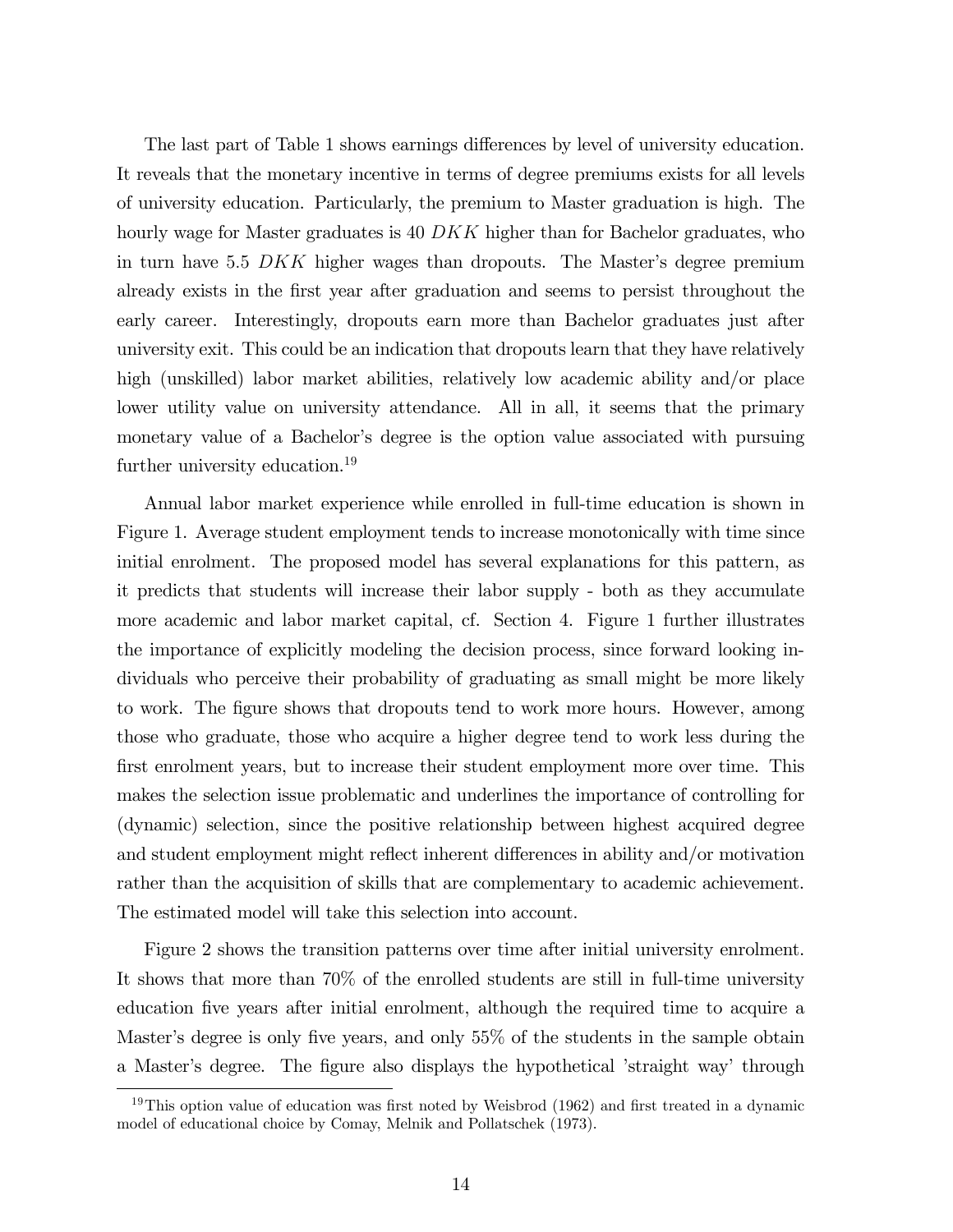The last part of Table 1 shows earnings differences by level of university education. It reveals that the monetary incentive in terms of degree premiums exists for all levels of university education. Particularly, the premium to Master graduation is high. The hourly wage for Master graduates is 40 $DKK$ higher than for Bachelor graduates, who in turn have 5.5 $DKK$ higher wages than dropouts. The Master's degree premium already exists in the first year after graduation and seems to persist throughout the early career. Interestingly, dropouts earn more than Bachelor graduates just after university exit. This could be an indication that dropouts learn that they have relatively high (unskilled) labor market abilities, relatively low academic ability and/or place lower utility value on university attendance. All in all, it seems that the primary monetary value of a Bachelor's degree is the option value associated with pursuing further university education.[19]

Annual labor market experience while enrolled in full-time education is shown in Figure 1. Average student employment tends to increase monotonically with time since initial enrolment. The proposed model has several explanations for this pattern, as it predicts that students will increase their labor supply - both as they accumulate more academic and labor market capital, cf. Section 4. Figure 1 further illustrates the importance of explicitly modeling the decision process, since forward looking individuals who perceive their probability of graduating as small might be more likely to work. The figure shows that dropouts tend to work more hours. However, among those who graduate, those who acquire a higher degree tend to work less during the first enrolment years, but to increase their student employment more over time. This makes the selection issue problematic and underlines the importance of controlling for (dynamic) selection, since the positive relationship between highest acquired degree and student employment might reflect inherent differences in ability and/or motivation rather than the acquisition of skills that are complementary to academic achievement. The estimated model will take this selection into account.

Figure 2 shows the transition patterns over time after initial university enrolment. It shows that more than 70% of the enrolled students are still in full-time university education five years after initial enrolment, although the required time to acquire a Master's degree is only five years, and only 55% of the students in the sample obtain a Master's degree. The figure also displays the hypothetical 'straight way' through

[19] This option value of education was first noted by Weisbrod (1962) and first treated in a dynamic model of educational choice by Comay, Melnik and Pollatschek (1973).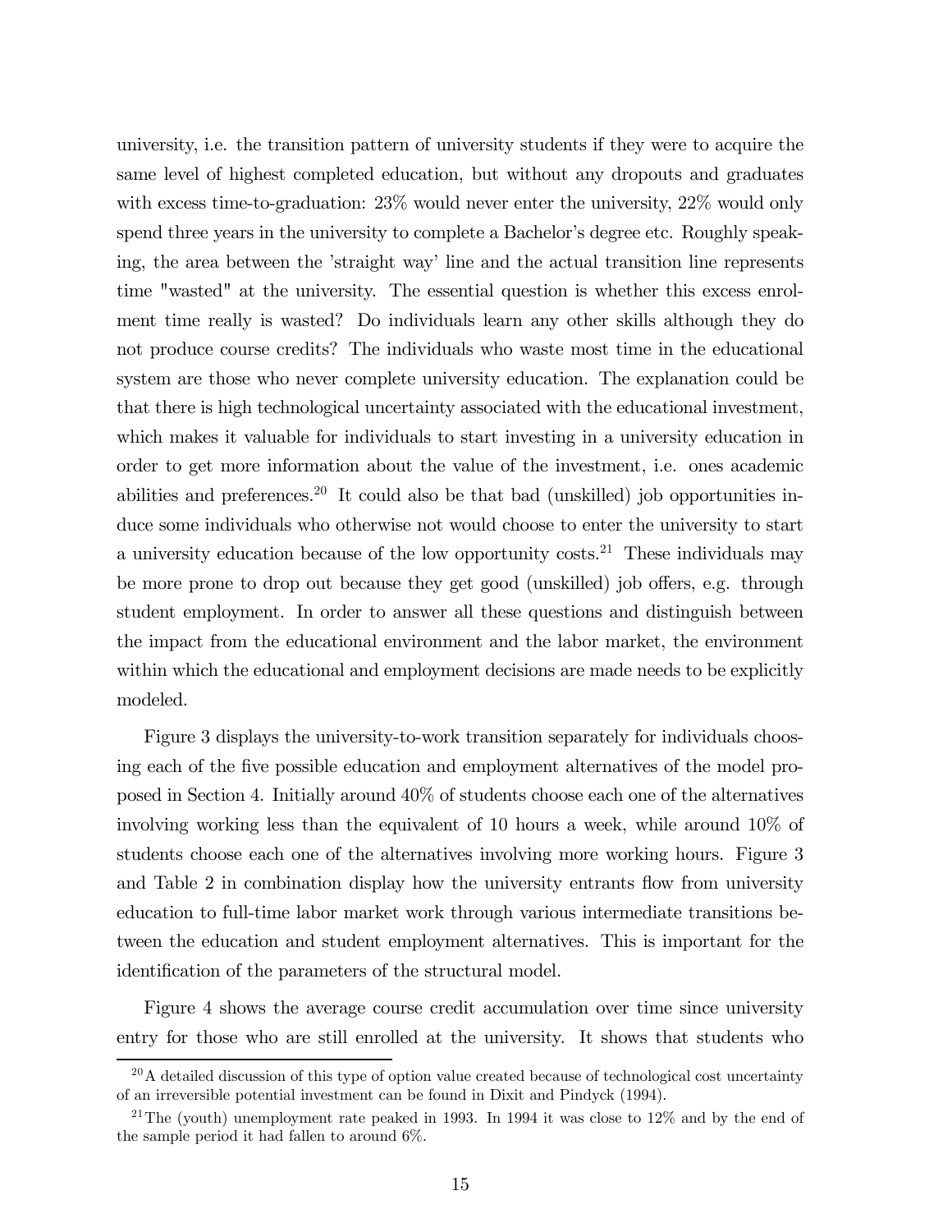university, i.e. the transition pattern of university students if they were to acquire the same level of highest completed education, but without any dropouts and graduates with excess time-to-graduation: 23% would never enter the university, 22% would only spend three years in the university to complete a Bachelor's degree etc. Roughly speaking, the area between the 'straight way' line and the actual transition line represents time "wasted" at the university. The essential question is whether this excess enrolment time really is wasted? Do individuals learn any other skills although they do not produce course credits? The individuals who waste most time in the educational system are those who never complete university education. The explanation could be that there is high technological uncertainty associated with the educational investment, which makes it valuable for individuals to start investing in a university education in order to get more information about the value of the investment, i.e. ones academic abilities and preferences.[20] It could also be that bad (unskilled) job opportunities induce some individuals who otherwise not would choose to enter the university to start a university education because of the low opportunity costs.[21] These individuals may be more prone to drop out because they get good (unskilled) job offers, e.g. through student employment. In order to answer all these questions and distinguish between the impact from the educational environment and the labor market, the environment within which the educational and employment decisions are made needs to be explicitly modeled.

Figure 3 displays the university-to-work transition separately for individuals choosing each of the five possible education and employment alternatives of the model proposed in Section 4. Initially around 40% of students choose each one of the alternatives involving working less than the equivalent of 10 hours a week, while around 10% of students choose each one of the alternatives involving more working hours. Figure 3 and Table 2 in combination display how the university entrants flow from university education to full-time labor market work through various intermediate transitions between the education and student employment alternatives. This is important for the identification of the parameters of the structural model.

Figure 4 shows the average course credit accumulation over time since university entry for those who are still enrolled at the university. It shows that students who

[20] A detailed discussion of this type of option value created because of technological cost uncertainty of an irreversible potential investment can be found in Dixit and Pindyck (1994).

[21] The (youth) unemployment rate peaked in 1993. In 1994 it was close to 12% and by the end of the sample period it had fallen to around 6%.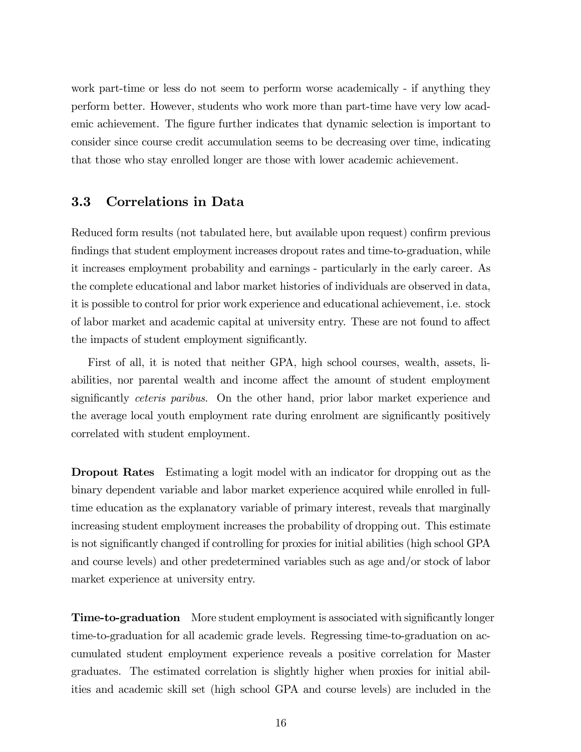work part-time or less do not seem to perform worse academically - if anything they perform better. However, students who work more than part-time have very low academic achievement. The figure further indicates that dynamic selection is important to consider since course credit accumulation seems to be decreasing over time, indicating that those who stay enrolled longer are those with lower academic achievement.

### 3.3 Correlations in Data

Reduced form results (not tabulated here, but available upon request) confirm previous findings that student employment increases dropout rates and time-to-graduation, while it increases employment probability and earnings - particularly in the early career. As the complete educational and labor market histories of individuals are observed in data, it is possible to control for prior work experience and educational achievement, i.e. stock of labor market and academic capital at university entry. These are not found to affect the impacts of student employment significantly.

First of all, it is noted that neither GPA, high school courses, wealth, assets, liabilities, nor parental wealth and income affect the amount of student employment significantly *ceteris paribus*. On the other hand, prior labor market experience and the average local youth employment rate during enrolment are significantly positively correlated with student employment.

**Dropout Rates** Estimating a logit model with an indicator for dropping out as the binary dependent variable and labor market experience acquired while enrolled in full-time education as the explanatory variable of primary interest, reveals that marginally increasing student employment increases the probability of dropping out. This estimate is not significantly changed if controlling for proxies for initial abilities (high school GPA and course levels) and other predetermined variables such as age and/or stock of labor market experience at university entry.

**Time-to-graduation** More student employment is associated with significantly longer time-to-graduation for all academic grade levels. Regressing time-to-graduation on accumulated student employment experience reveals a positive correlation for Master graduates. The estimated correlation is slightly higher when proxies for initial abilities and academic skill set (high school GPA and course levels) are included in the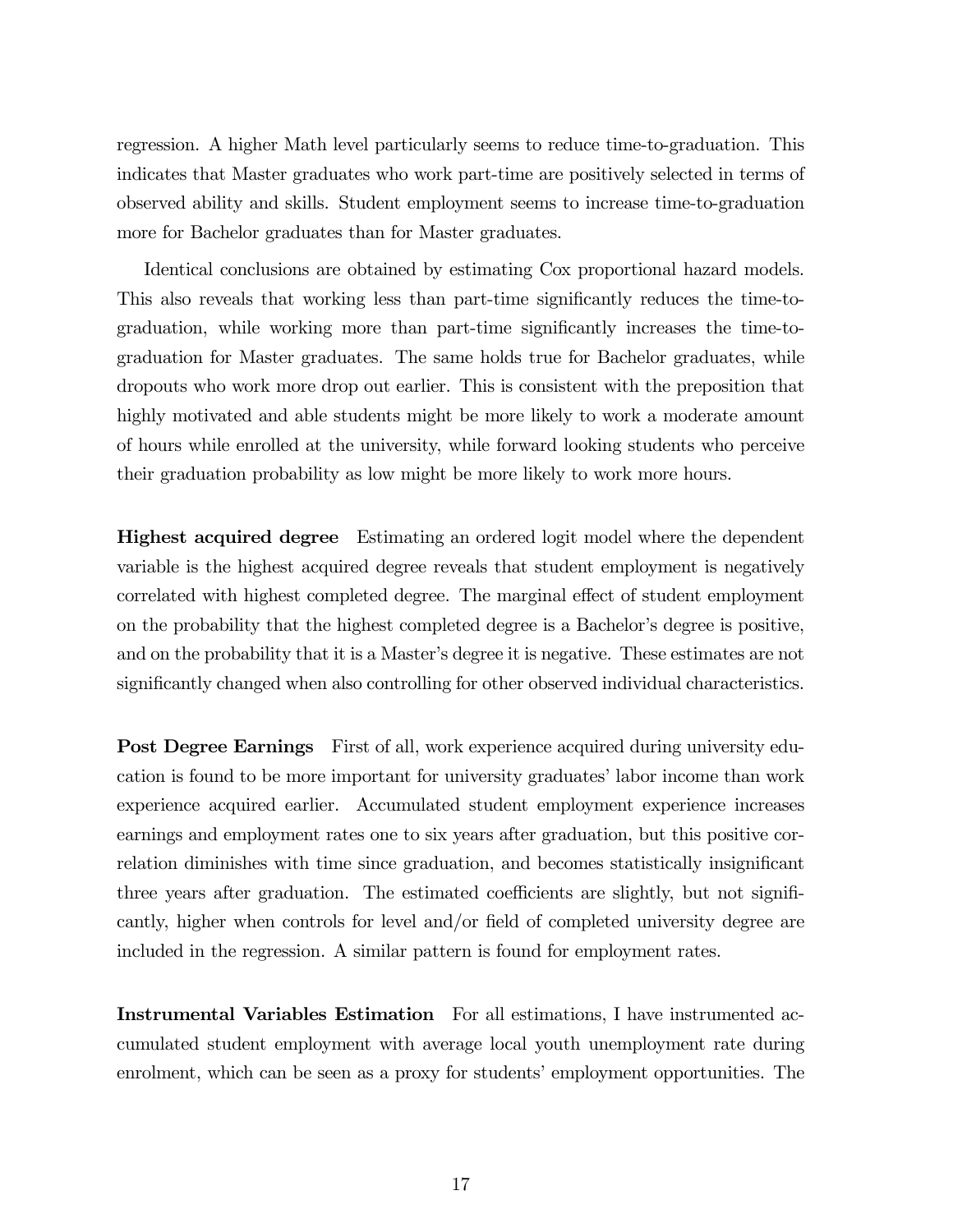regression. A higher Math level particularly seems to reduce time-to-graduation. This indicates that Master graduates who work part-time are positively selected in terms of observed ability and skills. Student employment seems to increase time-to-graduation more for Bachelor graduates than for Master graduates.

Identical conclusions are obtained by estimating Cox proportional hazard models. This also reveals that working less than part-time significantly reduces the time-to-graduation, while working more than part-time significantly increases the time-to-graduation for Master graduates. The same holds true for Bachelor graduates, while dropouts who work more drop out earlier. This is consistent with the preposition that highly motivated and able students might be more likely to work a moderate amount of hours while enrolled at the university, while forward looking students who perceive their graduation probability as low might be more likely to work more hours.

**Highest acquired degree** Estimating an ordered logit model where the dependent variable is the highest acquired degree reveals that student employment is negatively correlated with highest completed degree. The marginal effect of student employment on the probability that the highest completed degree is a Bachelor's degree is positive, and on the probability that it is a Master's degree it is negative. These estimates are not significantly changed when also controlling for other observed individual characteristics.

**Post Degree Earnings** First of all, work experience acquired during university education is found to be more important for university graduates' labor income than work experience acquired earlier. Accumulated student employment experience increases earnings and employment rates one to six years after graduation, but this positive correlation diminishes with time since graduation, and becomes statistically insignificant three years after graduation. The estimated coefficients are slightly, but not significantly, higher when controls for level and/or field of completed university degree are included in the regression. A similar pattern is found for employment rates.

**Instrumental Variables Estimation** For all estimations, I have instrumented accumulated student employment with average local youth unemployment rate during enrolment, which can be seen as a proxy for students' employment opportunities. The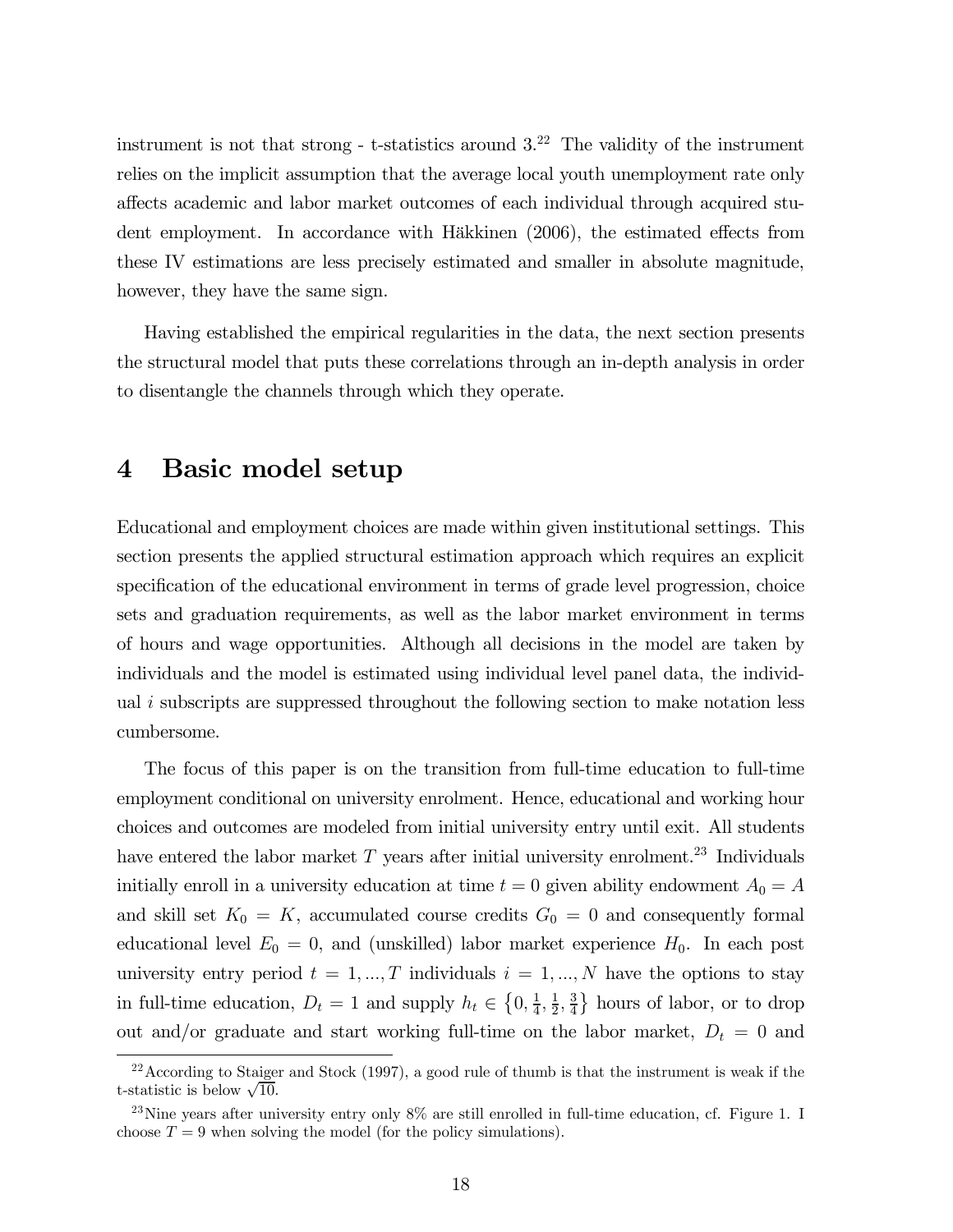instrument is not that strong - t-statistics around 3.[22] The validity of the instrument relies on the implicit assumption that the average local youth unemployment rate only affects academic and labor market outcomes of each individual through acquired student employment. In accordance with Häkkinen (2006), the estimated effects from these IV estimations are less precisely estimated and smaller in absolute magnitude, however, they have the same sign.

Having established the empirical regularities in the data, the next section presents the structural model that puts these correlations through an in-depth analysis in order to disentangle the channels through which they operate.

# 4 Basic model setup

Educational and employment choices are made within given institutional settings. This section presents the applied structural estimation approach which requires an explicit specification of the educational environment in terms of grade level progression, choice sets and graduation requirements, as well as the labor market environment in terms of hours and wage opportunities. Although all decisions in the model are taken by individuals and the model is estimated using individual level panel data, the individual $i$ subscripts are suppressed throughout the following section to make notation less cumbersome.

The focus of this paper is on the transition from full-time education to full-time employment conditional on university enrolment. Hence, educational and working hour choices and outcomes are modeled from initial university entry until exit. All students have entered the labor market $T$ years after initial university enrolment.[23] Individuals initially enroll in a university education at time $t = 0$ given ability endowment $A_0 = A$ and skill set $K_0 = K$, accumulated course credits $G_0 = 0$ and consequently formal educational level $E_0 = 0$, and (unskilled) labor market experience $H_0$. In each post university entry period $t = 1, ..., T$ individuals $i = 1, ..., N$ have the options to stay in full-time education, $D_t = 1$ and supply $h_t \in \left\{0, \frac{1}{4}, \frac{1}{2}, \frac{3}{4}\right\}$ hours of labor, or to drop out and/or graduate and start working full-time on the labor market, $D_t = 0$ and

[22] According to Staiger and Stock (1997), a good rule of thumb is that the instrument is weak if the t-statistic is below $\sqrt{10}$.

[23] Nine years after university entry only 8% are still enrolled in full-time education, cf. Figure 1. I choose $T = 9$ when solving the model (for the policy simulations).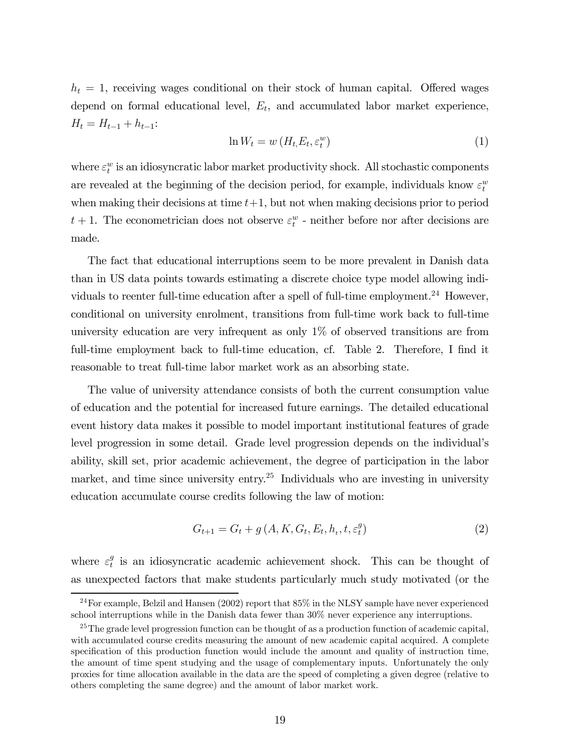$h_t = 1$, receiving wages conditional on their stock of human capital. Offered wages depend on formal educational level, $E_t$, and accumulated labor market experience, $H_t = H_{t-1} + h_{t-1}$:

$$\ln W_t = w\left(H_t, E_t, \varepsilon_t^w\right) \tag{1}$$

where $\varepsilon_t^w$ is an idiosyncratic labor market productivity shock. All stochastic components are revealed at the beginning of the decision period, for example, individuals know $\varepsilon_t^w$ when making their decisions at time $t+1$, but not when making decisions prior to period $t+1$. The econometrician does not observe $\varepsilon_t^w$ - neither before nor after decisions are made.

The fact that educational interruptions seem to be more prevalent in Danish data than in US data points towards estimating a discrete choice type model allowing individuals to reenter full-time education after a spell of full-time employment.[24] However, conditional on university enrolment, transitions from full-time work back to full-time university education are very infrequent as only 1% of observed transitions are from full-time employment back to full-time education, cf. Table 2. Therefore, I find it reasonable to treat full-time labor market work as an absorbing state.

The value of university attendance consists of both the current consumption value of education and the potential for increased future earnings. The detailed educational event history data makes it possible to model important institutional features of grade level progression in some detail. Grade level progression depends on the individual's ability, skill set, prior academic achievement, the degree of participation in the labor market, and time since university entry.[25] Individuals who are investing in university education accumulate course credits following the law of motion:

$$G_{t+1} = G_t + g\left(A, K, G_t, E_t, h_t, t, \varepsilon_t^g\right) \tag{2}$$

where $\varepsilon_t^g$ is an idiosyncratic academic achievement shock. This can be thought of as unexpected factors that make students particularly much study motivated (or the

[24] For example, Belzil and Hansen (2002) report that 85% in the NLSY sample have never experienced school interruptions while in the Danish data fewer than 30% never experience any interruptions.

[25] The grade level progression function can be thought of as a production function of academic capital, with accumulated course credits measuring the amount of new academic capital acquired. A complete specification of this production function would include the amount and quality of instruction time, the amount of time spent studying and the usage of complementary inputs. Unfortunately the only proxies for time allocation available in the data are the speed of completing a given degree (relative to others completing the same degree) and the amount of labor market work.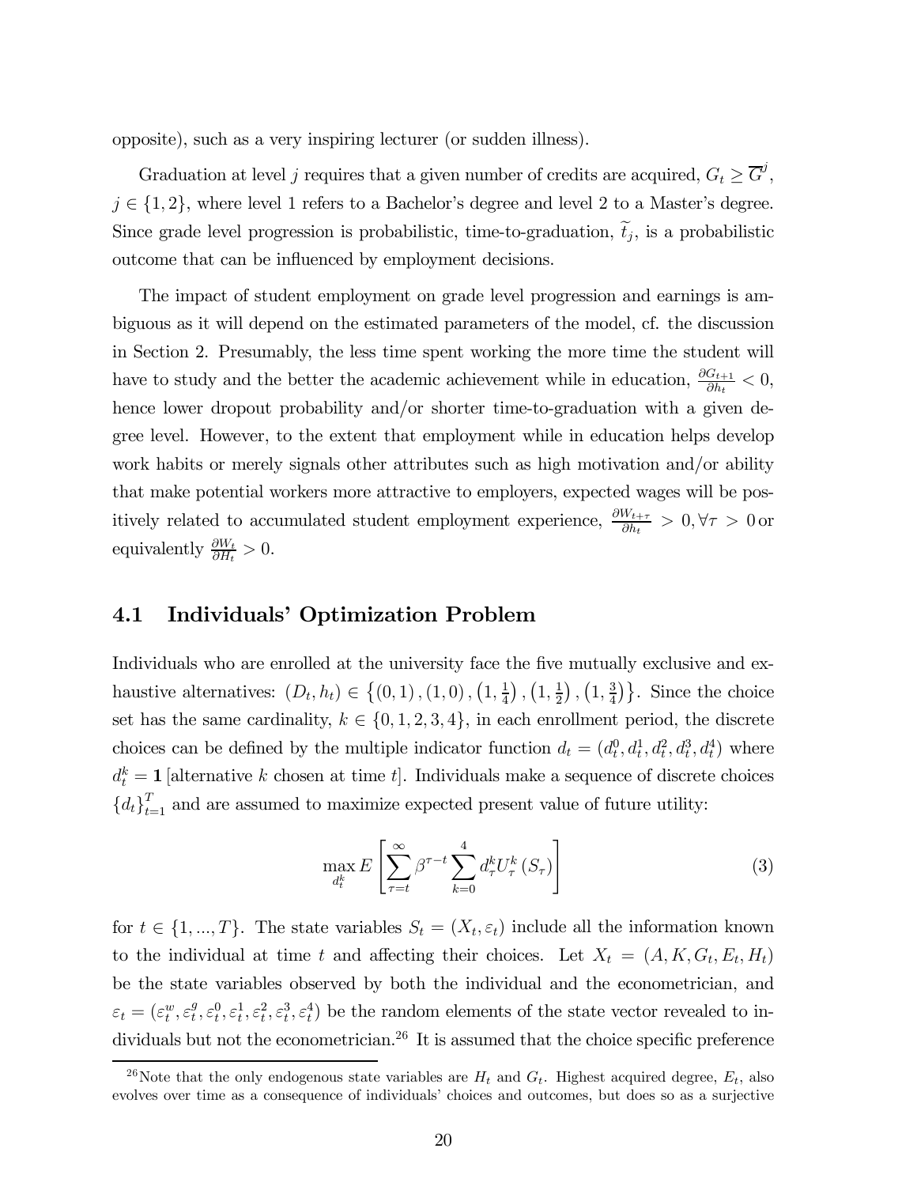opposite), such as a very inspiring lecturer (or sudden illness).

Graduation at level $j$ requires that a given number of credits are acquired, $G_t \geq \overline{G}^j$, $j \in \{1, 2\}$, where level 1 refers to a Bachelor's degree and level 2 to a Master's degree. Since grade level progression is probabilistic, time-to-graduation, $\widetilde{t}_j$, is a probabilistic outcome that can be influenced by employment decisions.

The impact of student employment on grade level progression and earnings is ambiguous as it will depend on the estimated parameters of the model, cf. the discussion in Section 2. Presumably, the less time spent working the more time the student will have to study and the better the academic achievement while in education, $\frac{\partial G_{t+1}}{\partial h_t} < 0$, hence lower dropout probability and/or shorter time-to-graduation with a given degree level. However, to the extent that employment while in education helps develop work habits or merely signals other attributes such as high motivation and/or ability that make potential workers more attractive to employers, expected wages will be positively related to accumulated student employment experience, $\frac{\partial W_{t+\tau}}{\partial h_t} > 0, \forall \tau > 0$ or equivalently $\frac{\partial W_t}{\partial H_t} > 0$.

## 4.1 Individuals' Optimization Problem

Individuals who are enrolled at the university face the five mutually exclusive and exhaustive alternatives: $(D_t, h_t) \in \left\{(0,1), (1,0), \left(1, \frac{1}{4}\right), \left(1, \frac{1}{2}\right), \left(1, \frac{3}{4}\right)\right\}$. Since the choice set has the same cardinality, $k \in \{0, 1, 2, 3, 4\}$, in each enrollment period, the discrete choices can be defined by the multiple indicator function $d_t = (d_t^0, d_t^1, d_t^2, d_t^3, d_t^4)$ where $d_t^k = \mathbf{1}\left[\text{alternative } k \text{ chosen at time } t\right]$. Individuals make a sequence of discrete choices $\{d_t\}_{t=1}^T$ and are assumed to maximize expected present value of future utility:

$$\max_{d_t^k} E\left[\sum_{\tau=t}^{\infty} \beta^{\tau-t} \sum_{k=0}^{4} d_\tau^k U_\tau^k (S_\tau)\right] \tag{3}$$

for $t \in \{1, ..., T\}$. The state variables $S_t = (X_t, \varepsilon_t)$ include all the information known to the individual at time $t$ and affecting their choices. Let $X_t = (A, K, G_t, E_t, H_t)$ be the state variables observed by both the individual and the econometrician, and $\varepsilon_t = (\varepsilon_t^w, \varepsilon_t^g, \varepsilon_t^0, \varepsilon_t^1, \varepsilon_t^2, \varepsilon_t^3, \varepsilon_t^4)$ be the random elements of the state vector revealed to individuals but not the econometrician.[26] It is assumed that the choice specific preference

[26] Note that the only endogenous state variables are $H_t$ and $G_t$. Highest acquired degree, $E_t$, also evolves over time as a consequence of individuals' choices and outcomes, but does so as a surjective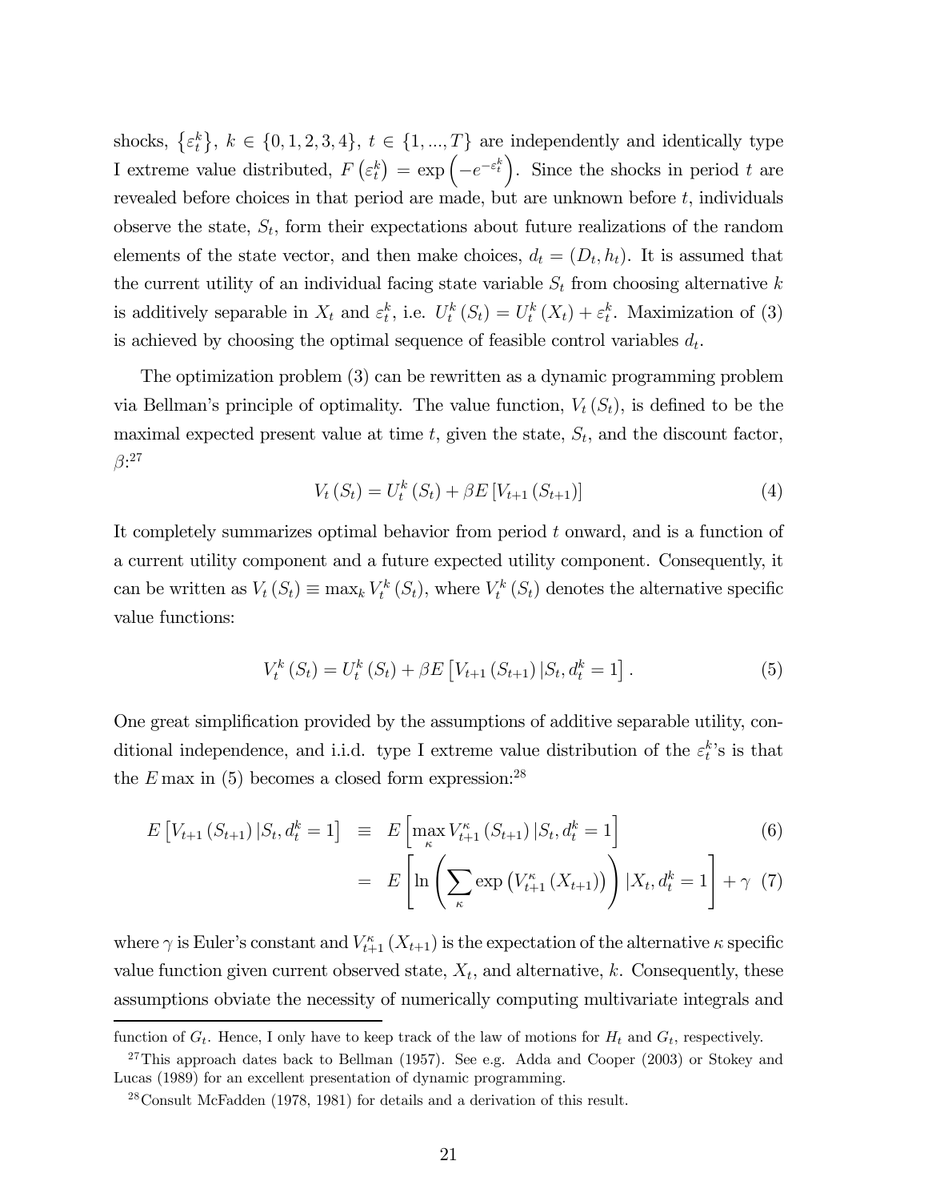shocks, $\{\varepsilon_t^k\}$, $k \in \{0,1,2,3,4\}$, $t \in \{1,...,T\}$ are independently and identically type I extreme value distributed, $F(\varepsilon_t^k) = \exp\left(-e^{-\varepsilon_t^k}\right)$. Since the shocks in period $t$ are revealed before choices in that period are made, but are unknown before $t$, individuals observe the state, $S_t$, form their expectations about future realizations of the random elements of the state vector, and then make choices, $d_t = (D_t, h_t)$. It is assumed that the current utility of an individual facing state variable $S_t$ from choosing alternative $k$ is additively separable in $X_t$ and $\varepsilon_t^k$, i.e. $U_t^k(S_t) = U_t^k(X_t) + \varepsilon_t^k$. Maximization of (3) is achieved by choosing the optimal sequence of feasible control variables $d_t$.

The optimization problem (3) can be rewritten as a dynamic programming problem via Bellman's principle of optimality. The value function, $V_t(S_t)$, is defined to be the maximal expected present value at time $t$, given the state, $S_t$, and the discount factor, $\beta$:[27]

$$V_t(S_t) = U_t^k(S_t) + \beta E\left[V_{t+1}(S_{t+1})\right] \tag{4}$$

It completely summarizes optimal behavior from period $t$ onward, and is a function of a current utility component and a future expected utility component. Consequently, it can be written as $V_t(S_t) \equiv \max_k V_t^k(S_t)$, where $V_t^k(S_t)$ denotes the alternative specific value functions:

$$V_t^k(S_t) = U_t^k(S_t) + \beta E\left[V_{t+1}(S_{t+1}) \,|\, S_t, d_t^k = 1\right]. \tag{5}$$

One great simplification provided by the assumptions of additive separable utility, conditional independence, and i.i.d. type I extreme value distribution of the $\varepsilon_t^k$'s is that the $E\max$ in (5) becomes a closed form expression:[28]

$$E\left[V_{t+1}(S_{t+1}) \,|\, S_t, d_t^k = 1\right] \equiv E\left[\max_\kappa V_{t+1}^\kappa(S_{t+1}) \,|\, S_t, d_t^k = 1\right] \tag{6}$$

$$= E\left[\ln\left(\sum_\kappa \exp\left(V_{t+1}^\kappa(X_{t+1})\right)\right) |\, X_t, d_t^k = 1\right] + \gamma \tag{7}$$

where $\gamma$ is Euler's constant and $V_{t+1}^\kappa(X_{t+1})$ is the expectation of the alternative $\kappa$ specific value function given current observed state, $X_t$, and alternative, $k$. Consequently, these assumptions obviate the necessity of numerically computing multivariate integrals and

---

function of $G_t$. Hence, I only have to keep track of the law of motions for $H_t$ and $G_t$, respectively.

[27] This approach dates back to Bellman (1957). See e.g. Adda and Cooper (2003) or Stokey and Lucas (1989) for an excellent presentation of dynamic programming.

[28] Consult McFadden (1978, 1981) for details and a derivation of this result.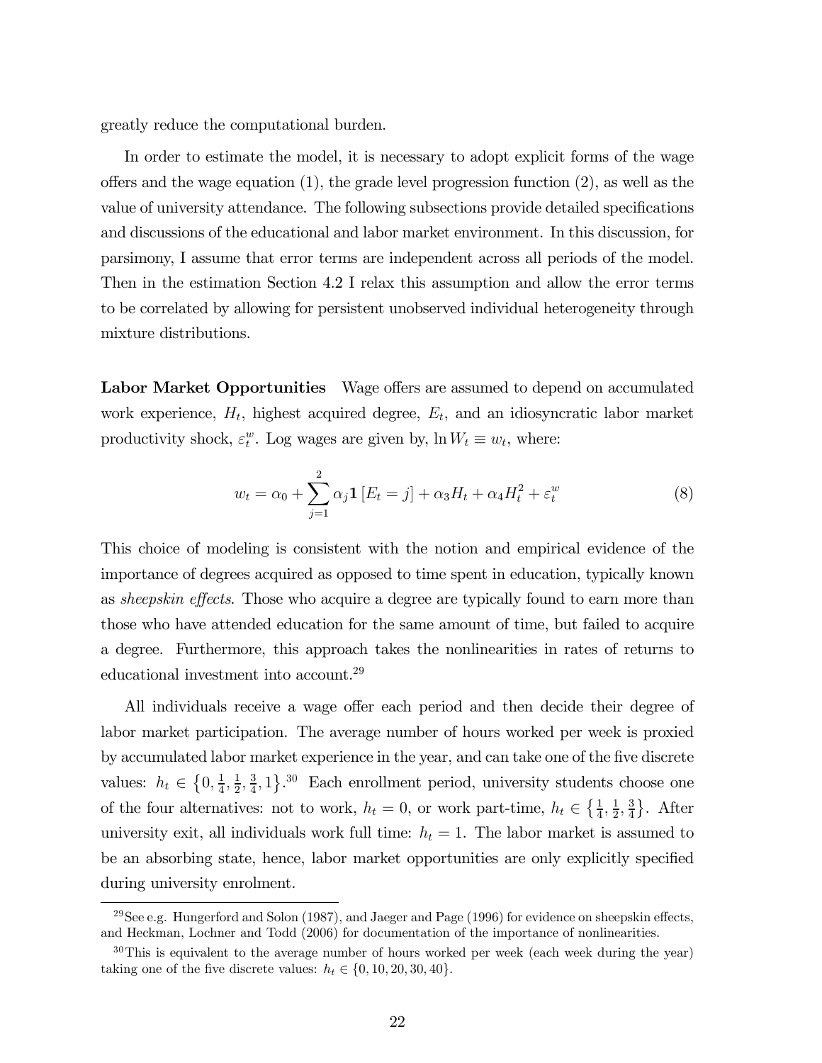greatly reduce the computational burden.

In order to estimate the model, it is necessary to adopt explicit forms of the wage offers and the wage equation (1), the grade level progression function (2), as well as the value of university attendance. The following subsections provide detailed specifications and discussions of the educational and labor market environment. In this discussion, for parsimony, I assume that error terms are independent across all periods of the model. Then in the estimation Section 4.2 I relax this assumption and allow the error terms to be correlated by allowing for persistent unobserved individual heterogeneity through mixture distributions.

**Labor Market Opportunities** Wage offers are assumed to depend on accumulated work experience, $H_t$, highest acquired degree, $E_t$, and an idiosyncratic labor market productivity shock, $\varepsilon_t^w$. Log wages are given by, $\ln W_t \equiv w_t$, where:

$$w_t = \alpha_0 + \sum_{j=1}^{2} \alpha_j \mathbf{1}\left[E_t = j\right] + \alpha_3 H_t + \alpha_4 H_t^2 + \varepsilon_t^w \tag{8}$$

This choice of modeling is consistent with the notion and empirical evidence of the importance of degrees acquired as opposed to time spent in education, typically known as *sheepskin effects*. Those who acquire a degree are typically found to earn more than those who have attended education for the same amount of time, but failed to acquire a degree. Furthermore, this approach takes the nonlinearities in rates of returns to educational investment into account.[29]

All individuals receive a wage offer each period and then decide their degree of labor market participation. The average number of hours worked per week is proxied by accumulated labor market experience in the year, and can take one of the five discrete values: $h_t \in \left\{0, \frac{1}{4}, \frac{1}{2}, \frac{3}{4}, 1\right\}$.[30] Each enrollment period, university students choose one of the four alternatives: not to work, $h_t = 0$, or work part-time, $h_t \in \left\{\frac{1}{4}, \frac{1}{2}, \frac{3}{4}\right\}$. After university exit, all individuals work full time: $h_t = 1$. The labor market is assumed to be an absorbing state, hence, labor market opportunities are only explicitly specified during university enrolment.

[29] See e.g. Hungerford and Solon (1987), and Jaeger and Page (1996) for evidence on sheepskin effects, and Heckman, Lochner and Todd (2006) for documentation of the importance of nonlinearities.

[30] This is equivalent to the average number of hours worked per week (each week during the year) taking one of the five discrete values: $h_t \in \{0, 10, 20, 30, 40\}$.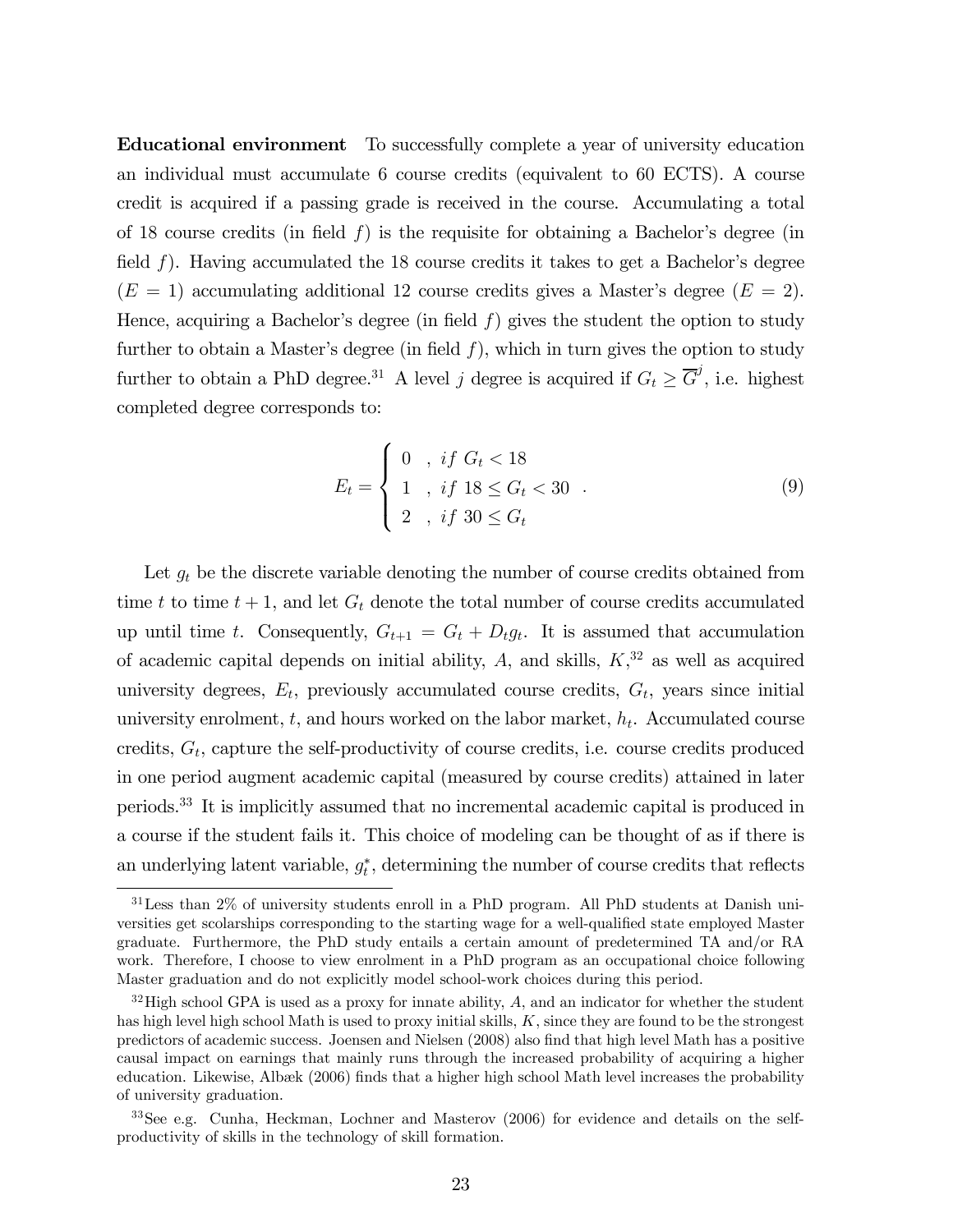**Educational environment** To successfully complete a year of university education an individual must accumulate 6 course credits (equivalent to 60 ECTS). A course credit is acquired if a passing grade is received in the course. Accumulating a total of 18 course credits (in field $f$) is the requisite for obtaining a Bachelor's degree (in field $f$). Having accumulated the 18 course credits it takes to get a Bachelor's degree ($E = 1$) accumulating additional 12 course credits gives a Master's degree ($E = 2$). Hence, acquiring a Bachelor's degree (in field $f$) gives the student the option to study further to obtain a Master's degree (in field $f$), which in turn gives the option to study further to obtain a PhD degree.[31] A level $j$ degree is acquired if $G_t \geq \overline{G}^j$, i.e. highest completed degree corresponds to:

$$E_t = \begin{cases} 0 & , \ if \ G_t < 18 \\ 1 & , \ if \ 18 \leq G_t < 30 \\ 2 & , \ if \ 30 \leq G_t \end{cases} . \tag{9}$$

Let $g_t$ be the discrete variable denoting the number of course credits obtained from time $t$ to time $t+1$, and let $G_t$ denote the total number of course credits accumulated up until time $t$. Consequently, $G_{t+1} = G_t + D_t g_t$. It is assumed that accumulation of academic capital depends on initial ability, $A$, and skills, $K$,[32] as well as acquired university degrees, $E_t$, previously accumulated course credits, $G_t$, years since initial university enrolment, $t$, and hours worked on the labor market, $h_t$. Accumulated course credits, $G_t$, capture the self-productivity of course credits, i.e. course credits produced in one period augment academic capital (measured by course credits) attained in later periods.[33] It is implicitly assumed that no incremental academic capital is produced in a course if the student fails it. This choice of modeling can be thought of as if there is an underlying latent variable, $g_t^*$, determining the number of course credits that reflects

---

[31] Less than 2% of university students enroll in a PhD program. All PhD students at Danish universities get scolarships corresponding to the starting wage for a well-qualified state employed Master graduate. Furthermore, the PhD study entails a certain amount of predetermined TA and/or RA work. Therefore, I choose to view enrolment in a PhD program as an occupational choice following Master graduation and do not explicitly model school-work choices during this period.

[32] High school GPA is used as a proxy for innate ability, $A$, and an indicator for whether the student has high level high school Math is used to proxy initial skills, $K$, since they are found to be the strongest predictors of academic success. Joensen and Nielsen (2008) also find that high level Math has a positive causal impact on earnings that mainly runs through the increased probability of acquiring a higher education. Likewise, Albæk (2006) finds that a higher high school Math level increases the probability of university graduation.

[33] See e.g. Cunha, Heckman, Lochner and Masterov (2006) for evidence and details on the self-productivity of skills in the technology of skill formation.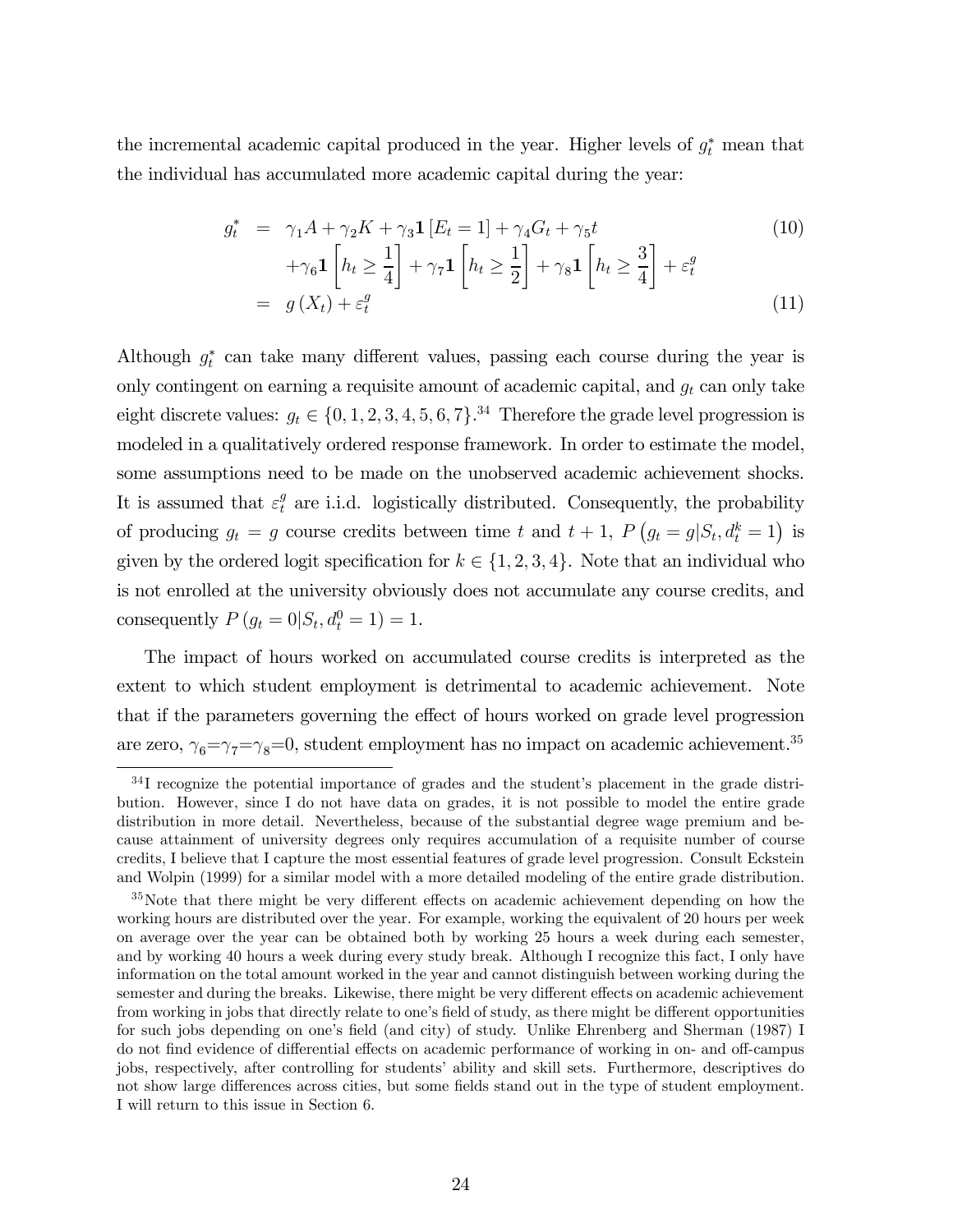the incremental academic capital produced in the year. Higher levels of $g_t^*$ mean that the individual has accumulated more academic capital during the year:

$$
\begin{aligned}
g_t^* &= \gamma_1 A + \gamma_2 K + \gamma_3 \mathbf{1}[E_t = 1] + \gamma_4 G_t + \gamma_5 t \qquad (10) \\
&\quad + \gamma_6 \mathbf{1}\left[h_t \geq \frac{1}{4}\right] + \gamma_7 \mathbf{1}\left[h_t \geq \frac{1}{2}\right] + \gamma_8 \mathbf{1}\left[h_t \geq \frac{3}{4}\right] + \varepsilon_t^g \\
&= g(X_t) + \varepsilon_t^g \qquad (11)
\end{aligned}
$$

Although $g_t^*$ can take many different values, passing each course during the year is only contingent on earning a requisite amount of academic capital, and $g_t$ can only take eight discrete values: $g_t \in \{0, 1, 2, 3, 4, 5, 6, 7\}$.[34] Therefore the grade level progression is modeled in a qualitatively ordered response framework. In order to estimate the model, some assumptions need to be made on the unobserved academic achievement shocks. It is assumed that $\varepsilon_t^g$ are i.i.d. logistically distributed. Consequently, the probability of producing $g_t = g$ course credits between time $t$ and $t+1$, $P\left(g_t = g | S_t, d_t^k = 1\right)$ is given by the ordered logit specification for $k \in \{1, 2, 3, 4\}$. Note that an individual who is not enrolled at the university obviously does not accumulate any course credits, and consequently $P\left(g_t = 0 | S_t, d_t^0 = 1\right) = 1$.

The impact of hours worked on accumulated course credits is interpreted as the extent to which student employment is detrimental to academic achievement. Note that if the parameters governing the effect of hours worked on grade level progression are zero, $\gamma_6$=$\gamma_7$=$\gamma_8$=0, student employment has no impact on academic achievement.[35]

[34] I recognize the potential importance of grades and the student's placement in the grade distribution. However, since I do not have data on grades, it is not possible to model the entire grade distribution in more detail. Nevertheless, because of the substantial degree wage premium and because attainment of university degrees only requires accumulation of a requisite number of course credits, I believe that I capture the most essential features of grade level progression. Consult Eckstein and Wolpin (1999) for a similar model with a more detailed modeling of the entire grade distribution.

[35] Note that there might be very different effects on academic achievement depending on how the working hours are distributed over the year. For example, working the equivalent of 20 hours per week on average over the year can be obtained both by working 25 hours a week during each semester, and by working 40 hours a week during every study break. Although I recognize this fact, I only have information on the total amount worked in the year and cannot distinguish between working during the semester and during the breaks. Likewise, there might be very different effects on academic achievement from working in jobs that directly relate to one's field of study, as there might be different opportunities for such jobs depending on one's field (and city) of study. Unlike Ehrenberg and Sherman (1987) I do not find evidence of differential effects on academic performance of working in on- and off-campus jobs, respectively, after controlling for students' ability and skill sets. Furthermore, descriptives do not show large differences across cities, but some fields stand out in the type of student employment. I will return to this issue in Section 6.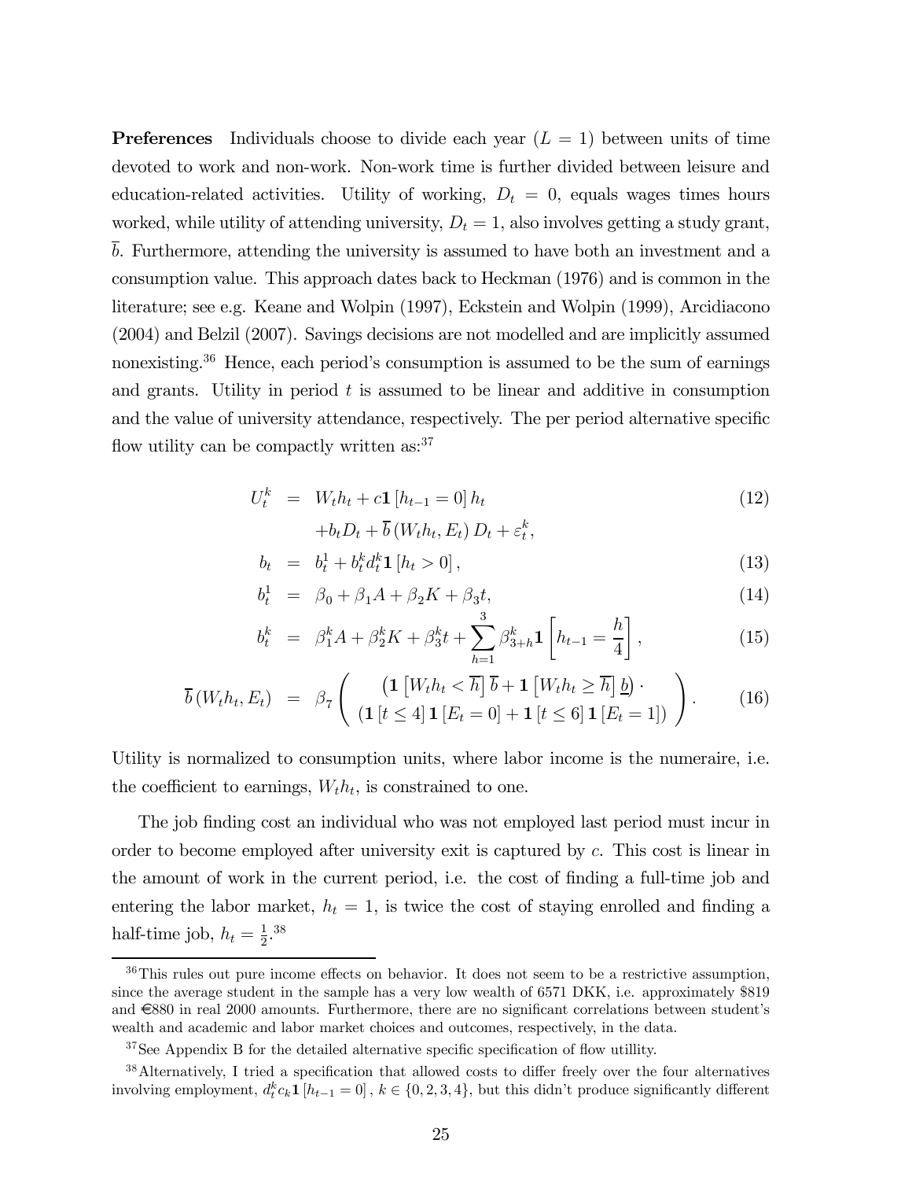**Preferences** Individuals choose to divide each year ($L = 1$) between units of time devoted to work and non-work. Non-work time is further divided between leisure and education-related activities. Utility of working, $D_t = 0$, equals wages times hours worked, while utility of attending university, $D_t = 1$, also involves getting a study grant, $\overline{b}$. Furthermore, attending the university is assumed to have both an investment and a consumption value. This approach dates back to Heckman (1976) and is common in the literature; see e.g. Keane and Wolpin (1997), Eckstein and Wolpin (1999), Arcidiacono (2004) and Belzil (2007). Savings decisions are not modelled and are implicitly assumed nonexisting.[36] Hence, each period's consumption is assumed to be the sum of earnings and grants. Utility in period $t$ is assumed to be linear and additive in consumption and the value of university attendance, respectively. The per period alternative specific flow utility can be compactly written as:[37]

$$
\begin{aligned}
U_t^k &= W_t h_t + c\mathbf{1}\left[h_{t-1} = 0\right] h_t \\
&\quad + b_t D_t + \overline{b}\left(W_t h_t, E_t\right) D_t + \varepsilon_t^k, && (12) \\
b_t &= b_t^1 + b_t^k d_t^k \mathbf{1}\left[h_t > 0\right], && (13) \\
b_t^1 &= \beta_0 + \beta_1 A + \beta_2 K + \beta_3 t, && (14) \\
b_t^k &= \beta_1^k A + \beta_2^k K + \beta_3^k t + \sum_{h=1}^{3} \beta_{3+h}^k \mathbf{1}\left[h_{t-1} = \frac{h}{4}\right], && (15) \\
\overline{b}\left(W_t h_t, E_t\right) &= \beta_7 \left( \begin{array}{c} \left(\mathbf{1}\left[W_t h_t < \overline{h}\right] \overline{b} + \mathbf{1}\left[W_t h_t \geq \overline{h}\right] \underline{b}\right) \cdot \\ \left(\mathbf{1}\left[t \leq 4\right] \mathbf{1}\left[E_t = 0\right] + \mathbf{1}\left[t \leq 6\right] \mathbf{1}\left[E_t = 1\right]\right) \end{array} \right). && (16)
\end{aligned}
$$

Utility is normalized to consumption units, where labor income is the numeraire, i.e. the coefficient to earnings, $W_t h_t$, is constrained to one.

The job finding cost an individual who was not employed last period must incur in order to become employed after university exit is captured by $c$. This cost is linear in the amount of work in the current period, i.e. the cost of finding a full-time job and entering the labor market, $h_t = 1$, is twice the cost of staying enrolled and finding a half-time job, $h_t = \frac{1}{2}$.[38]

---

[36] This rules out pure income effects on behavior. It does not seem to be a restrictive assumption, since the average student in the sample has a very low wealth of 6571 DKK, i.e. approximately \$819 and €880 in real 2000 amounts. Furthermore, there are no significant correlations between student's wealth and academic and labor market choices and outcomes, respectively, in the data.

[37] See Appendix B for the detailed alternative specific specification of flow utillity.

[38] Alternatively, I tried a specification that allowed costs to differ freely over the four alternatives involving employment, $d_t^k c_k \mathbf{1}\left[h_{t-1} = 0\right]$, $k \in \{0, 2, 3, 4\}$, but this didn't produce significantly different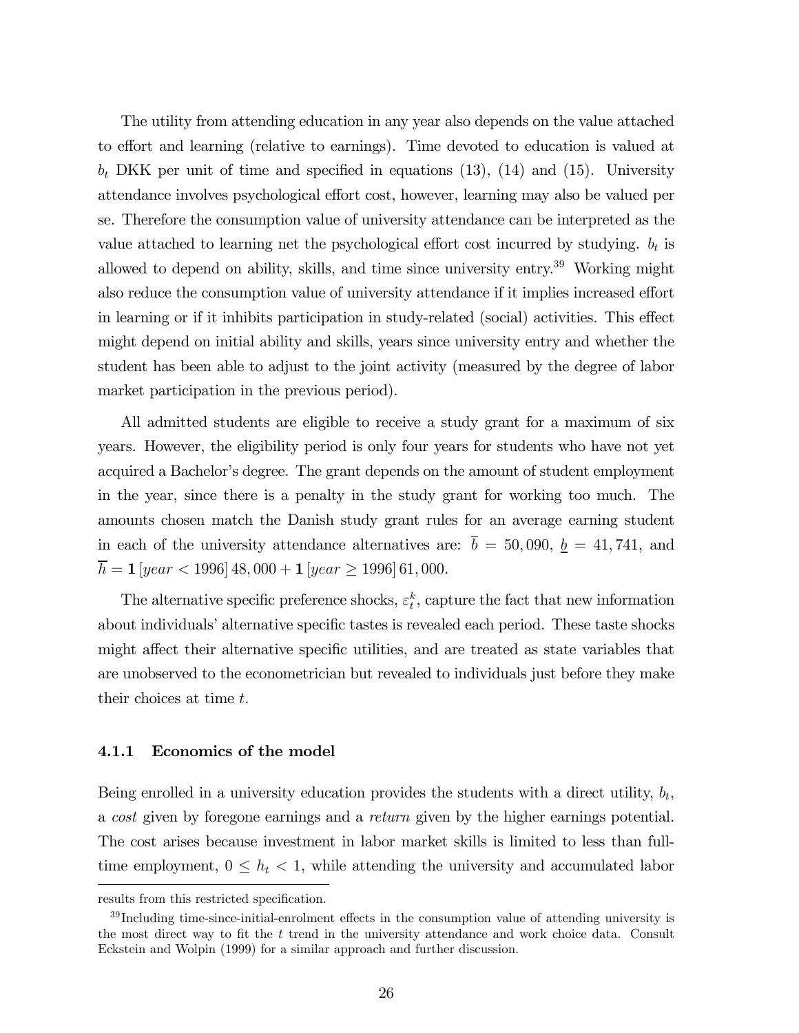The utility from attending education in any year also depends on the value attached to effort and learning (relative to earnings). Time devoted to education is valued at $b_t$ DKK per unit of time and specified in equations (13), (14) and (15). University attendance involves psychological effort cost, however, learning may also be valued per se. Therefore the consumption value of university attendance can be interpreted as the value attached to learning net the psychological effort cost incurred by studying. $b_t$ is allowed to depend on ability, skills, and time since university entry.[39] Working might also reduce the consumption value of university attendance if it implies increased effort in learning or if it inhibits participation in study-related (social) activities. This effect might depend on initial ability and skills, years since university entry and whether the student has been able to adjust to the joint activity (measured by the degree of labor market participation in the previous period).

All admitted students are eligible to receive a study grant for a maximum of six years. However, the eligibility period is only four years for students who have not yet acquired a Bachelor's degree. The grant depends on the amount of student employment in the year, since there is a penalty in the study grant for working too much. The amounts chosen match the Danish study grant rules for an average earning student in each of the university attendance alternatives are: $\overline{b} = 50{,}090$, $\underline{b} = 41{,}741$, and $\overline{h} = \mathbf{1}\left[year < 1996\right] 48{,}000 + \mathbf{1}\left[year \geq 1996\right] 61{,}000$.

The alternative specific preference shocks, $\varepsilon_t^k$, capture the fact that new information about individuals' alternative specific tastes is revealed each period. These taste shocks might affect their alternative specific utilities, and are treated as state variables that are unobserved to the econometrician but revealed to individuals just before they make their choices at time $t$.

### 4.1.1 Economics of the model

Being enrolled in a university education provides the students with a direct utility, $b_t$, a *cost* given by foregone earnings and a *return* given by the higher earnings potential. The cost arises because investment in labor market skills is limited to less than full-time employment, $0 \leq h_t < 1$, while attending the university and accumulated labor

results from this restricted specification.

[39] Including time-since-initial-enrolment effects in the consumption value of attending university is the most direct way to fit the $t$ trend in the university attendance and work choice data. Consult Eckstein and Wolpin (1999) for a similar approach and further discussion.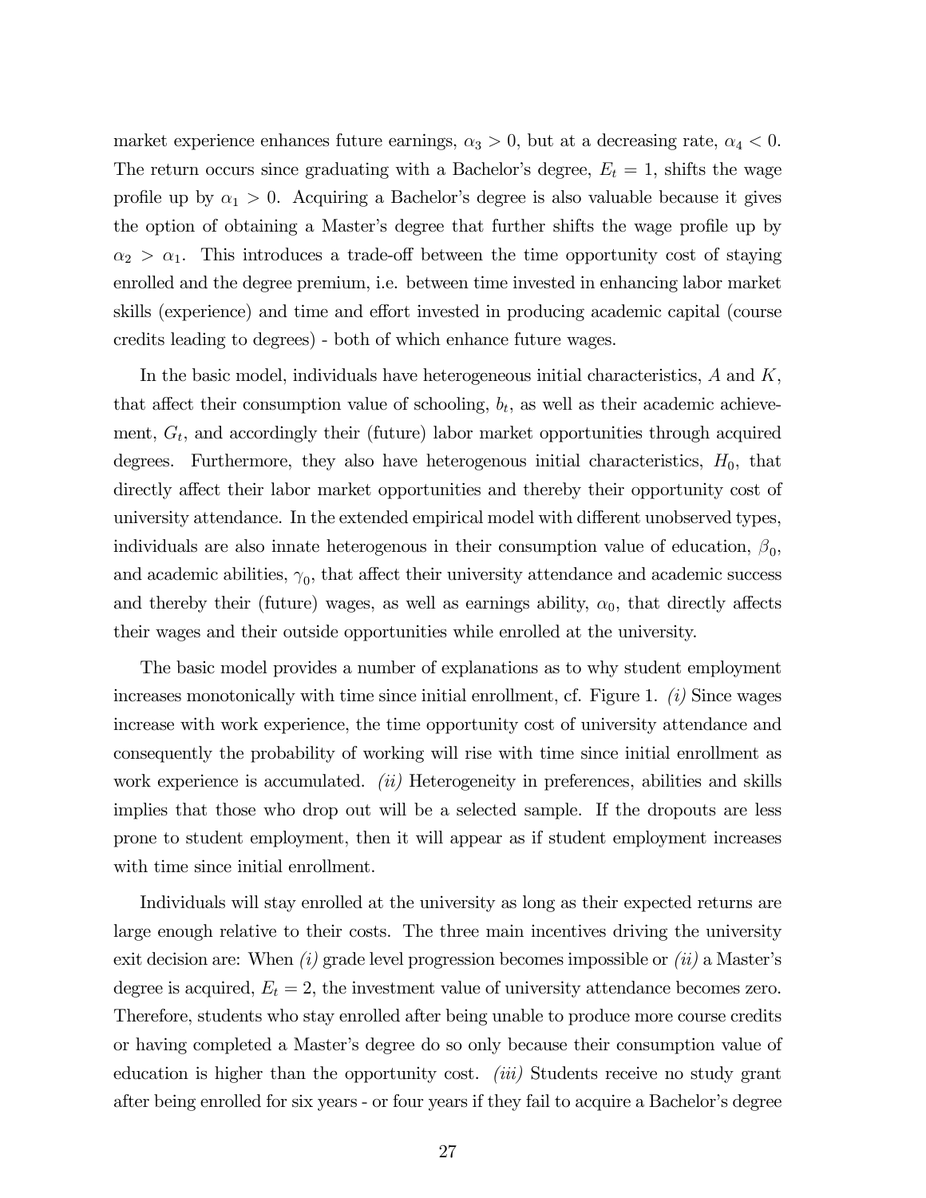market experience enhances future earnings, $\alpha_3 > 0$, but at a decreasing rate, $\alpha_4 < 0$. The return occurs since graduating with a Bachelor's degree, $E_t = 1$, shifts the wage profile up by $\alpha_1 > 0$. Acquiring a Bachelor's degree is also valuable because it gives the option of obtaining a Master's degree that further shifts the wage profile up by $\alpha_2 > \alpha_1$. This introduces a trade-off between the time opportunity cost of staying enrolled and the degree premium, i.e. between time invested in enhancing labor market skills (experience) and time and effort invested in producing academic capital (course credits leading to degrees) - both of which enhance future wages.

In the basic model, individuals have heterogeneous initial characteristics, $A$ and $K$, that affect their consumption value of schooling, $b_t$, as well as their academic achievement, $G_t$, and accordingly their (future) labor market opportunities through acquired degrees. Furthermore, they also have heterogenous initial characteristics, $H_0$, that directly affect their labor market opportunities and thereby their opportunity cost of university attendance. In the extended empirical model with different unobserved types, individuals are also innate heterogenous in their consumption value of education, $\beta_0$, and academic abilities, $\gamma_0$, that affect their university attendance and academic success and thereby their (future) wages, as well as earnings ability, $\alpha_0$, that directly affects their wages and their outside opportunities while enrolled at the university.

The basic model provides a number of explanations as to why student employment increases monotonically with time since initial enrollment, cf. Figure 1. *(i)* Since wages increase with work experience, the time opportunity cost of university attendance and consequently the probability of working will rise with time since initial enrollment as work experience is accumulated. *(ii)* Heterogeneity in preferences, abilities and skills implies that those who drop out will be a selected sample. If the dropouts are less prone to student employment, then it will appear as if student employment increases with time since initial enrollment.

Individuals will stay enrolled at the university as long as their expected returns are large enough relative to their costs. The three main incentives driving the university exit decision are: When *(i)* grade level progression becomes impossible or *(ii)* a Master's degree is acquired, $E_t = 2$, the investment value of university attendance becomes zero. Therefore, students who stay enrolled after being unable to produce more course credits or having completed a Master's degree do so only because their consumption value of education is higher than the opportunity cost. *(iii)* Students receive no study grant after being enrolled for six years - or four years if they fail to acquire a Bachelor's degree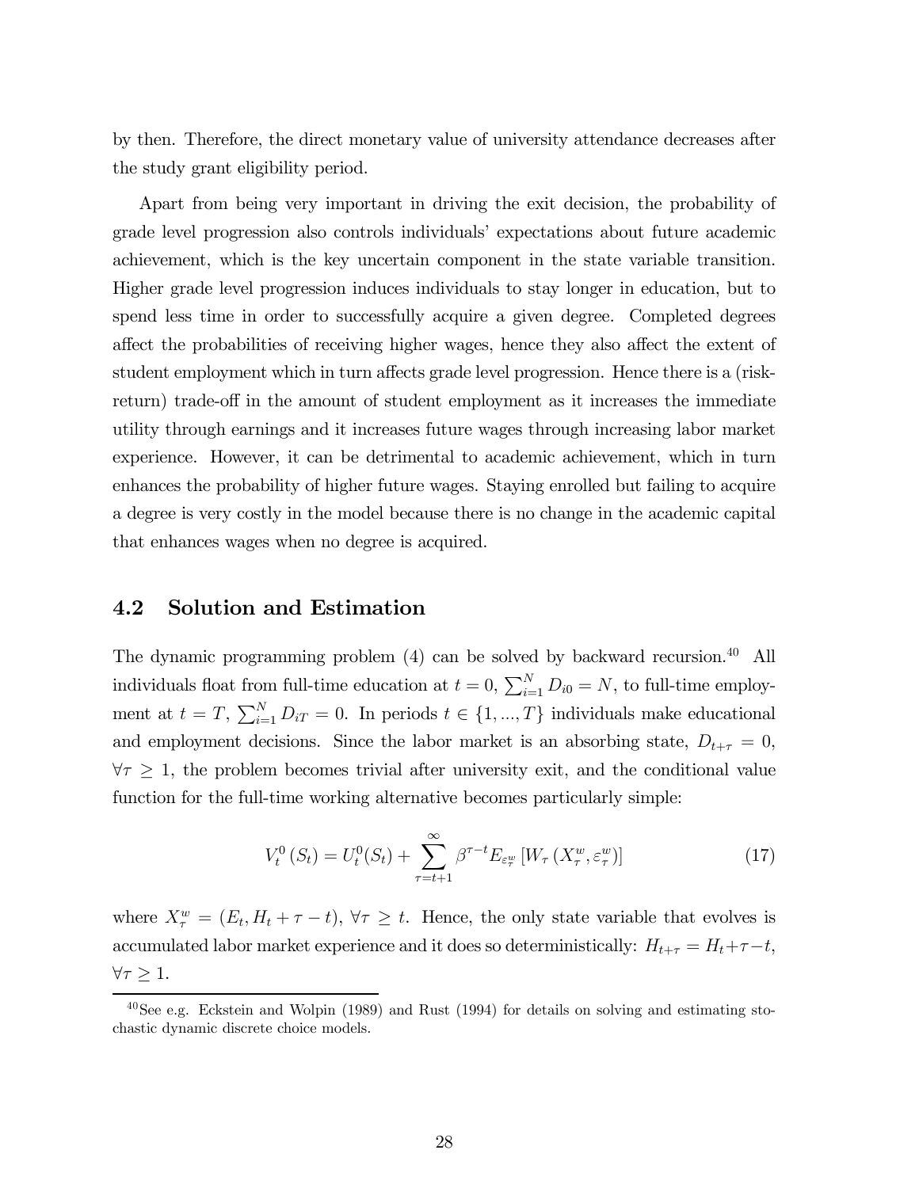by then. Therefore, the direct monetary value of university attendance decreases after the study grant eligibility period.

Apart from being very important in driving the exit decision, the probability of grade level progression also controls individuals' expectations about future academic achievement, which is the key uncertain component in the state variable transition. Higher grade level progression induces individuals to stay longer in education, but to spend less time in order to successfully acquire a given degree. Completed degrees affect the probabilities of receiving higher wages, hence they also affect the extent of student employment which in turn affects grade level progression. Hence there is a (risk-return) trade-off in the amount of student employment as it increases the immediate utility through earnings and it increases future wages through increasing labor market experience. However, it can be detrimental to academic achievement, which in turn enhances the probability of higher future wages. Staying enrolled but failing to acquire a degree is very costly in the model because there is no change in the academic capital that enhances wages when no degree is acquired.

## 4.2 Solution and Estimation

The dynamic programming problem (4) can be solved by backward recursion.[40] All individuals float from full-time education at $t = 0$, $\sum_{i=1}^{N} D_{i0} = N$, to full-time employment at $t = T$, $\sum_{i=1}^{N} D_{iT} = 0$. In periods $t \in \{1, ..., T\}$ individuals make educational and employment decisions. Since the labor market is an absorbing state, $D_{t+\tau} = 0$, $\forall \tau \geq 1$, the problem becomes trivial after university exit, and the conditional value function for the full-time working alternative becomes particularly simple:

$$V_t^0(S_t) = U_t^0(S_t) + \sum_{\tau=t+1}^{\infty} \beta^{\tau-t} E_{\varepsilon_\tau^w} \left[ W_\tau \left( X_\tau^w, \varepsilon_\tau^w \right) \right] \tag{17}$$

where $X_\tau^w = (E_t, H_t + \tau - t)$, $\forall \tau \geq t$. Hence, the only state variable that evolves is accumulated labor market experience and it does so deterministically: $H_{t+\tau} = H_t + \tau - t$, $\forall \tau \geq 1$.

[40] See e.g. Eckstein and Wolpin (1989) and Rust (1994) for details on solving and estimating stochastic dynamic discrete choice models.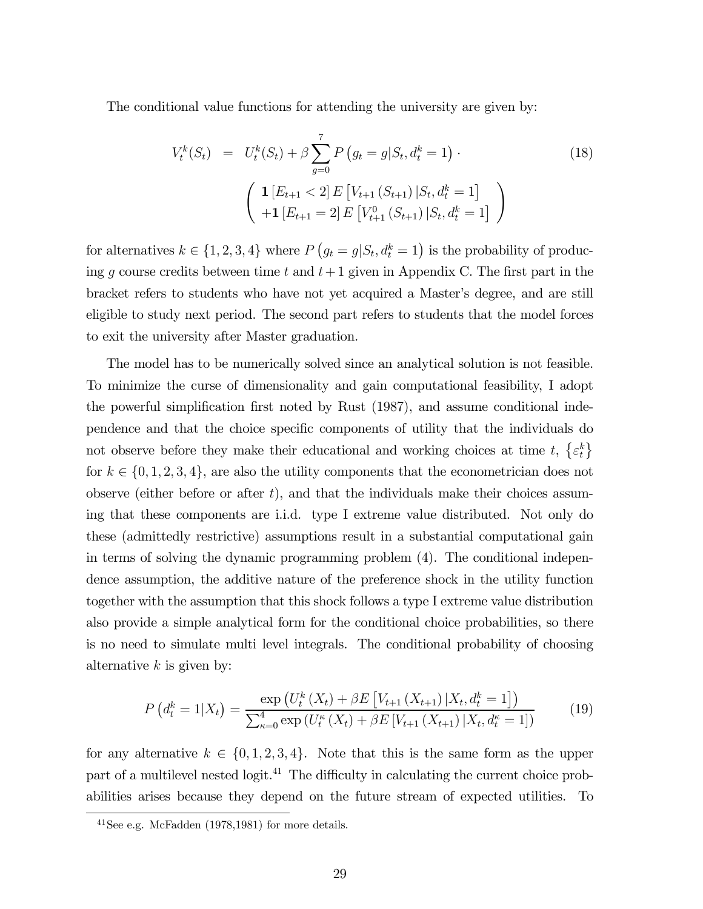The conditional value functions for attending the university are given by:

$$
\begin{aligned}
V_t^k(S_t) &= U_t^k(S_t) + \beta \sum_{g=0}^{7} P\left(g_t = g | S_t, d_t^k = 1\right) \cdot \\
&\quad \left( \begin{array}{l} \mathbf{1}\left[E_{t+1} < 2\right] E\left[V_{t+1}\left(S_{t+1}\right) | S_t, d_t^k = 1\right] \\ + \mathbf{1}\left[E_{t+1} = 2\right] E\left[V_{t+1}^0\left(S_{t+1}\right) | S_t, d_t^k = 1\right] \end{array} \right)
\end{aligned} \tag{18}
$$

for alternatives $k \in \{1, 2, 3, 4\}$ where $P\left(g_t = g | S_t, d_t^k = 1\right)$ is the probability of producing $g$ course credits between time $t$ and $t+1$ given in Appendix C. The first part in the bracket refers to students who have not yet acquired a Master's degree, and are still eligible to study next period. The second part refers to students that the model forces to exit the university after Master graduation.

The model has to be numerically solved since an analytical solution is not feasible. To minimize the curse of dimensionality and gain computational feasibility, I adopt the powerful simplification first noted by Rust (1987), and assume conditional independence and that the choice specific components of utility that the individuals do not observe before they make their educational and working choices at time $t$, $\left\{\varepsilon_t^k\right\}$ for $k \in \{0, 1, 2, 3, 4\}$, are also the utility components that the econometrician does not observe (either before or after $t$), and that the individuals make their choices assuming that these components are i.i.d. type I extreme value distributed. Not only do these (admittedly restrictive) assumptions result in a substantial computational gain in terms of solving the dynamic programming problem (4). The conditional independence assumption, the additive nature of the preference shock in the utility function together with the assumption that this shock follows a type I extreme value distribution also provide a simple analytical form for the conditional choice probabilities, so there is no need to simulate multi level integrals. The conditional probability of choosing alternative $k$ is given by:

$$
P\left(d_t^k = 1 | X_t\right) = \frac{\exp\left(U_t^k\left(X_t\right) + \beta E\left[V_{t+1}\left(X_{t+1}\right) | X_t, d_t^k = 1\right]\right)}{\sum_{\kappa=0}^{4} \exp\left(U_t^\kappa\left(X_t\right) + \beta E\left[V_{t+1}\left(X_{t+1}\right) | X_t, d_t^\kappa = 1\right]\right)} \tag{19}
$$

for any alternative $k \in \{0, 1, 2, 3, 4\}$. Note that this is the same form as the upper part of a multilevel nested logit.[41] The difficulty in calculating the current choice probabilities arises because they depend on the future stream of expected utilities. To

[41] See e.g. McFadden (1978,1981) for more details.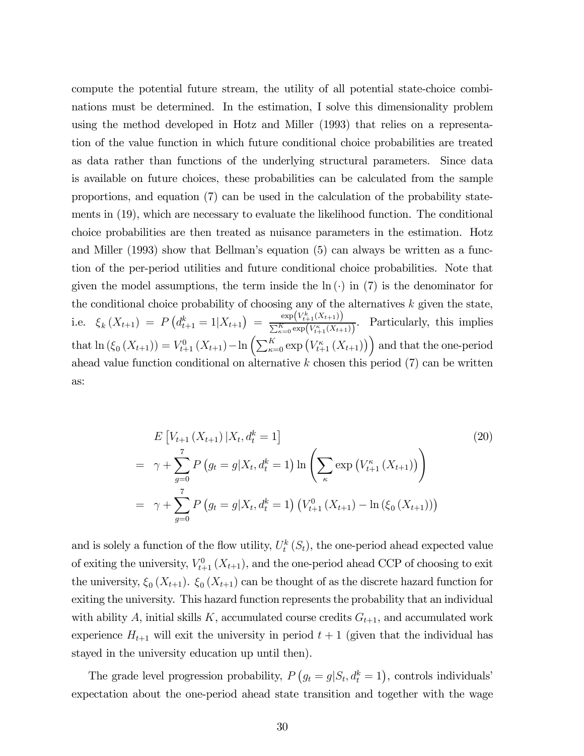compute the potential future stream, the utility of all potential state-choice combinations must be determined. In the estimation, I solve this dimensionality problem using the method developed in Hotz and Miller (1993) that relies on a representation of the value function in which future conditional choice probabilities are treated as data rather than functions of the underlying structural parameters. Since data is available on future choices, these probabilities can be calculated from the sample proportions, and equation (7) can be used in the calculation of the probability statements in (19), which are necessary to evaluate the likelihood function. The conditional choice probabilities are then treated as nuisance parameters in the estimation. Hotz and Miller (1993) show that Bellman's equation (5) can always be written as a function of the per-period utilities and future conditional choice probabilities. Note that given the model assumptions, the term inside the $\ln(\cdot)$ in (7) is the denominator for the conditional choice probability of choosing any of the alternatives $k$ given the state, i.e. $\xi_k(X_{t+1}) = P\left(d_{t+1}^k = 1|X_{t+1}\right) = \frac{\exp\left(V_{t+1}^k(X_{t+1})\right)}{\sum_{\kappa=0}^K \exp\left(V_{t+1}^\kappa(X_{t+1})\right)}$. Particularly, this implies that $\ln(\xi_0(X_{t+1})) = V_{t+1}^0(X_{t+1}) - \ln\left(\sum_{\kappa=0}^K \exp\left(V_{t+1}^\kappa(X_{t+1})\right)\right)$ and that the one-period ahead value function conditional on alternative $k$ chosen this period (7) can be written as:

$$
\begin{aligned}
& E\left[V_{t+1}(X_{t+1})|X_t, d_t^k = 1\right] \qquad (20) \\
= \;& \gamma + \sum_{g=0}^{7} P\left(g_t = g|X_t, d_t^k = 1\right) \ln\left(\sum_{\kappa} \exp\left(V_{t+1}^\kappa(X_{t+1})\right)\right) \\
= \;& \gamma + \sum_{g=0}^{7} P\left(g_t = g|X_t, d_t^k = 1\right)\left(V_{t+1}^0(X_{t+1}) - \ln(\xi_0(X_{t+1}))\right)
\end{aligned}
$$

and is solely a function of the flow utility, $U_t^k(S_t)$, the one-period ahead expected value of exiting the university, $V_{t+1}^0(X_{t+1})$, and the one-period ahead CCP of choosing to exit the university, $\xi_0(X_{t+1})$. $\xi_0(X_{t+1})$ can be thought of as the discrete hazard function for exiting the university. This hazard function represents the probability that an individual with ability $A$, initial skills $K$, accumulated course credits $G_{t+1}$, and accumulated work experience $H_{t+1}$ will exit the university in period $t+1$ (given that the individual has stayed in the university education up until then).

The grade level progression probability, $P\left(g_t = g|S_t, d_t^k = 1\right)$, controls individuals' expectation about the one-period ahead state transition and together with the wage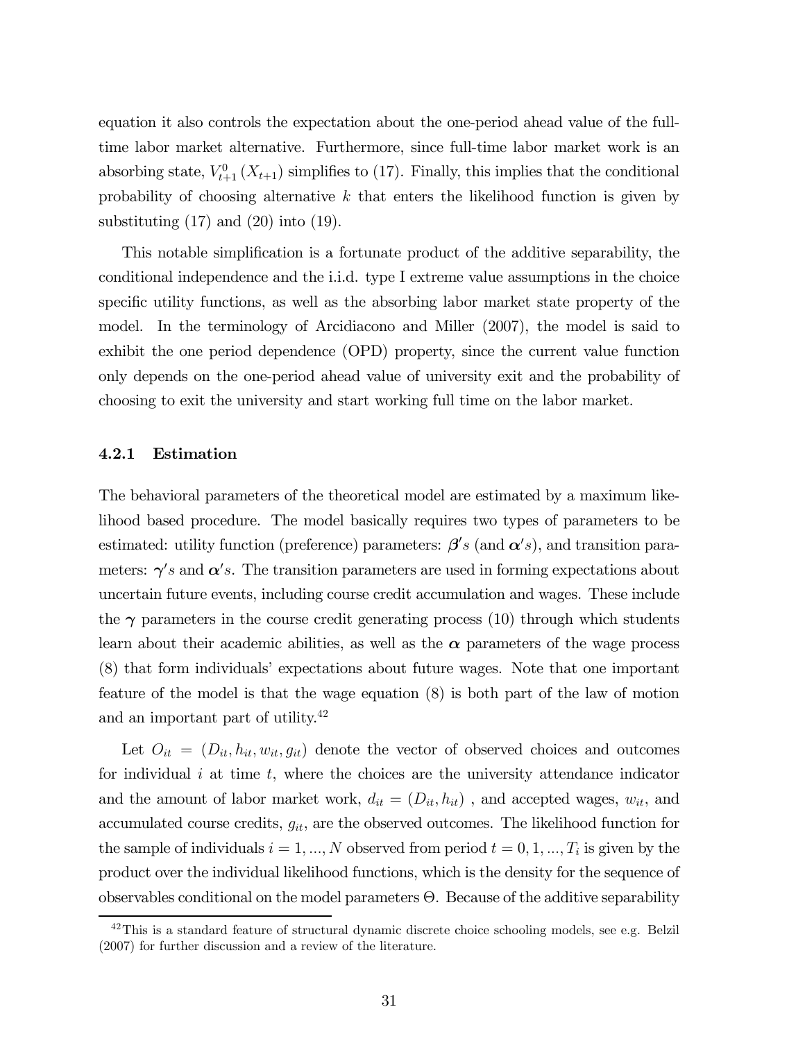equation it also controls the expectation about the one-period ahead value of the full-time labor market alternative. Furthermore, since full-time labor market work is an absorbing state, $V_{t+1}^{0}(X_{t+1})$ simplifies to (17). Finally, this implies that the conditional probability of choosing alternative $k$ that enters the likelihood function is given by substituting (17) and (20) into (19).

This notable simplification is a fortunate product of the additive separability, the conditional independence and the i.i.d. type I extreme value assumptions in the choice specific utility functions, as well as the absorbing labor market state property of the model. In the terminology of Arcidiacono and Miller (2007), the model is said to exhibit the one period dependence (OPD) property, since the current value function only depends on the one-period ahead value of university exit and the probability of choosing to exit the university and start working full time on the labor market.

#### 4.2.1 Estimation

The behavioral parameters of the theoretical model are estimated by a maximum likelihood based procedure. The model basically requires two types of parameters to be estimated: utility function (preference) parameters: $\boldsymbol{\beta}'s$ (and $\boldsymbol{\alpha}'s$), and transition parameters: $\boldsymbol{\gamma}'s$ and $\boldsymbol{\alpha}'s$. The transition parameters are used in forming expectations about uncertain future events, including course credit accumulation and wages. These include the $\boldsymbol{\gamma}$ parameters in the course credit generating process (10) through which students learn about their academic abilities, as well as the $\boldsymbol{\alpha}$ parameters of the wage process (8) that form individuals' expectations about future wages. Note that one important feature of the model is that the wage equation (8) is both part of the law of motion and an important part of utility.[42]

Let $O_{it} = (D_{it}, h_{it}, w_{it}, g_{it})$ denote the vector of observed choices and outcomes for individual $i$ at time $t$, where the choices are the university attendance indicator and the amount of labor market work, $d_{it} = (D_{it}, h_{it})$ , and accepted wages, $w_{it}$, and accumulated course credits, $g_{it}$, are the observed outcomes. The likelihood function for the sample of individuals $i = 1, ..., N$ observed from period $t = 0, 1, ..., T_i$ is given by the product over the individual likelihood functions, which is the density for the sequence of observables conditional on the model parameters $\Theta$. Because of the additive separability

[42] This is a standard feature of structural dynamic discrete choice schooling models, see e.g. Belzil (2007) for further discussion and a review of the literature.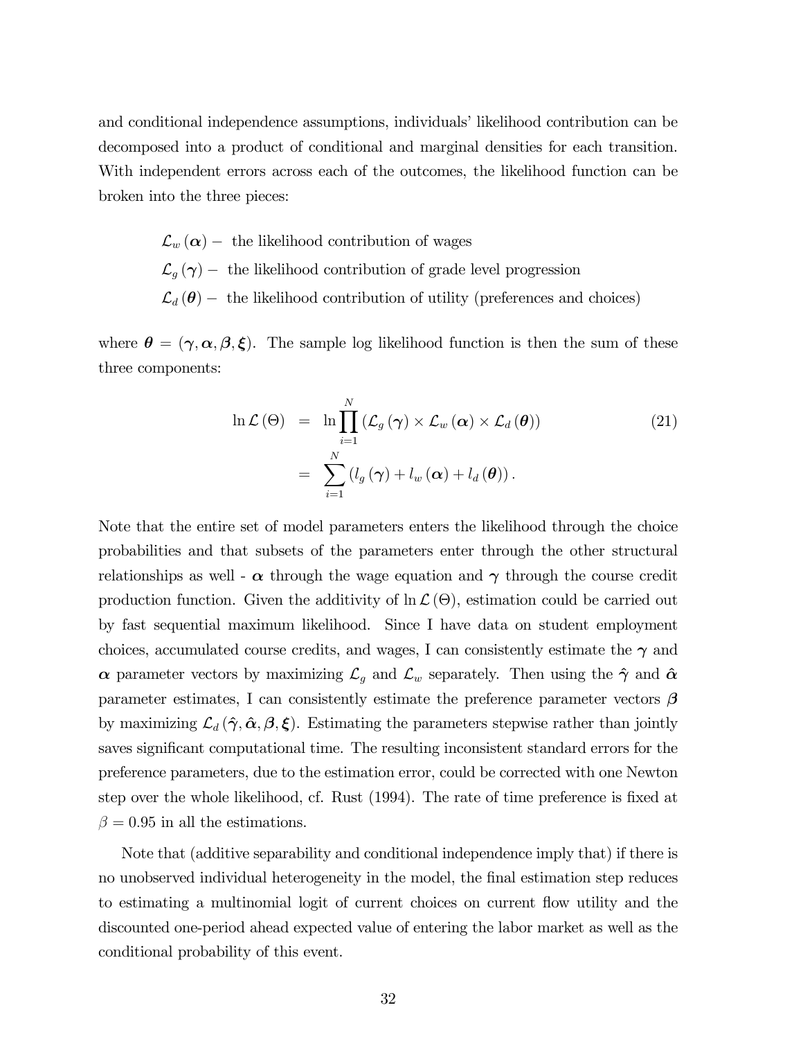and conditional independence assumptions, individuals' likelihood contribution can be decomposed into a product of conditional and marginal densities for each transition. With independent errors across each of the outcomes, the likelihood function can be broken into the three pieces:

$\mathcal{L}_w(\boldsymbol{\alpha}) -$ the likelihood contribution of wages

$\mathcal{L}_g(\boldsymbol{\gamma}) -$ the likelihood contribution of grade level progression

$\mathcal{L}_d(\boldsymbol{\theta}) -$ the likelihood contribution of utility (preferences and choices)

where $\boldsymbol{\theta} = (\boldsymbol{\gamma}, \boldsymbol{\alpha}, \boldsymbol{\beta}, \boldsymbol{\xi})$. The sample log likelihood function is then the sum of these three components:

$$
\begin{aligned}
\ln \mathcal{L}(\Theta) &= \ln \prod_{i=1}^{N} \left( \mathcal{L}_g(\boldsymbol{\gamma}) \times \mathcal{L}_w(\boldsymbol{\alpha}) \times \mathcal{L}_d(\boldsymbol{\theta}) \right) \qquad (21) \\
&= \sum_{i=1}^{N} \left( l_g(\boldsymbol{\gamma}) + l_w(\boldsymbol{\alpha}) + l_d(\boldsymbol{\theta}) \right).
\end{aligned}
$$

Note that the entire set of model parameters enters the likelihood through the choice probabilities and that subsets of the parameters enter through the other structural relationships as well - $\boldsymbol{\alpha}$ through the wage equation and $\boldsymbol{\gamma}$ through the course credit production function. Given the additivity of $\ln \mathcal{L}(\Theta)$, estimation could be carried out by fast sequential maximum likelihood. Since I have data on student employment choices, accumulated course credits, and wages, I can consistently estimate the $\boldsymbol{\gamma}$ and $\boldsymbol{\alpha}$ parameter vectors by maximizing $\mathcal{L}_g$ and $\mathcal{L}_w$ separately. Then using the $\hat{\boldsymbol{\gamma}}$ and $\hat{\boldsymbol{\alpha}}$ parameter estimates, I can consistently estimate the preference parameter vectors $\boldsymbol{\beta}$ by maximizing $\mathcal{L}_d(\hat{\boldsymbol{\gamma}}, \hat{\boldsymbol{\alpha}}, \boldsymbol{\beta}, \boldsymbol{\xi})$. Estimating the parameters stepwise rather than jointly saves significant computational time. The resulting inconsistent standard errors for the preference parameters, due to the estimation error, could be corrected with one Newton step over the whole likelihood, cf. Rust (1994). The rate of time preference is fixed at $\beta = 0.95$ in all the estimations.

Note that (additive separability and conditional independence imply that) if there is no unobserved individual heterogeneity in the model, the final estimation step reduces to estimating a multinomial logit of current choices on current flow utility and the discounted one-period ahead expected value of entering the labor market as well as the conditional probability of this event.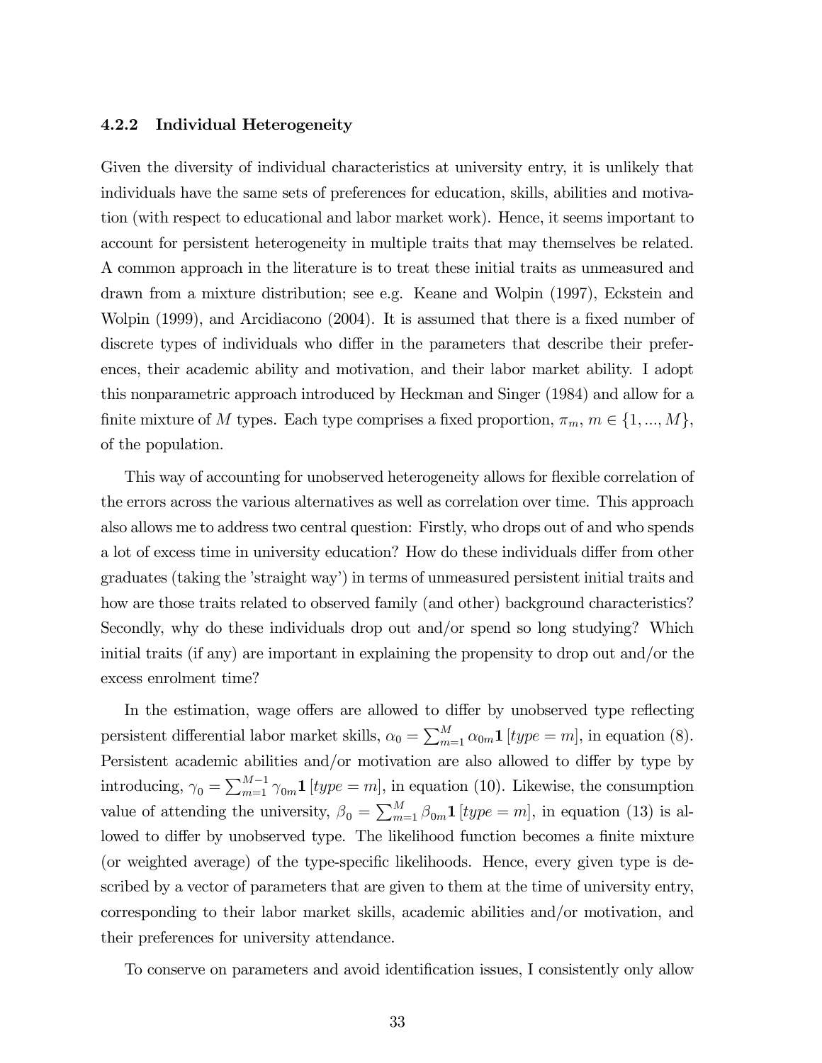#### 4.2.2 Individual Heterogeneity

Given the diversity of individual characteristics at university entry, it is unlikely that individuals have the same sets of preferences for education, skills, abilities and motivation (with respect to educational and labor market work). Hence, it seems important to account for persistent heterogeneity in multiple traits that may themselves be related. A common approach in the literature is to treat these initial traits as unmeasured and drawn from a mixture distribution; see e.g. Keane and Wolpin (1997), Eckstein and Wolpin (1999), and Arcidiacono (2004). It is assumed that there is a fixed number of discrete types of individuals who differ in the parameters that describe their preferences, their academic ability and motivation, and their labor market ability. I adopt this nonparametric approach introduced by Heckman and Singer (1984) and allow for a finite mixture of $M$ types. Each type comprises a fixed proportion, $\pi_m$, $m \in \{1, ..., M\}$, of the population.

This way of accounting for unobserved heterogeneity allows for flexible correlation of the errors across the various alternatives as well as correlation over time. This approach also allows me to address two central question: Firstly, who drops out of and who spends a lot of excess time in university education? How do these individuals differ from other graduates (taking the 'straight way') in terms of unmeasured persistent initial traits and how are those traits related to observed family (and other) background characteristics? Secondly, why do these individuals drop out and/or spend so long studying? Which initial traits (if any) are important in explaining the propensity to drop out and/or the excess enrolment time?

In the estimation, wage offers are allowed to differ by unobserved type reflecting persistent differential labor market skills, $\alpha_0 = \sum_{m=1}^{M} \alpha_{0m} \mathbf{1}\left[type = m\right]$, in equation (8). Persistent academic abilities and/or motivation are also allowed to differ by type by introducing, $\gamma_0 = \sum_{m=1}^{M-1} \gamma_{0m} \mathbf{1}\left[type = m\right]$, in equation (10). Likewise, the consumption value of attending the university, $\beta_0 = \sum_{m=1}^{M} \beta_{0m} \mathbf{1}\left[type = m\right]$, in equation (13) is allowed to differ by unobserved type. The likelihood function becomes a finite mixture (or weighted average) of the type-specific likelihoods. Hence, every given type is described by a vector of parameters that are given to them at the time of university entry, corresponding to their labor market skills, academic abilities and/or motivation, and their preferences for university attendance.

To conserve on parameters and avoid identification issues, I consistently only allow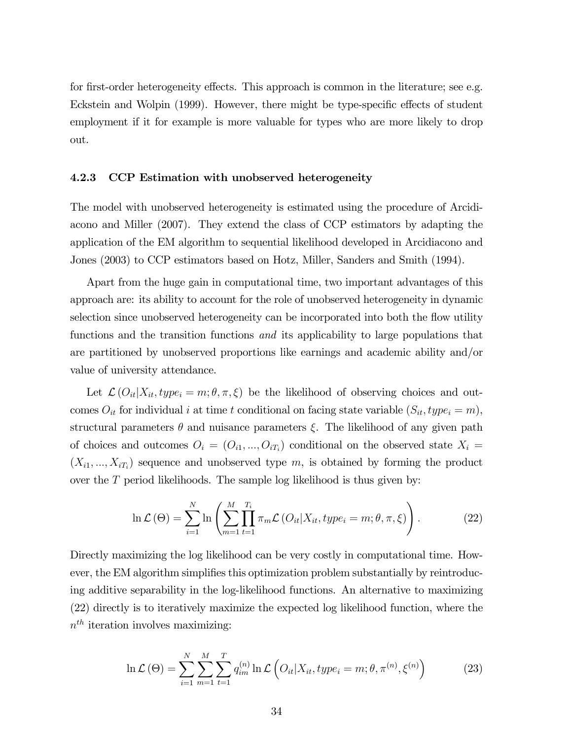for first-order heterogeneity effects. This approach is common in the literature; see e.g. Eckstein and Wolpin (1999). However, there might be type-specific effects of student employment if it for example is more valuable for types who are more likely to drop out.

### 4.2.3 CCP Estimation with unobserved heterogeneity

The model with unobserved heterogeneity is estimated using the procedure of Arcidiacono and Miller (2007). They extend the class of CCP estimators by adapting the application of the EM algorithm to sequential likelihood developed in Arcidiacono and Jones (2003) to CCP estimators based on Hotz, Miller, Sanders and Smith (1994).

Apart from the huge gain in computational time, two important advantages of this approach are: its ability to account for the role of unobserved heterogeneity in dynamic selection since unobserved heterogeneity can be incorporated into both the flow utility functions and the transition functions *and* its applicability to large populations that are partitioned by unobserved proportions like earnings and academic ability and/or value of university attendance.

Let $\mathcal{L}\left(O_{it}|X_{it}, type_i = m; \theta, \pi, \xi\right)$ be the likelihood of observing choices and outcomes $O_{it}$ for individual $i$ at time $t$ conditional on facing state variable $(S_{it}, type_i = m)$, structural parameters $\theta$ and nuisance parameters $\xi$. The likelihood of any given path of choices and outcomes $O_i = (O_{i1}, ..., O_{iT_i})$ conditional on the observed state $X_i = (X_{i1}, ..., X_{iT_i})$ sequence and unobserved type $m$, is obtained by forming the product over the $T$ period likelihoods. The sample log likelihood is thus given by:

$$\ln \mathcal{L}\left(\Theta\right) = \sum_{i=1}^{N} \ln \left( \sum_{m=1}^{M} \prod_{t=1}^{T_i} \pi_m \mathcal{L}\left(O_{it}|X_{it}, type_i = m; \theta, \pi, \xi\right) \right). \tag{22}$$

Directly maximizing the log likelihood can be very costly in computational time. However, the EM algorithm simplifies this optimization problem substantially by reintroducing additive separability in the log-likelihood functions. An alternative to maximizing (22) directly is to iteratively maximize the expected log likelihood function, where the $n^{th}$ iteration involves maximizing:

$$\ln \mathcal{L}\left(\Theta\right) = \sum_{i=1}^{N} \sum_{m=1}^{M} \sum_{t=1}^{T} q_{im}^{(n)} \ln \mathcal{L}\left(O_{it}|X_{it}, type_i = m; \theta, \pi^{(n)}, \xi^{(n)}\right) \tag{23}$$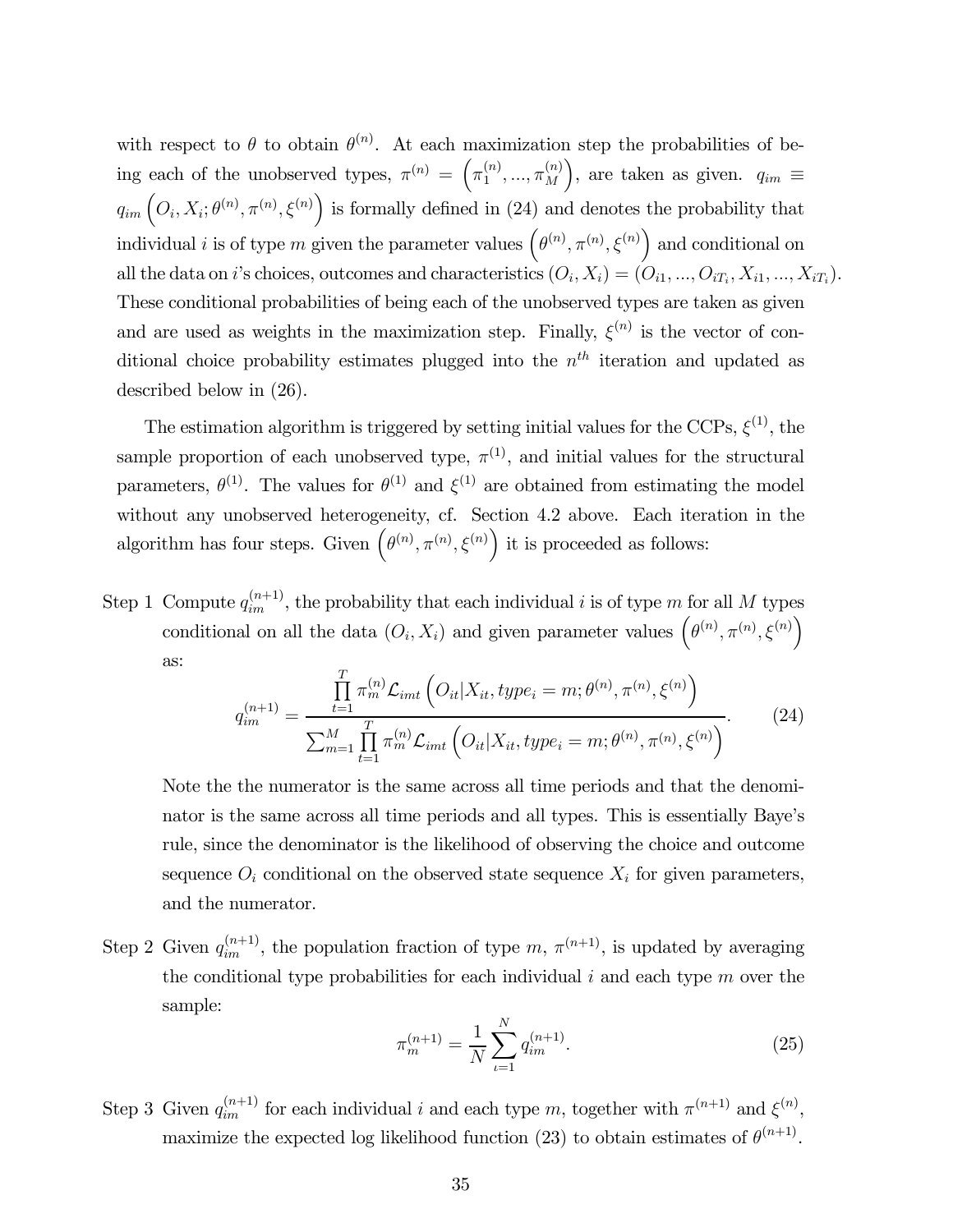with respect to $\theta$ to obtain $\theta^{(n)}$. At each maximization step the probabilities of being each of the unobserved types, $\pi^{(n)} = \left(\pi_1^{(n)}, ..., \pi_M^{(n)}\right)$, are taken as given. $q_{im} \equiv q_{im}\left(O_i, X_i; \theta^{(n)}, \pi^{(n)}, \xi^{(n)}\right)$ is formally defined in (24) and denotes the probability that individual $i$ is of type $m$ given the parameter values $\left(\theta^{(n)}, \pi^{(n)}, \xi^{(n)}\right)$ and conditional on all the data on $i$'s choices, outcomes and characteristics $(O_i, X_i) = (O_{i1}, ..., O_{iT_i}, X_{i1}, ..., X_{iT_i})$. These conditional probabilities of being each of the unobserved types are taken as given and are used as weights in the maximization step. Finally, $\xi^{(n)}$ is the vector of conditional choice probability estimates plugged into the $n^{th}$ iteration and updated as described below in (26).

The estimation algorithm is triggered by setting initial values for the CCPs, $\xi^{(1)}$, the sample proportion of each unobserved type, $\pi^{(1)}$, and initial values for the structural parameters, $\theta^{(1)}$. The values for $\theta^{(1)}$ and $\xi^{(1)}$ are obtained from estimating the model without any unobserved heterogeneity, cf. Section 4.2 above. Each iteration in the algorithm has four steps. Given $\left(\theta^{(n)}, \pi^{(n)}, \xi^{(n)}\right)$ it is proceeded as follows:

Step 1 Compute $q_{im}^{(n+1)}$, the probability that each individual $i$ is of type $m$ for all $M$ types conditional on all the data $(O_i, X_i)$ and given parameter values $\left(\theta^{(n)}, \pi^{(n)}, \xi^{(n)}\right)$ as:

$$q_{im}^{(n+1)} = \frac{\prod_{t=1}^{T} \pi_m^{(n)} \mathcal{L}_{imt}\left(O_{it}|X_{it}, type_i = m; \theta^{(n)}, \pi^{(n)}, \xi^{(n)}\right)}{\sum_{m=1}^{M} \prod_{t=1}^{T} \pi_m^{(n)} \mathcal{L}_{imt}\left(O_{it}|X_{it}, type_i = m; \theta^{(n)}, \pi^{(n)}, \xi^{(n)}\right)}. \tag{24}$$

Note the the numerator is the same across all time periods and that the denominator is the same across all time periods and all types. This is essentially Baye's rule, since the denominator is the likelihood of observing the choice and outcome sequence $O_i$ conditional on the observed state sequence $X_i$ for given parameters, and the numerator.

Step 2 Given $q_{im}^{(n+1)}$, the population fraction of type $m$, $\pi^{(n+1)}$, is updated by averaging the conditional type probabilities for each individual $i$ and each type $m$ over the sample:

$$\pi_m^{(n+1)} = \frac{1}{N} \sum_{\iota=1}^{N} q_{im}^{(n+1)}. \tag{25}$$

Step 3 Given $q_{im}^{(n+1)}$ for each individual $i$ and each type $m$, together with $\pi^{(n+1)}$ and $\xi^{(n)}$, maximize the expected log likelihood function (23) to obtain estimates of $\theta^{(n+1)}$.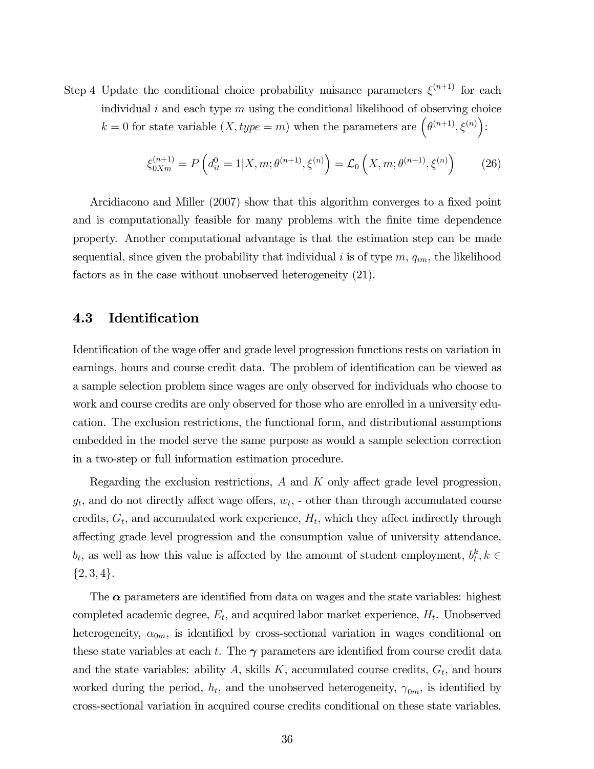Step 4 Update the conditional choice probability nuisance parameters $\xi^{(n+1)}$ for each individual $i$ and each type $m$ using the conditional likelihood of observing choice $k = 0$ for state variable $(X, type = m)$ when the parameters are $\left(\theta^{(n+1)}, \xi^{(n)}\right)$:

$$\xi_{0Xm}^{(n+1)} = P\left(d_{it}^{0} = 1 | X, m; \theta^{(n+1)}, \xi^{(n)}\right) = \mathcal{L}_0\left(X, m; \theta^{(n+1)}, \xi^{(n)}\right) \tag{26}$$

Arcidiacono and Miller (2007) show that this algorithm converges to a fixed point and is computationally feasible for many problems with the finite time dependence property. Another computational advantage is that the estimation step can be made sequential, since given the probability that individual $i$ is of type $m$, $q_{im}$, the likelihood factors as in the case without unobserved heterogeneity (21).

## 4.3 Identification

Identification of the wage offer and grade level progression functions rests on variation in earnings, hours and course credit data. The problem of identification can be viewed as a sample selection problem since wages are only observed for individuals who choose to work and course credits are only observed for those who are enrolled in a university education. The exclusion restrictions, the functional form, and distributional assumptions embedded in the model serve the same purpose as would a sample selection correction in a two-step or full information estimation procedure.

Regarding the exclusion restrictions, $A$ and $K$ only affect grade level progression, $g_t$, and do not directly affect wage offers, $w_t$, - other than through accumulated course credits, $G_t$, and accumulated work experience, $H_t$, which they affect indirectly through affecting grade level progression and the consumption value of university attendance, $b_t$, as well as how this value is affected by the amount of student employment, $b_t^k, k \in \{2, 3, 4\}$.

The $\boldsymbol{\alpha}$ parameters are identified from data on wages and the state variables: highest completed academic degree, $E_t$, and acquired labor market experience, $H_t$. Unobserved heterogeneity, $\alpha_{0m}$, is identified by cross-sectional variation in wages conditional on these state variables at each $t$. The $\boldsymbol{\gamma}$ parameters are identified from course credit data and the state variables: ability $A$, skills $K$, accumulated course credits, $G_t$, and hours worked during the period, $h_t$, and the unobserved heterogeneity, $\gamma_{0m}$, is identified by cross-sectional variation in acquired course credits conditional on these state variables.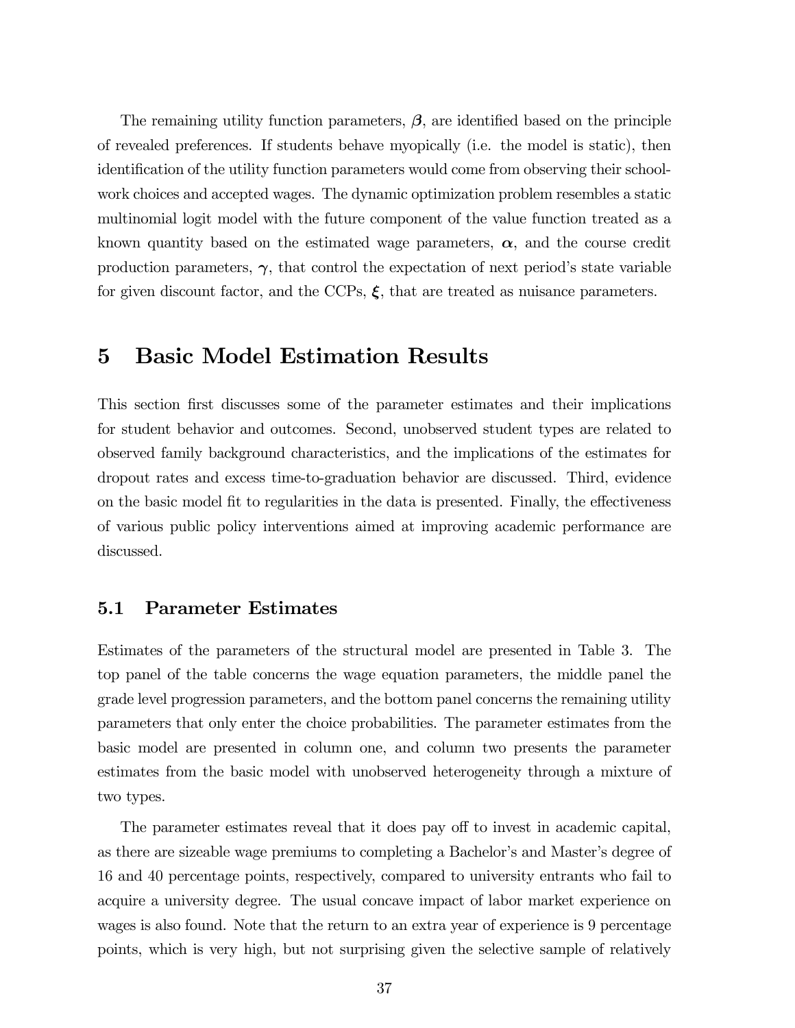The remaining utility function parameters, $\boldsymbol{\beta}$, are identified based on the principle of revealed preferences. If students behave myopically (i.e. the model is static), then identification of the utility function parameters would come from observing their school-work choices and accepted wages. The dynamic optimization problem resembles a static multinomial logit model with the future component of the value function treated as a known quantity based on the estimated wage parameters, $\boldsymbol{\alpha}$, and the course credit production parameters, $\boldsymbol{\gamma}$, that control the expectation of next period's state variable for given discount factor, and the CCPs, $\boldsymbol{\xi}$, that are treated as nuisance parameters.

# 5 Basic Model Estimation Results

This section first discusses some of the parameter estimates and their implications for student behavior and outcomes. Second, unobserved student types are related to observed family background characteristics, and the implications of the estimates for dropout rates and excess time-to-graduation behavior are discussed. Third, evidence on the basic model fit to regularities in the data is presented. Finally, the effectiveness of various public policy interventions aimed at improving academic performance are discussed.

## 5.1 Parameter Estimates

Estimates of the parameters of the structural model are presented in Table 3. The top panel of the table concerns the wage equation parameters, the middle panel the grade level progression parameters, and the bottom panel concerns the remaining utility parameters that only enter the choice probabilities. The parameter estimates from the basic model are presented in column one, and column two presents the parameter estimates from the basic model with unobserved heterogeneity through a mixture of two types.

The parameter estimates reveal that it does pay off to invest in academic capital, as there are sizeable wage premiums to completing a Bachelor's and Master's degree of 16 and 40 percentage points, respectively, compared to university entrants who fail to acquire a university degree. The usual concave impact of labor market experience on wages is also found. Note that the return to an extra year of experience is 9 percentage points, which is very high, but not surprising given the selective sample of relatively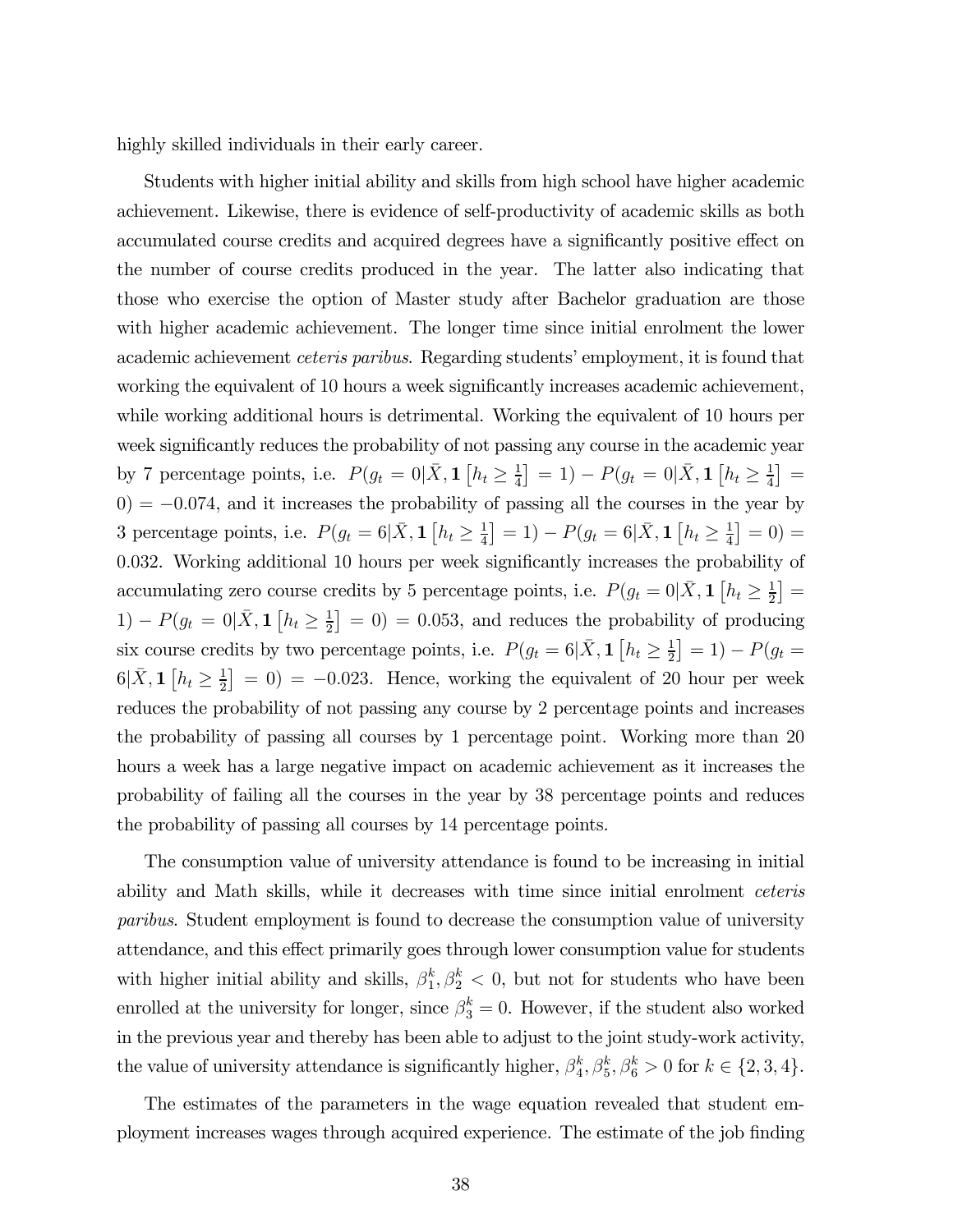highly skilled individuals in their early career.

Students with higher initial ability and skills from high school have higher academic achievement. Likewise, there is evidence of self-productivity of academic skills as both accumulated course credits and acquired degrees have a significantly positive effect on the number of course credits produced in the year. The latter also indicating that those who exercise the option of Master study after Bachelor graduation are those with higher academic achievement. The longer time since initial enrolment the lower academic achievement *ceteris paribus*. Regarding students' employment, it is found that working the equivalent of 10 hours a week significantly increases academic achievement, while working additional hours is detrimental. Working the equivalent of 10 hours per week significantly reduces the probability of not passing any course in the academic year by 7 percentage points, i.e. $P(g_t = 0|\bar{X}, \mathbf{1}\left[h_t \geq \frac{1}{4}\right] = 1) - P(g_t = 0|\bar{X}, \mathbf{1}\left[h_t \geq \frac{1}{4}\right] = 0) = -0.074$, and it increases the probability of passing all the courses in the year by 3 percentage points, i.e. $P(g_t = 6|\bar{X}, \mathbf{1}\left[h_t \geq \frac{1}{4}\right] = 1) - P(g_t = 6|\bar{X}, \mathbf{1}\left[h_t \geq \frac{1}{4}\right] = 0) = 0.032$. Working additional 10 hours per week significantly increases the probability of accumulating zero course credits by 5 percentage points, i.e. $P(g_t = 0|\bar{X}, \mathbf{1}\left[h_t \geq \frac{1}{2}\right] = 1) - P(g_t = 0|\bar{X}, \mathbf{1}\left[h_t \geq \frac{1}{2}\right] = 0) = 0.053$, and reduces the probability of producing six course credits by two percentage points, i.e. $P(g_t = 6|\bar{X}, \mathbf{1}\left[h_t \geq \frac{1}{2}\right] = 1) - P(g_t = 6|\bar{X}, \mathbf{1}\left[h_t \geq \frac{1}{2}\right] = 0) = -0.023$. Hence, working the equivalent of 20 hour per week reduces the probability of not passing any course by 2 percentage points and increases the probability of passing all courses by 1 percentage point. Working more than 20 hours a week has a large negative impact on academic achievement as it increases the probability of failing all the courses in the year by 38 percentage points and reduces the probability of passing all courses by 14 percentage points.

The consumption value of university attendance is found to be increasing in initial ability and Math skills, while it decreases with time since initial enrolment *ceteris paribus*. Student employment is found to decrease the consumption value of university attendance, and this effect primarily goes through lower consumption value for students with higher initial ability and skills, $\beta_1^k, \beta_2^k < 0$, but not for students who have been enrolled at the university for longer, since $\beta_3^k = 0$. However, if the student also worked in the previous year and thereby has been able to adjust to the joint study-work activity, the value of university attendance is significantly higher, $\beta_4^k, \beta_5^k, \beta_6^k > 0$ for $k \in \{2, 3, 4\}$.

The estimates of the parameters in the wage equation revealed that student employment increases wages through acquired experience. The estimate of the job finding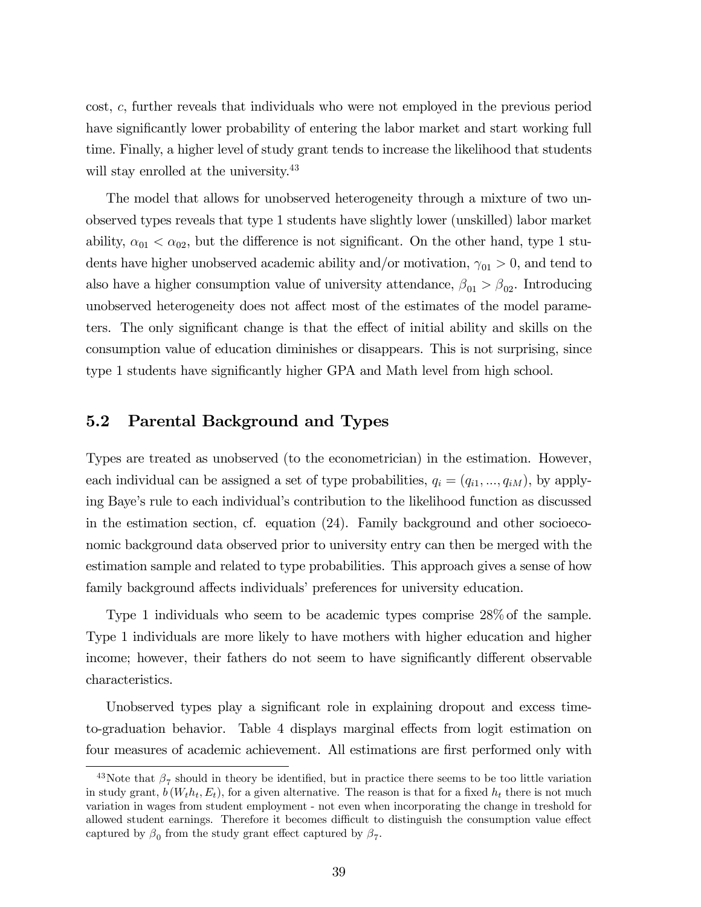cost, $c$, further reveals that individuals who were not employed in the previous period have significantly lower probability of entering the labor market and start working full time. Finally, a higher level of study grant tends to increase the likelihood that students will stay enrolled at the university.[43]

The model that allows for unobserved heterogeneity through a mixture of two unobserved types reveals that type 1 students have slightly lower (unskilled) labor market ability, $\alpha_{01} < \alpha_{02}$, but the difference is not significant. On the other hand, type 1 students have higher unobserved academic ability and/or motivation, $\gamma_{01} > 0$, and tend to also have a higher consumption value of university attendance, $\beta_{01} > \beta_{02}$. Introducing unobserved heterogeneity does not affect most of the estimates of the model parameters. The only significant change is that the effect of initial ability and skills on the consumption value of education diminishes or disappears. This is not surprising, since type 1 students have significantly higher GPA and Math level from high school.

## 5.2 Parental Background and Types

Types are treated as unobserved (to the econometrician) in the estimation. However, each individual can be assigned a set of type probabilities, $q_i = (q_{i1}, ..., q_{iM})$, by applying Baye's rule to each individual's contribution to the likelihood function as discussed in the estimation section, cf. equation (24). Family background and other socioeconomic background data observed prior to university entry can then be merged with the estimation sample and related to type probabilities. This approach gives a sense of how family background affects individuals' preferences for university education.

Type 1 individuals who seem to be academic types comprise 28% of the sample. Type 1 individuals are more likely to have mothers with higher education and higher income; however, their fathers do not seem to have significantly different observable characteristics.

Unobserved types play a significant role in explaining dropout and excess time-to-graduation behavior. Table 4 displays marginal effects from logit estimation on four measures of academic achievement. All estimations are first performed only with

[43]Note that $\beta_7$ should in theory be identified, but in practice there seems to be too little variation in study grant, $b(W_t h_t, E_t)$, for a given alternative. The reason is that for a fixed $h_t$ there is not much variation in wages from student employment - not even when incorporating the change in treshold for allowed student earnings. Therefore it becomes difficult to distinguish the consumption value effect captured by $\beta_0$ from the study grant effect captured by $\beta_7$.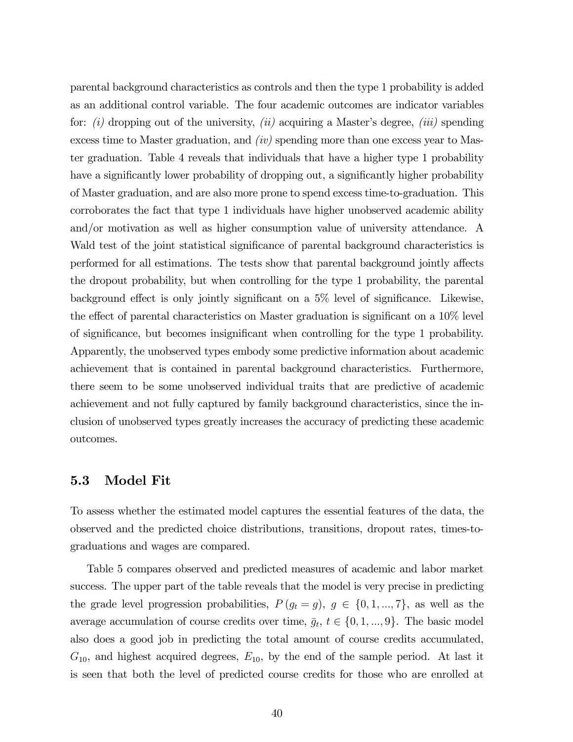parental background characteristics as controls and then the type 1 probability is added as an additional control variable. The four academic outcomes are indicator variables for: *(i)* dropping out of the university, *(ii)* acquiring a Master's degree, *(iii)* spending excess time to Master graduation, and *(iv)* spending more than one excess year to Master graduation. Table 4 reveals that individuals that have a higher type 1 probability have a significantly lower probability of dropping out, a significantly higher probability of Master graduation, and are also more prone to spend excess time-to-graduation. This corroborates the fact that type 1 individuals have higher unobserved academic ability and/or motivation as well as higher consumption value of university attendance. A Wald test of the joint statistical significance of parental background characteristics is performed for all estimations. The tests show that parental background jointly affects the dropout probability, but when controlling for the type 1 probability, the parental background effect is only jointly significant on a 5% level of significance. Likewise, the effect of parental characteristics on Master graduation is significant on a 10% level of significance, but becomes insignificant when controlling for the type 1 probability. Apparently, the unobserved types embody some predictive information about academic achievement that is contained in parental background characteristics. Furthermore, there seem to be some unobserved individual traits that are predictive of academic achievement and not fully captured by family background characteristics, since the inclusion of unobserved types greatly increases the accuracy of predicting these academic outcomes.

### 5.3 Model Fit

To assess whether the estimated model captures the essential features of the data, the observed and the predicted choice distributions, transitions, dropout rates, times-to-graduations and wages are compared.

Table 5 compares observed and predicted measures of academic and labor market success. The upper part of the table reveals that the model is very precise in predicting the grade level progression probabilities, $P(g_t = g)$, $g \in \{0, 1, ..., 7\}$, as well as the average accumulation of course credits over time, $\bar{g}_t$, $t \in \{0, 1, ..., 9\}$. The basic model also does a good job in predicting the total amount of course credits accumulated, $G_{10}$, and highest acquired degrees, $E_{10}$, by the end of the sample period. At last it is seen that both the level of predicted course credits for those who are enrolled at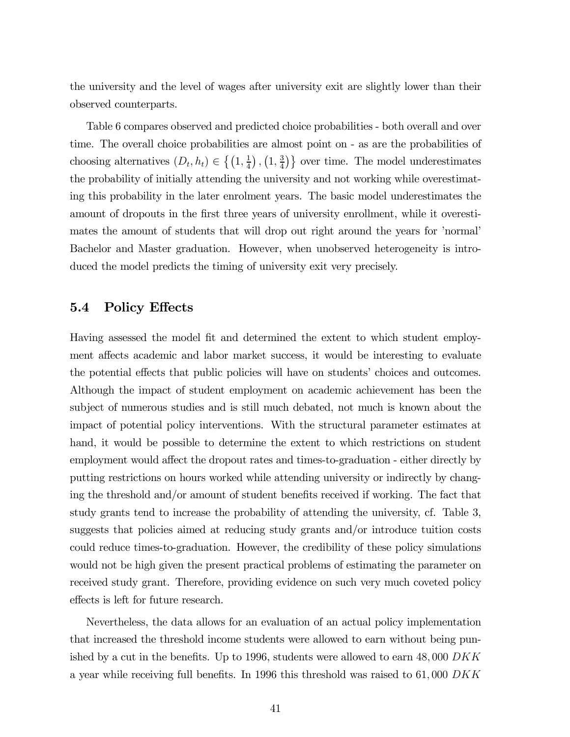the university and the level of wages after university exit are slightly lower than their observed counterparts.

Table 6 compares observed and predicted choice probabilities - both overall and over time. The overall choice probabilities are almost point on - as are the probabilities of choosing alternatives $(D_t, h_t) \in \left\{ \left(1, \frac{1}{4}\right), \left(1, \frac{3}{4}\right) \right\}$ over time. The model underestimates the probability of initially attending the university and not working while overestimating this probability in the later enrolment years. The basic model underestimates the amount of dropouts in the first three years of university enrollment, while it overestimates the amount of students that will drop out right around the years for 'normal' Bachelor and Master graduation. However, when unobserved heterogeneity is introduced the model predicts the timing of university exit very precisely.

## 5.4 Policy Effects

Having assessed the model fit and determined the extent to which student employment affects academic and labor market success, it would be interesting to evaluate the potential effects that public policies will have on students' choices and outcomes. Although the impact of student employment on academic achievement has been the subject of numerous studies and is still much debated, not much is known about the impact of potential policy interventions. With the structural parameter estimates at hand, it would be possible to determine the extent to which restrictions on student employment would affect the dropout rates and times-to-graduation - either directly by putting restrictions on hours worked while attending university or indirectly by changing the threshold and/or amount of student benefits received if working. The fact that study grants tend to increase the probability of attending the university, cf. Table 3, suggests that policies aimed at reducing study grants and/or introduce tuition costs could reduce times-to-graduation. However, the credibility of these policy simulations would not be high given the present practical problems of estimating the parameter on received study grant. Therefore, providing evidence on such very much coveted policy effects is left for future research.

Nevertheless, the data allows for an evaluation of an actual policy implementation that increased the threshold income students were allowed to earn without being punished by a cut in the benefits. Up to 1996, students were allowed to earn $48,000$ $DKK$ a year while receiving full benefits. In 1996 this threshold was raised to $61,000$ $DKK$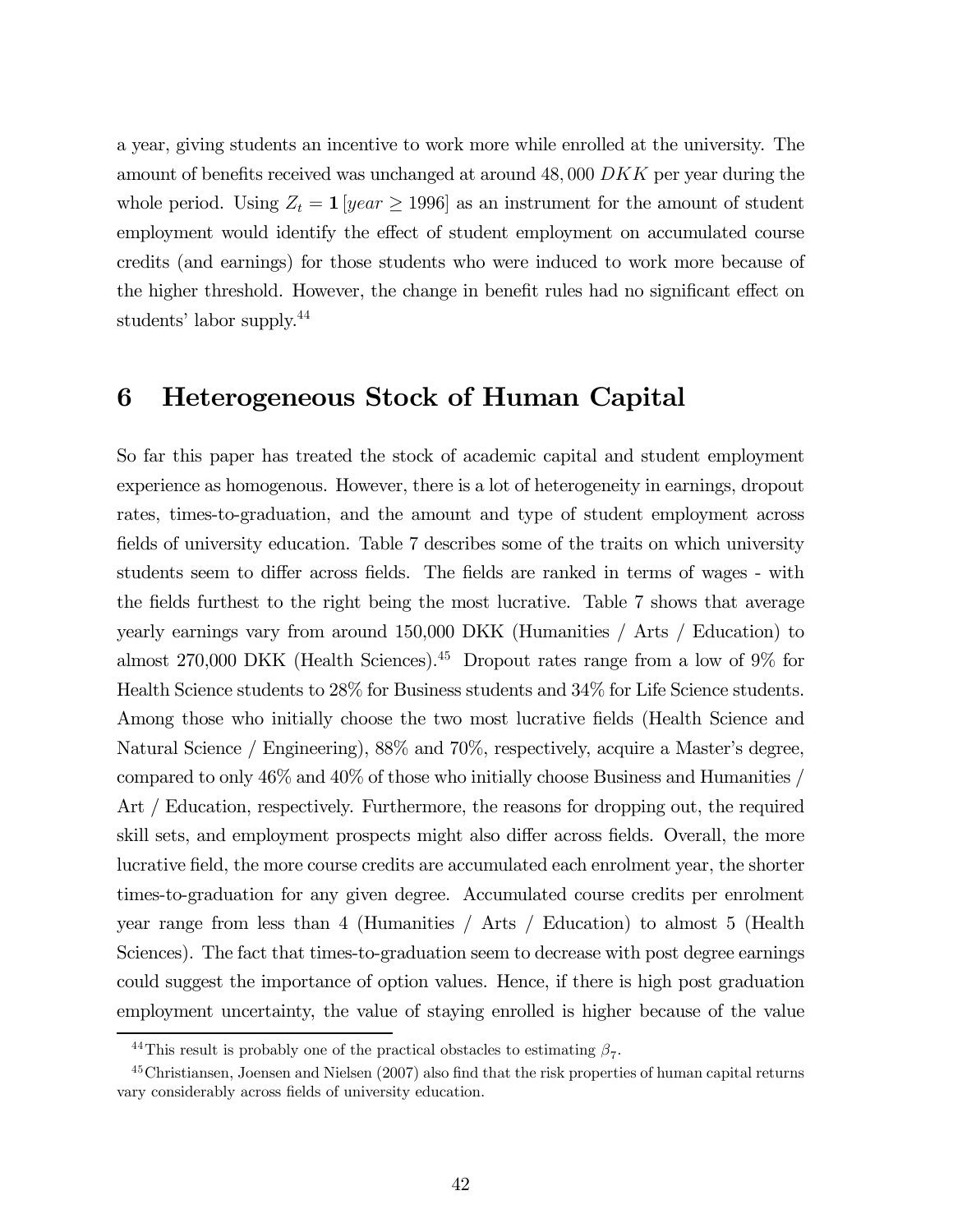a year, giving students an incentive to work more while enrolled at the university. The amount of benefits received was unchanged at around $48,000$ $DKK$ per year during the whole period. Using $Z_t = \mathbf{1}[year \geq 1996]$ as an instrument for the amount of student employment would identify the effect of student employment on accumulated course credits (and earnings) for those students who were induced to work more because of the higher threshold. However, the change in benefit rules had no significant effect on students' labor supply.[44]

# 6 Heterogeneous Stock of Human Capital

So far this paper has treated the stock of academic capital and student employment experience as homogenous. However, there is a lot of heterogeneity in earnings, dropout rates, times-to-graduation, and the amount and type of student employment across fields of university education. Table 7 describes some of the traits on which university students seem to differ across fields. The fields are ranked in terms of wages - with the fields furthest to the right being the most lucrative. Table 7 shows that average yearly earnings vary from around 150,000 DKK (Humanities / Arts / Education) to almost 270,000 DKK (Health Sciences).[45] Dropout rates range from a low of 9% for Health Science students to 28% for Business students and 34% for Life Science students. Among those who initially choose the two most lucrative fields (Health Science and Natural Science / Engineering), 88% and 70%, respectively, acquire a Master's degree, compared to only 46% and 40% of those who initially choose Business and Humanities / Art / Education, respectively. Furthermore, the reasons for dropping out, the required skill sets, and employment prospects might also differ across fields. Overall, the more lucrative field, the more course credits are accumulated each enrolment year, the shorter times-to-graduation for any given degree. Accumulated course credits per enrolment year range from less than 4 (Humanities / Arts / Education) to almost 5 (Health Sciences). The fact that times-to-graduation seem to decrease with post degree earnings could suggest the importance of option values. Hence, if there is high post graduation employment uncertainty, the value of staying enrolled is higher because of the value

[44] This result is probably one of the practical obstacles to estimating $\beta_7$.

[45] Christiansen, Joensen and Nielsen (2007) also find that the risk properties of human capital returns vary considerably across fields of university education.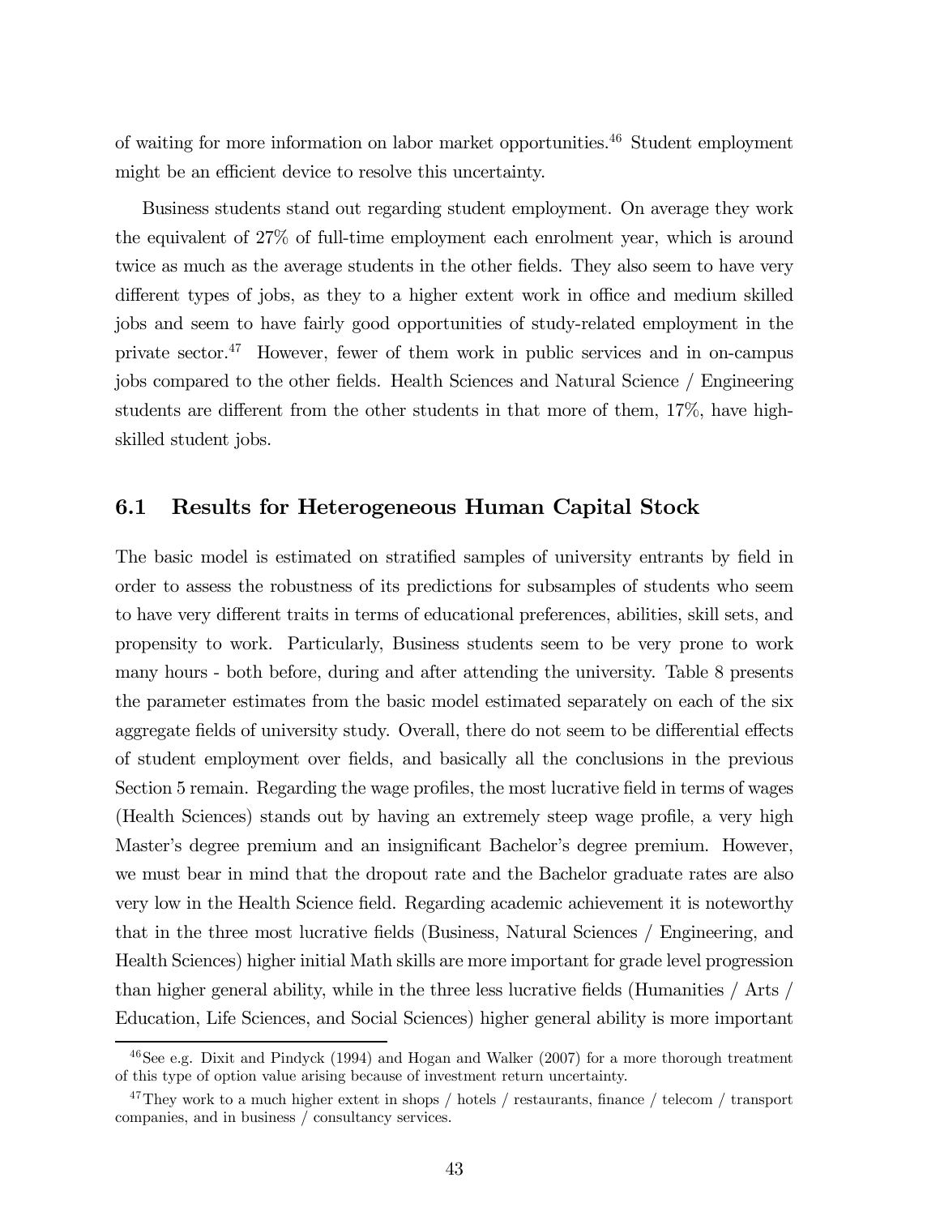of waiting for more information on labor market opportunities.[46] Student employment might be an efficient device to resolve this uncertainty.

Business students stand out regarding student employment. On average they work the equivalent of 27% of full-time employment each enrolment year, which is around twice as much as the average students in the other fields. They also seem to have very different types of jobs, as they to a higher extent work in office and medium skilled jobs and seem to have fairly good opportunities of study-related employment in the private sector.[47] However, fewer of them work in public services and in on-campus jobs compared to the other fields. Health Sciences and Natural Science / Engineering students are different from the other students in that more of them, 17%, have high-skilled student jobs.

## 6.1 Results for Heterogeneous Human Capital Stock

The basic model is estimated on stratified samples of university entrants by field in order to assess the robustness of its predictions for subsamples of students who seem to have very different traits in terms of educational preferences, abilities, skill sets, and propensity to work. Particularly, Business students seem to be very prone to work many hours - both before, during and after attending the university. Table 8 presents the parameter estimates from the basic model estimated separately on each of the six aggregate fields of university study. Overall, there do not seem to be differential effects of student employment over fields, and basically all the conclusions in the previous Section 5 remain. Regarding the wage profiles, the most lucrative field in terms of wages (Health Sciences) stands out by having an extremely steep wage profile, a very high Master's degree premium and an insignificant Bachelor's degree premium. However, we must bear in mind that the dropout rate and the Bachelor graduate rates are also very low in the Health Science field. Regarding academic achievement it is noteworthy that in the three most lucrative fields (Business, Natural Sciences / Engineering, and Health Sciences) higher initial Math skills are more important for grade level progression than higher general ability, while in the three less lucrative fields (Humanities / Arts / Education, Life Sciences, and Social Sciences) higher general ability is more important

[46] See e.g. Dixit and Pindyck (1994) and Hogan and Walker (2007) for a more thorough treatment of this type of option value arising because of investment return uncertainty.

[47] They work to a much higher extent in shops / hotels / restaurants, finance / telecom / transport companies, and in business / consultancy services.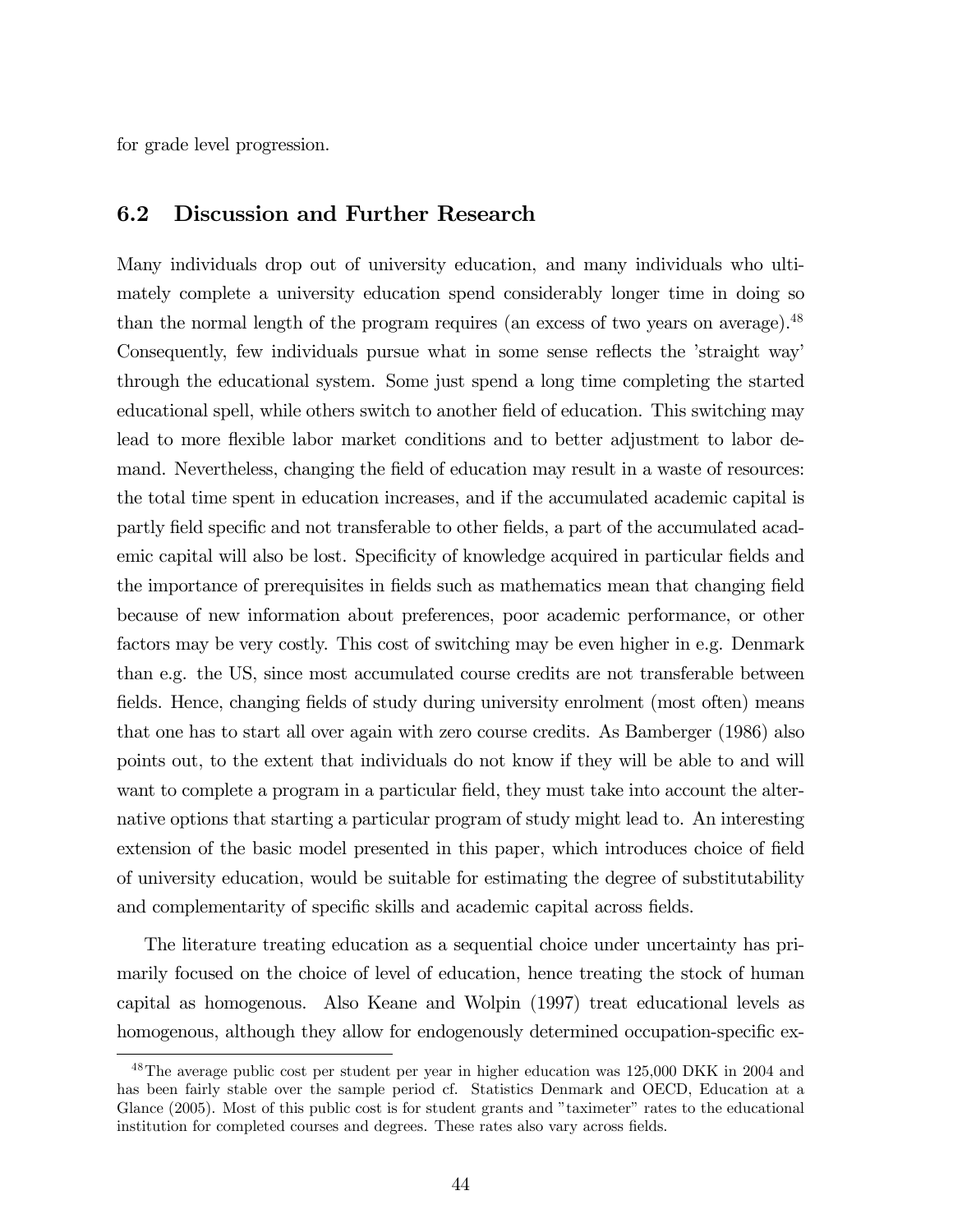for grade level progression.

## 6.2 Discussion and Further Research

Many individuals drop out of university education, and many individuals who ultimately complete a university education spend considerably longer time in doing so than the normal length of the program requires (an excess of two years on average).[48] Consequently, few individuals pursue what in some sense reflects the 'straight way' through the educational system. Some just spend a long time completing the started educational spell, while others switch to another field of education. This switching may lead to more flexible labor market conditions and to better adjustment to labor demand. Nevertheless, changing the field of education may result in a waste of resources: the total time spent in education increases, and if the accumulated academic capital is partly field specific and not transferable to other fields, a part of the accumulated academic capital will also be lost. Specificity of knowledge acquired in particular fields and the importance of prerequisites in fields such as mathematics mean that changing field because of new information about preferences, poor academic performance, or other factors may be very costly. This cost of switching may be even higher in e.g. Denmark than e.g. the US, since most accumulated course credits are not transferable between fields. Hence, changing fields of study during university enrolment (most often) means that one has to start all over again with zero course credits. As Bamberger (1986) also points out, to the extent that individuals do not know if they will be able to and will want to complete a program in a particular field, they must take into account the alternative options that starting a particular program of study might lead to. An interesting extension of the basic model presented in this paper, which introduces choice of field of university education, would be suitable for estimating the degree of substitutability and complementarity of specific skills and academic capital across fields.

The literature treating education as a sequential choice under uncertainty has primarily focused on the choice of level of education, hence treating the stock of human capital as homogenous. Also Keane and Wolpin (1997) treat educational levels as homogenous, although they allow for endogenously determined occupation-specific ex-

[48] The average public cost per student per year in higher education was 125,000 DKK in 2004 and has been fairly stable over the sample period cf. Statistics Denmark and OECD, Education at a Glance (2005). Most of this public cost is for student grants and "taximeter" rates to the educational institution for completed courses and degrees. These rates also vary across fields.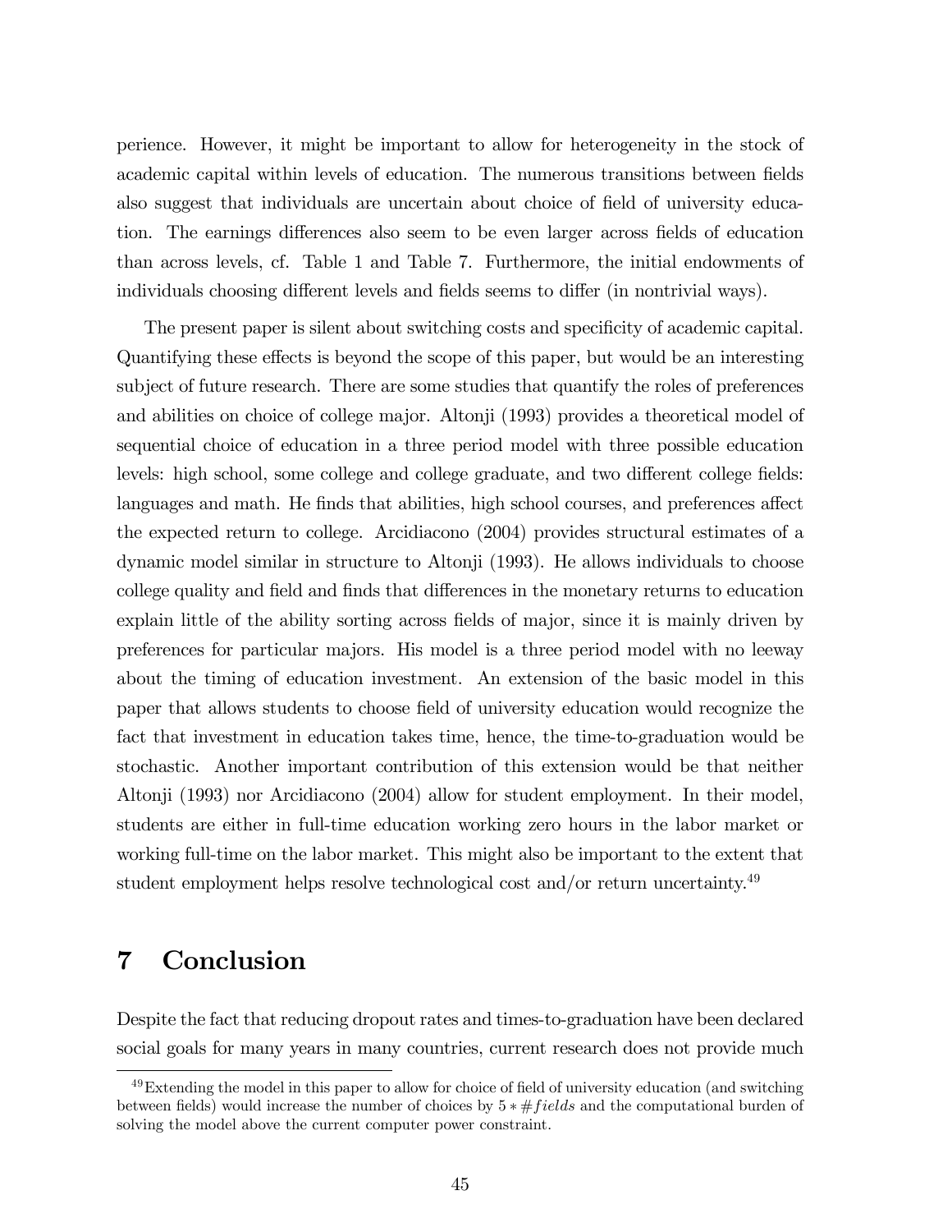perience. However, it might be important to allow for heterogeneity in the stock of academic capital within levels of education. The numerous transitions between fields also suggest that individuals are uncertain about choice of field of university education. The earnings differences also seem to be even larger across fields of education than across levels, cf. Table 1 and Table 7. Furthermore, the initial endowments of individuals choosing different levels and fields seems to differ (in nontrivial ways).

The present paper is silent about switching costs and specificity of academic capital. Quantifying these effects is beyond the scope of this paper, but would be an interesting subject of future research. There are some studies that quantify the roles of preferences and abilities on choice of college major. Altonji (1993) provides a theoretical model of sequential choice of education in a three period model with three possible education levels: high school, some college and college graduate, and two different college fields: languages and math. He finds that abilities, high school courses, and preferences affect the expected return to college. Arcidiacono (2004) provides structural estimates of a dynamic model similar in structure to Altonji (1993). He allows individuals to choose college quality and field and finds that differences in the monetary returns to education explain little of the ability sorting across fields of major, since it is mainly driven by preferences for particular majors. His model is a three period model with no leeway about the timing of education investment. An extension of the basic model in this paper that allows students to choose field of university education would recognize the fact that investment in education takes time, hence, the time-to-graduation would be stochastic. Another important contribution of this extension would be that neither Altonji (1993) nor Arcidiacono (2004) allow for student employment. In their model, students are either in full-time education working zero hours in the labor market or working full-time on the labor market. This might also be important to the extent that student employment helps resolve technological cost and/or return uncertainty.[49]

# 7 Conclusion

Despite the fact that reducing dropout rates and times-to-graduation have been declared social goals for many years in many countries, current research does not provide much

[49] Extending the model in this paper to allow for choice of field of university education (and switching between fields) would increase the number of choices by $5 * \#fields$ and the computational burden of solving the model above the current computer power constraint.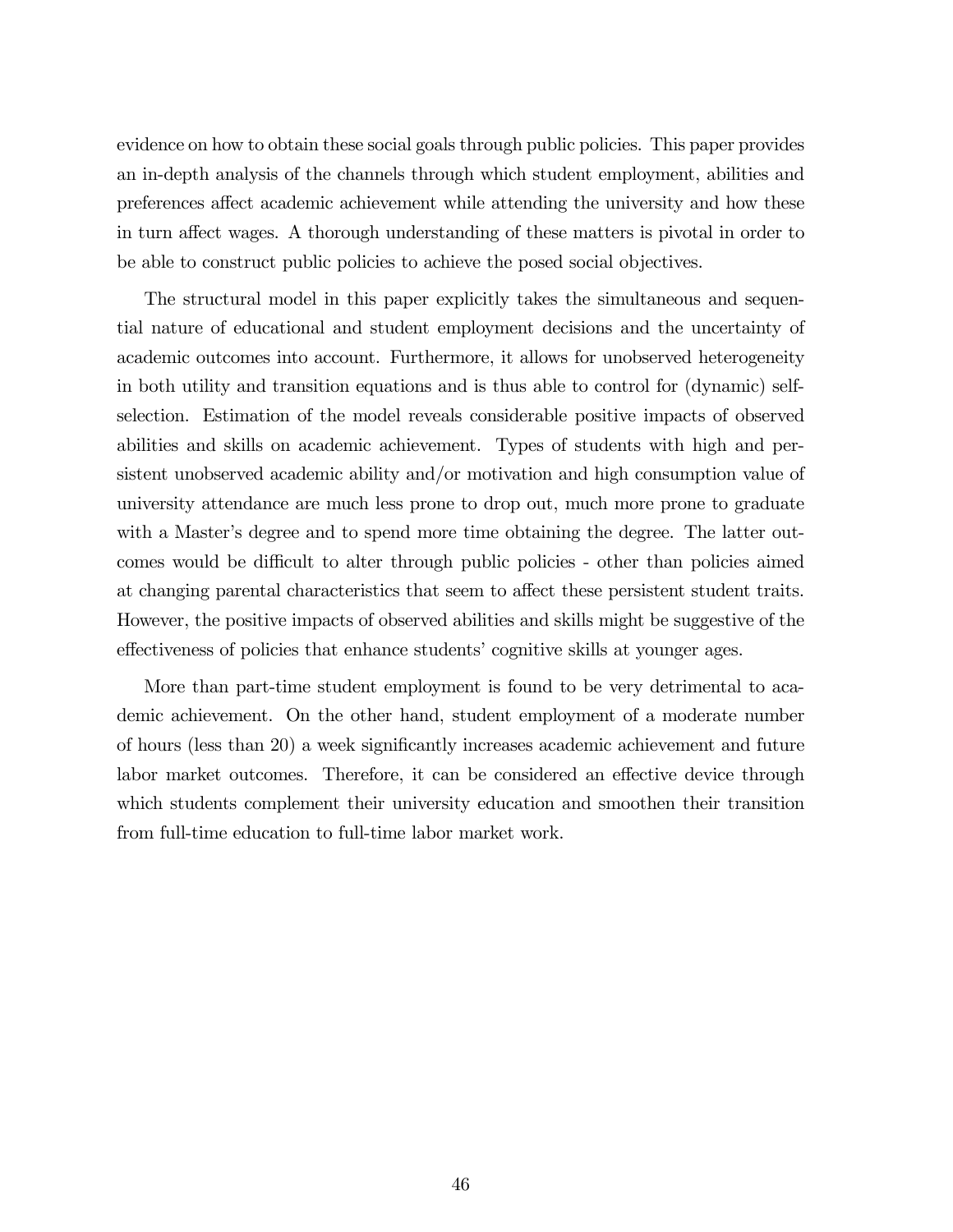evidence on how to obtain these social goals through public policies. This paper provides an in-depth analysis of the channels through which student employment, abilities and preferences affect academic achievement while attending the university and how these in turn affect wages. A thorough understanding of these matters is pivotal in order to be able to construct public policies to achieve the posed social objectives.

The structural model in this paper explicitly takes the simultaneous and sequential nature of educational and student employment decisions and the uncertainty of academic outcomes into account. Furthermore, it allows for unobserved heterogeneity in both utility and transition equations and is thus able to control for (dynamic) self-selection. Estimation of the model reveals considerable positive impacts of observed abilities and skills on academic achievement. Types of students with high and persistent unobserved academic ability and/or motivation and high consumption value of university attendance are much less prone to drop out, much more prone to graduate with a Master's degree and to spend more time obtaining the degree. The latter outcomes would be difficult to alter through public policies - other than policies aimed at changing parental characteristics that seem to affect these persistent student traits. However, the positive impacts of observed abilities and skills might be suggestive of the effectiveness of policies that enhance students' cognitive skills at younger ages.

More than part-time student employment is found to be very detrimental to academic achievement. On the other hand, student employment of a moderate number of hours (less than 20) a week significantly increases academic achievement and future labor market outcomes. Therefore, it can be considered an effective device through which students complement their university education and smoothen their transition from full-time education to full-time labor market work.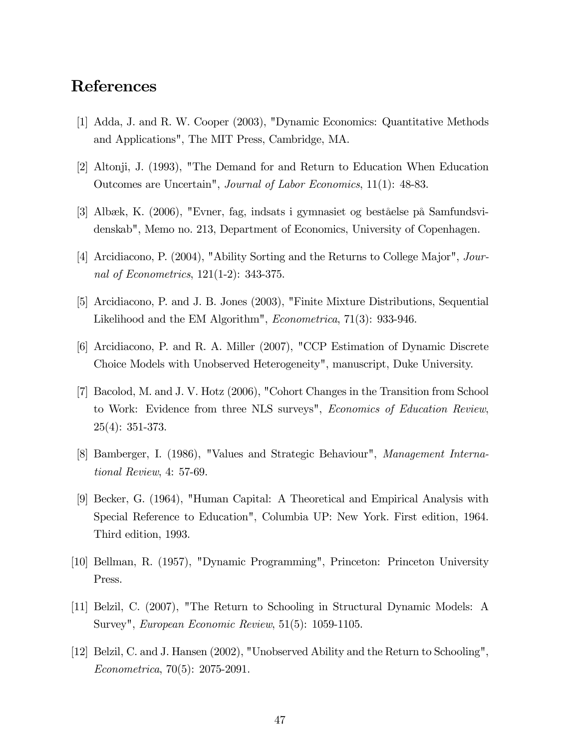# References

[1] Adda, J. and R. W. Cooper (2003), "Dynamic Economics: Quantitative Methods and Applications", The MIT Press, Cambridge, MA.

[2] Altonji, J. (1993), "The Demand for and Return to Education When Education Outcomes are Uncertain", *Journal of Labor Economics*, 11(1): 48-83.

[3] Albæk, K. (2006), "Evner, fag, indsats i gymnasiet og beståelse på Samfundsvidenskab", Memo no. 213, Department of Economics, University of Copenhagen.

[4] Arcidiacono, P. (2004), "Ability Sorting and the Returns to College Major", *Journal of Econometrics*, 121(1-2): 343-375.

[5] Arcidiacono, P. and J. B. Jones (2003), "Finite Mixture Distributions, Sequential Likelihood and the EM Algorithm", *Econometrica*, 71(3): 933-946.

[6] Arcidiacono, P. and R. A. Miller (2007), "CCP Estimation of Dynamic Discrete Choice Models with Unobserved Heterogeneity", manuscript, Duke University.

[7] Bacolod, M. and J. V. Hotz (2006), "Cohort Changes in the Transition from School to Work: Evidence from three NLS surveys", *Economics of Education Review*, 25(4): 351-373.

[8] Bamberger, I. (1986), "Values and Strategic Behaviour", *Management International Review*, 4: 57-69.

[9] Becker, G. (1964), "Human Capital: A Theoretical and Empirical Analysis with Special Reference to Education", Columbia UP: New York. First edition, 1964. Third edition, 1993.

[10] Bellman, R. (1957), "Dynamic Programming", Princeton: Princeton University Press.

[11] Belzil, C. (2007), "The Return to Schooling in Structural Dynamic Models: A Survey", *European Economic Review*, 51(5): 1059-1105.

[12] Belzil, C. and J. Hansen (2002), "Unobserved Ability and the Return to Schooling", *Econometrica*, 70(5): 2075-2091.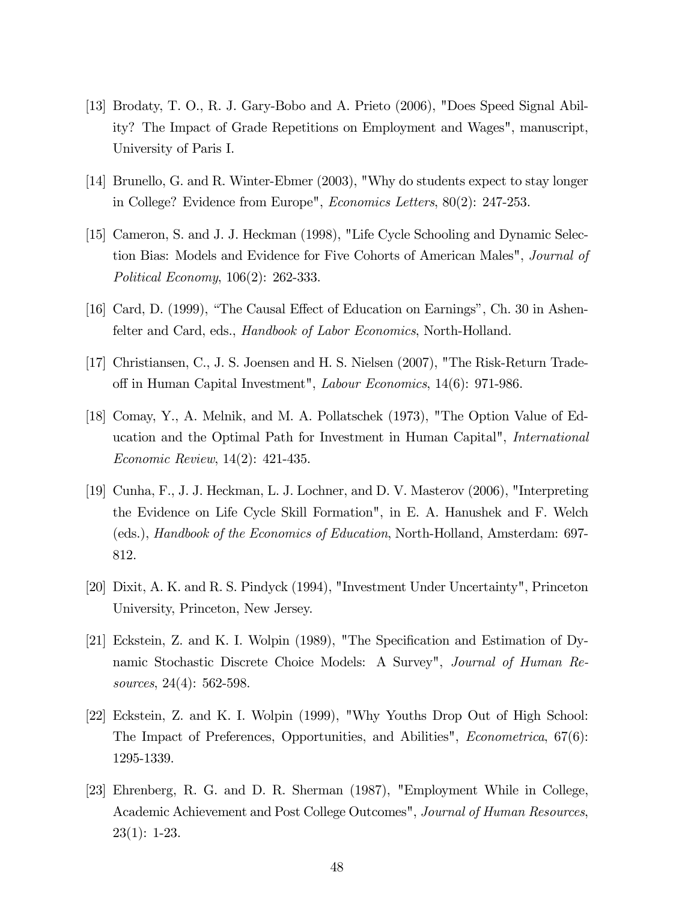[13] Brodaty, T. O., R. J. Gary-Bobo and A. Prieto (2006), "Does Speed Signal Ability? The Impact of Grade Repetitions on Employment and Wages", manuscript, University of Paris I.

[14] Brunello, G. and R. Winter-Ebmer (2003), "Why do students expect to stay longer in College? Evidence from Europe", *Economics Letters*, 80(2): 247-253.

[15] Cameron, S. and J. J. Heckman (1998), "Life Cycle Schooling and Dynamic Selection Bias: Models and Evidence for Five Cohorts of American Males", *Journal of Political Economy*, 106(2): 262-333.

[16] Card, D. (1999), "The Causal Effect of Education on Earnings", Ch. 30 in Ashenfelter and Card, eds., *Handbook of Labor Economics*, North-Holland.

[17] Christiansen, C., J. S. Joensen and H. S. Nielsen (2007), "The Risk-Return Trade-off in Human Capital Investment", *Labour Economics*, 14(6): 971-986.

[18] Comay, Y., A. Melnik, and M. A. Pollatschek (1973), "The Option Value of Education and the Optimal Path for Investment in Human Capital", *International Economic Review*, 14(2): 421-435.

[19] Cunha, F., J. J. Heckman, L. J. Lochner, and D. V. Masterov (2006), "Interpreting the Evidence on Life Cycle Skill Formation", in E. A. Hanushek and F. Welch (eds.), *Handbook of the Economics of Education*, North-Holland, Amsterdam: 697-812.

[20] Dixit, A. K. and R. S. Pindyck (1994), "Investment Under Uncertainty", Princeton University, Princeton, New Jersey.

[21] Eckstein, Z. and K. I. Wolpin (1989), "The Specification and Estimation of Dynamic Stochastic Discrete Choice Models: A Survey", *Journal of Human Resources*, 24(4): 562-598.

[22] Eckstein, Z. and K. I. Wolpin (1999), "Why Youths Drop Out of High School: The Impact of Preferences, Opportunities, and Abilities", *Econometrica*, 67(6): 1295-1339.

[23] Ehrenberg, R. G. and D. R. Sherman (1987), "Employment While in College, Academic Achievement and Post College Outcomes", *Journal of Human Resources*, 23(1): 1-23.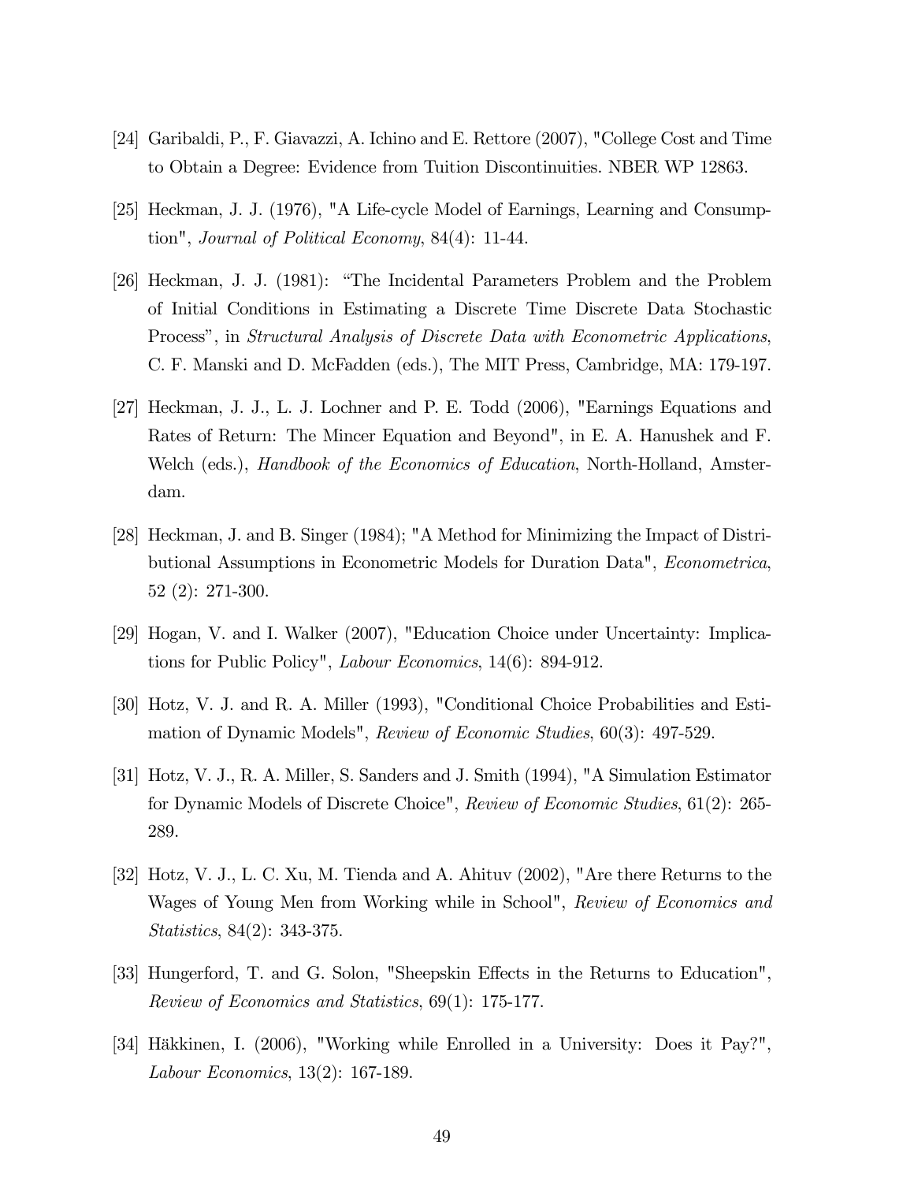[24] Garibaldi, P., F. Giavazzi, A. Ichino and E. Rettore (2007), "College Cost and Time to Obtain a Degree: Evidence from Tuition Discontinuities. NBER WP 12863.

[25] Heckman, J. J. (1976), "A Life-cycle Model of Earnings, Learning and Consumption", *Journal of Political Economy*, 84(4): 11-44.

[26] Heckman, J. J. (1981): "The Incidental Parameters Problem and the Problem of Initial Conditions in Estimating a Discrete Time Discrete Data Stochastic Process", in *Structural Analysis of Discrete Data with Econometric Applications*, C. F. Manski and D. McFadden (eds.), The MIT Press, Cambridge, MA: 179-197.

[27] Heckman, J. J., L. J. Lochner and P. E. Todd (2006), "Earnings Equations and Rates of Return: The Mincer Equation and Beyond", in E. A. Hanushek and F. Welch (eds.), *Handbook of the Economics of Education*, North-Holland, Amsterdam.

[28] Heckman, J. and B. Singer (1984); "A Method for Minimizing the Impact of Distributional Assumptions in Econometric Models for Duration Data", *Econometrica*, 52 (2): 271-300.

[29] Hogan, V. and I. Walker (2007), "Education Choice under Uncertainty: Implications for Public Policy", *Labour Economics*, 14(6): 894-912.

[30] Hotz, V. J. and R. A. Miller (1993), "Conditional Choice Probabilities and Estimation of Dynamic Models", *Review of Economic Studies*, 60(3): 497-529.

[31] Hotz, V. J., R. A. Miller, S. Sanders and J. Smith (1994), "A Simulation Estimator for Dynamic Models of Discrete Choice", *Review of Economic Studies*, 61(2): 265-289.

[32] Hotz, V. J., L. C. Xu, M. Tienda and A. Ahituv (2002), "Are there Returns to the Wages of Young Men from Working while in School", *Review of Economics and Statistics*, 84(2): 343-375.

[33] Hungerford, T. and G. Solon, "Sheepskin Effects in the Returns to Education", *Review of Economics and Statistics*, 69(1): 175-177.

[34] Häkkinen, I. (2006), "Working while Enrolled in a University: Does it Pay?", *Labour Economics*, 13(2): 167-189.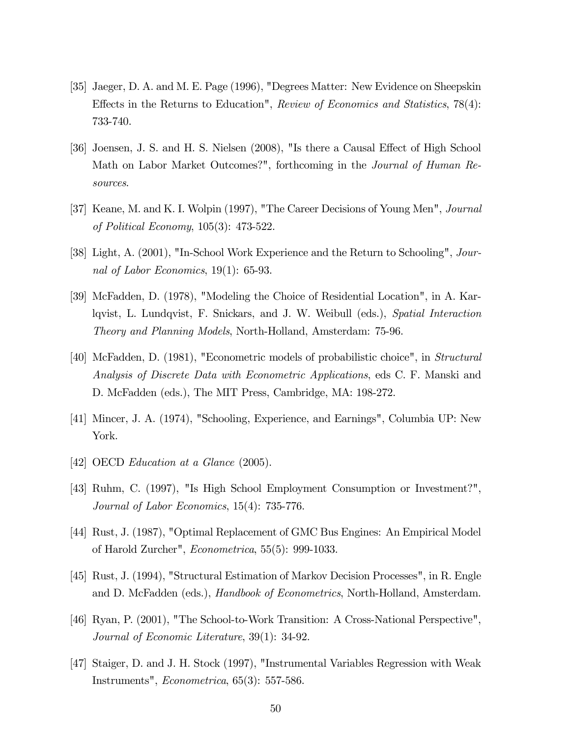[35] Jaeger, D. A. and M. E. Page (1996), "Degrees Matter: New Evidence on Sheepskin Effects in the Returns to Education", *Review of Economics and Statistics*, 78(4): 733-740.

[36] Joensen, J. S. and H. S. Nielsen (2008), "Is there a Causal Effect of High School Math on Labor Market Outcomes?", forthcoming in the *Journal of Human Resources*.

[37] Keane, M. and K. I. Wolpin (1997), "The Career Decisions of Young Men", *Journal of Political Economy*, 105(3): 473-522.

[38] Light, A. (2001), "In-School Work Experience and the Return to Schooling", *Journal of Labor Economics*, 19(1): 65-93.

[39] McFadden, D. (1978), "Modeling the Choice of Residential Location", in A. Karlqvist, L. Lundqvist, F. Snickars, and J. W. Weibull (eds.), *Spatial Interaction Theory and Planning Models*, North-Holland, Amsterdam: 75-96.

[40] McFadden, D. (1981), "Econometric models of probabilistic choice", in *Structural Analysis of Discrete Data with Econometric Applications*, eds C. F. Manski and D. McFadden (eds.), The MIT Press, Cambridge, MA: 198-272.

[41] Mincer, J. A. (1974), "Schooling, Experience, and Earnings", Columbia UP: New York.

[42] OECD *Education at a Glance* (2005).

[43] Ruhm, C. (1997), "Is High School Employment Consumption or Investment?", *Journal of Labor Economics*, 15(4): 735-776.

[44] Rust, J. (1987), "Optimal Replacement of GMC Bus Engines: An Empirical Model of Harold Zurcher", *Econometrica*, 55(5): 999-1033.

[45] Rust, J. (1994), "Structural Estimation of Markov Decision Processes", in R. Engle and D. McFadden (eds.), *Handbook of Econometrics*, North-Holland, Amsterdam.

[46] Ryan, P. (2001), "The School-to-Work Transition: A Cross-National Perspective", *Journal of Economic Literature*, 39(1): 34-92.

[47] Staiger, D. and J. H. Stock (1997), "Instrumental Variables Regression with Weak Instruments", *Econometrica*, 65(3): 557-586.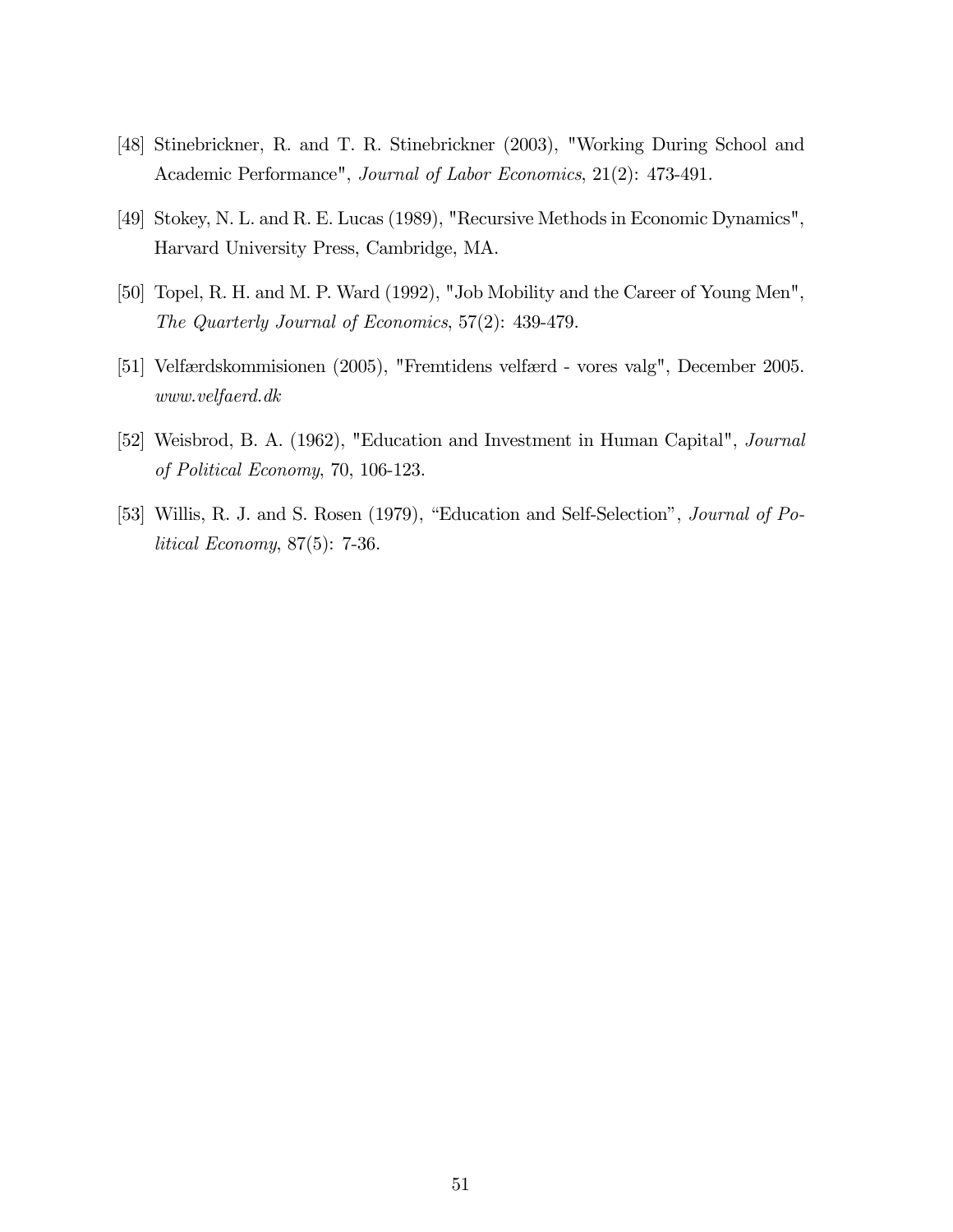[48] Stinebrickner, R. and T. R. Stinebrickner (2003), "Working During School and Academic Performance", *Journal of Labor Economics*, 21(2): 473-491.

[49] Stokey, N. L. and R. E. Lucas (1989), "Recursive Methods in Economic Dynamics", Harvard University Press, Cambridge, MA.

[50] Topel, R. H. and M. P. Ward (1992), "Job Mobility and the Career of Young Men", *The Quarterly Journal of Economics*, 57(2): 439-479.

[51] Velfærdskommisionen (2005), "Fremtidens velfærd - vores valg", December 2005. *www.velfaerd.dk*

[52] Weisbrod, B. A. (1962), "Education and Investment in Human Capital", *Journal of Political Economy*, 70, 106-123.

[53] Willis, R. J. and S. Rosen (1979), "Education and Self-Selection", *Journal of Political Economy*, 87(5): 7-36.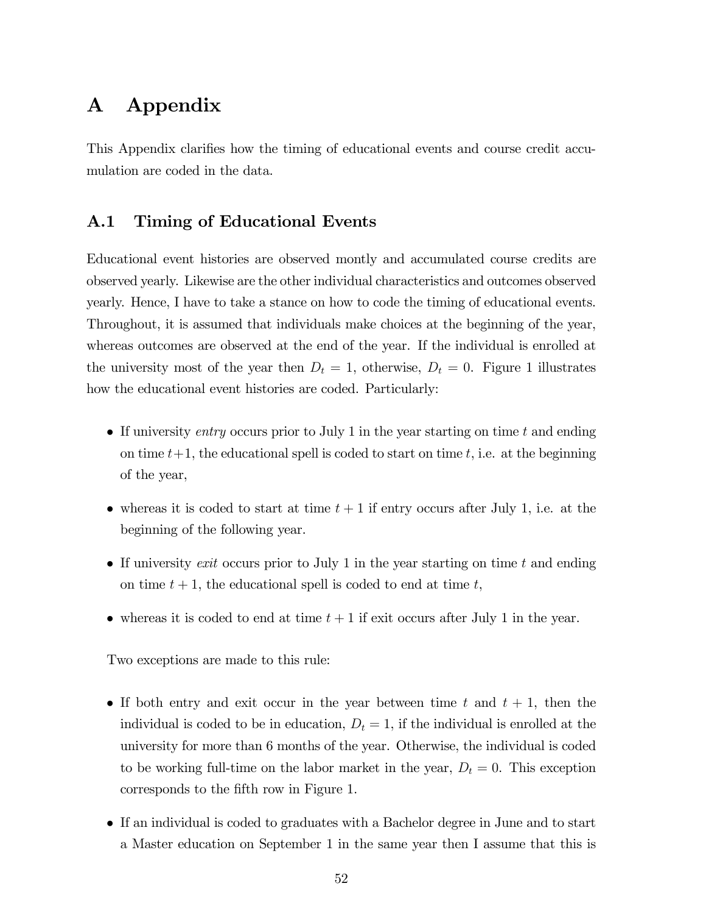# A Appendix

This Appendix clarifies how the timing of educational events and course credit accumulation are coded in the data.

## A.1 Timing of Educational Events

Educational event histories are observed montly and accumulated course credits are observed yearly. Likewise are the other individual characteristics and outcomes observed yearly. Hence, I have to take a stance on how to code the timing of educational events. Throughout, it is assumed that individuals make choices at the beginning of the year, whereas outcomes are observed at the end of the year. If the individual is enrolled at the university most of the year then $D_t = 1$, otherwise, $D_t = 0$. Figure 1 illustrates how the educational event histories are coded. Particularly:

- If university *entry* occurs prior to July 1 in the year starting on time $t$ and ending on time $t+1$, the educational spell is coded to start on time $t$, i.e. at the beginning of the year,
- whereas it is coded to start at time $t+1$ if entry occurs after July 1, i.e. at the beginning of the following year.
- If university *exit* occurs prior to July 1 in the year starting on time $t$ and ending on time $t+1$, the educational spell is coded to end at time $t$,
- whereas it is coded to end at time $t+1$ if exit occurs after July 1 in the year.

Two exceptions are made to this rule:

- If both entry and exit occur in the year between time $t$ and $t+1$, then the individual is coded to be in education, $D_t = 1$, if the individual is enrolled at the university for more than 6 months of the year. Otherwise, the individual is coded to be working full-time on the labor market in the year, $D_t = 0$. This exception corresponds to the fifth row in Figure 1.
- If an individual is coded to graduates with a Bachelor degree in June and to start a Master education on September 1 in the same year then I assume that this is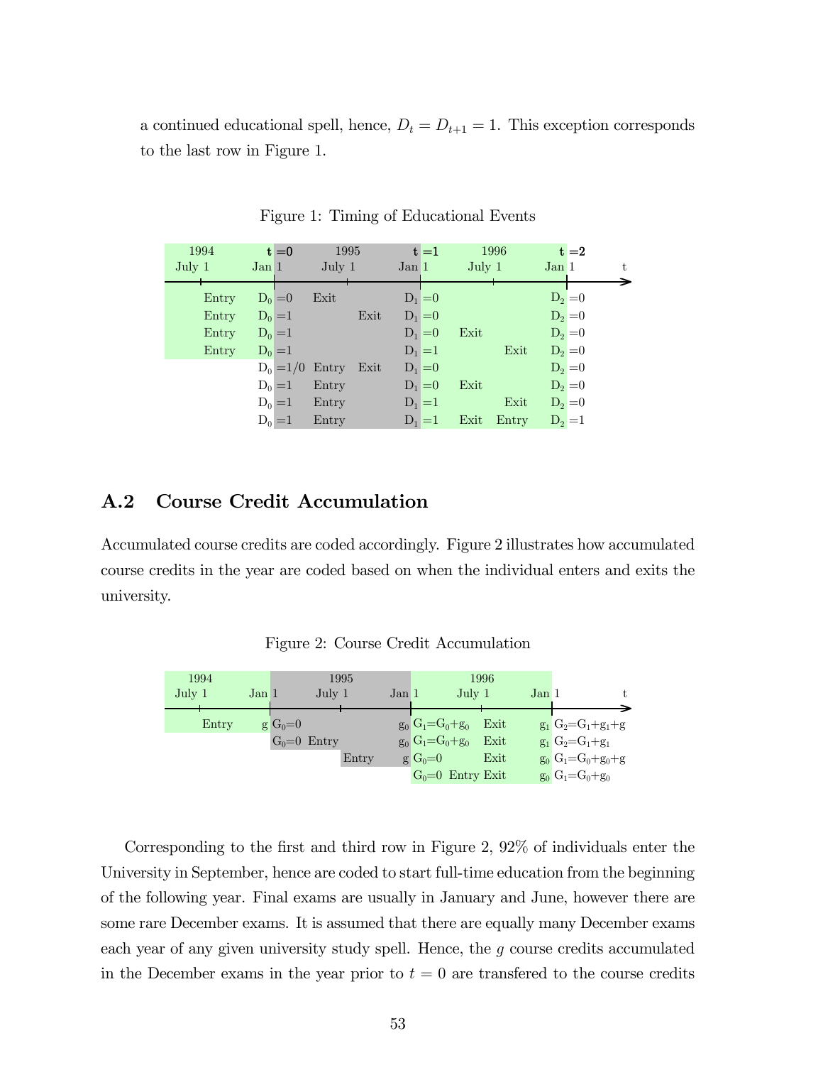a continued educational spell, hence, $D_t = D_{t+1} = 1$. This exception corresponds to the last row in Figure 1.

Figure 1: Timing of Educational Events

| 1994 July 1 | Jan 1 (t=0) | 1995 July 1 | Jan 1 (t=1) | 1996 July 1 | Jan 1 (t=2) |
|---|---|---|---|---|---|
| Entry | $D_0=0$ | Exit | $D_1=0$ | | $D_2=0$ |
| Entry | $D_0=1$ | Exit | $D_1=0$ | | $D_2=0$ |
| Entry | $D_0=1$ | | $D_1=0$ | Exit | $D_2=0$ |
| Entry | $D_0=1$ | | $D_1=1$ | Exit | $D_2=0$ |
| | $D_0=1/0$ | Entry Exit | $D_1=0$ | | $D_2=0$ |
| | $D_0=1$ | Entry | $D_1=0$ | Exit | $D_2=0$ |
| | $D_0=1$ | Entry | $D_1=1$ | Exit | $D_2=0$ |
| | $D_0=1$ | Entry | $D_1=1$ | Exit Entry | $D_2=1$ |

## A.2 Course Credit Accumulation

Accumulated course credits are coded accordingly. Figure 2 illustrates how accumulated course credits in the year are coded based on when the individual enters and exits the university.

Figure 2: Course Credit Accumulation

| 1994 July 1 | Jan 1 | 1995 July 1 | Jan 1 | 1996 July 1 | Jan 1 |
|---|---|---|---|---|---|
| Entry | $g$ $G_0=0$ | | $g_0$ $G_1=G_0+g_0$ | Exit | $g_1$ $G_2=G_1+g_1+g$ |
| | $G_0=0$ | Entry | $g_0$ $G_1=G_0+g_0$ | Exit | $g_1$ $G_2=G_1+g_1$ |
| | | Entry | $g$ $G_0=0$ | Exit | $g_0$ $G_1=G_0+g_0+g$ |
| | | | $G_0=0$ | Entry Exit | $g_0$ $G_1=G_0+g_0$ |

Corresponding to the first and third row in Figure 2, 92% of individuals enter the University in September, hence are coded to start full-time education from the beginning of the following year. Final exams are usually in January and June, however there are some rare December exams. It is assumed that there are equally many December exams each year of any given university study spell. Hence, the $g$ course credits accumulated in the December exams in the year prior to $t = 0$ are transfered to the course credits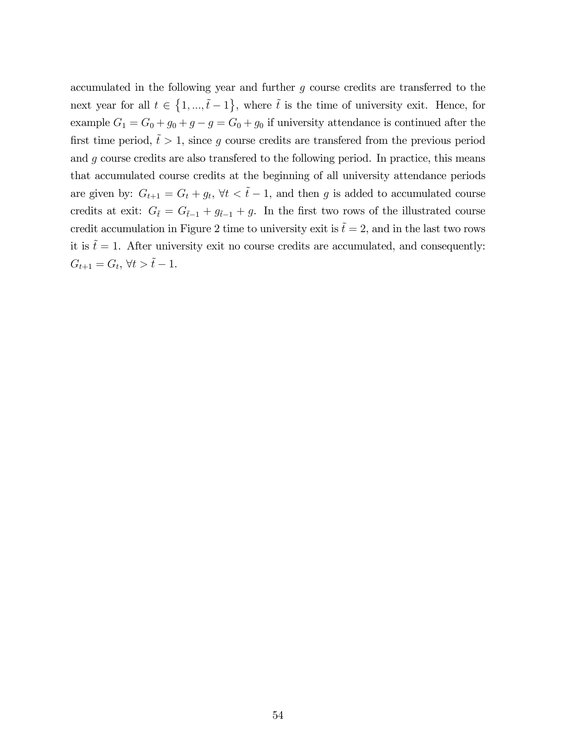accumulated in the following year and further $g$ course credits are transferred to the next year for all $t \in \{1, ..., \tilde{t}-1\}$, where $\tilde{t}$ is the time of university exit. Hence, for example $G_1 = G_0 + g_0 + g - g = G_0 + g_0$ if university attendance is continued after the first time period, $\tilde{t} > 1$, since $g$ course credits are transfered from the previous period and $g$ course credits are also transfered to the following period. In practice, this means that accumulated course credits at the beginning of all university attendance periods are given by: $G_{t+1} = G_t + g_t$, $\forall t < \tilde{t} - 1$, and then $g$ is added to accumulated course credits at exit: $G_{\tilde{t}} = G_{\tilde{t}-1} + g_{\tilde{t}-1} + g$. In the first two rows of the illustrated course credit accumulation in Figure 2 time to university exit is $\tilde{t} = 2$, and in the last two rows it is $\tilde{t} = 1$. After university exit no course credits are accumulated, and consequently: $G_{t+1} = G_t$, $\forall t > \tilde{t} - 1$.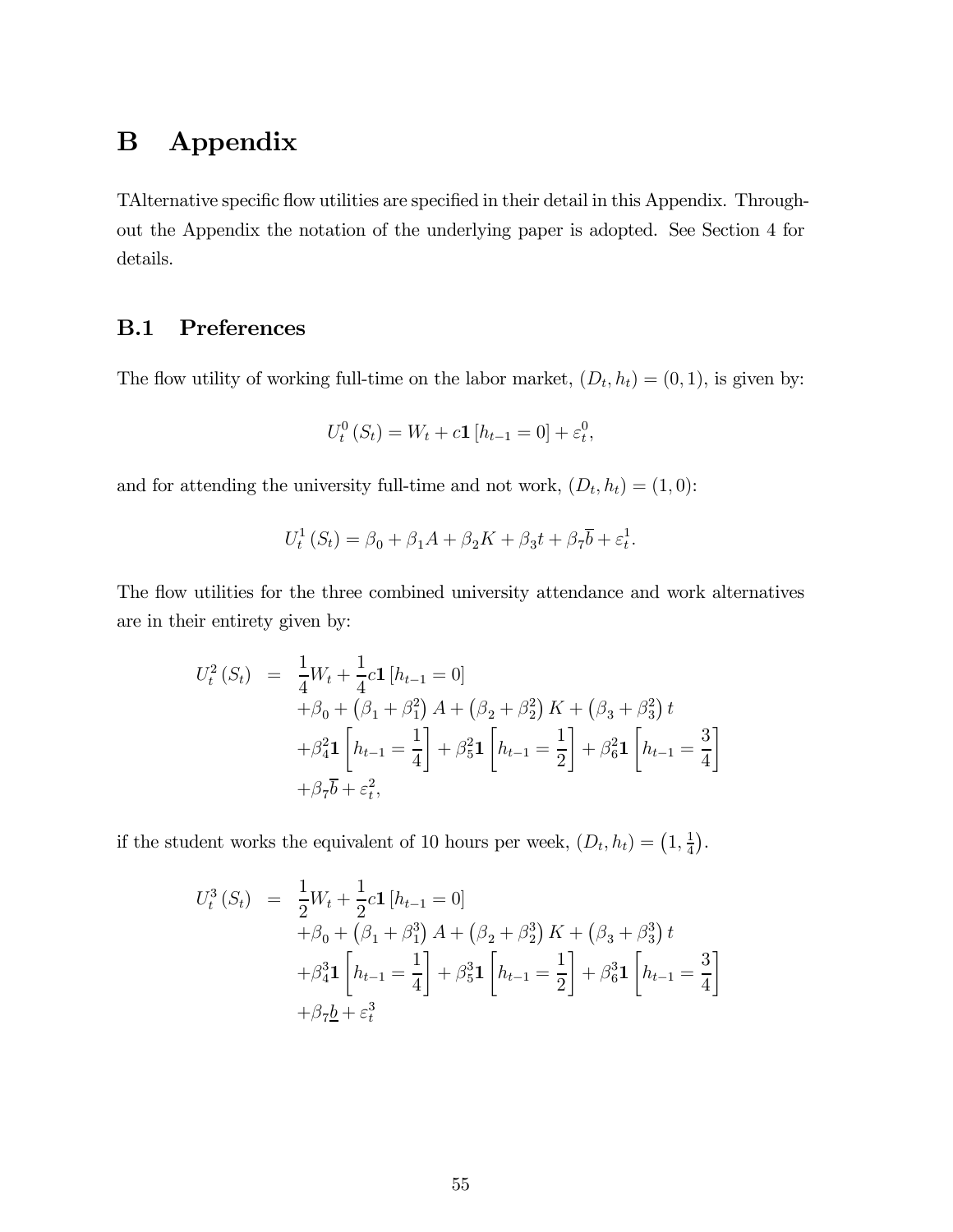# B Appendix

TAlternative specific flow utilities are specified in their detail in this Appendix. Throughout the Appendix the notation of the underlying paper is adopted. See Section 4 for details.

## B.1 Preferences

The flow utility of working full-time on the labor market, $(D_t, h_t) = (0, 1)$, is given by:

$$U_t^0(S_t) = W_t + c\mathbf{1}[h_{t-1} = 0] + \varepsilon_t^0,$$

and for attending the university full-time and not work, $(D_t, h_t) = (1, 0)$:

$$U_t^1(S_t) = \beta_0 + \beta_1 A + \beta_2 K + \beta_3 t + \beta_7 \overline{b} + \varepsilon_t^1.$$

The flow utilities for the three combined university attendance and work alternatives are in their entirety given by:

$$\begin{aligned}
U_t^2(S_t) &= \frac{1}{4}W_t + \frac{1}{4}c\mathbf{1}[h_{t-1} = 0] \\
&\quad + \beta_0 + \left(\beta_1 + \beta_1^2\right)A + \left(\beta_2 + \beta_2^2\right)K + \left(\beta_3 + \beta_3^2\right)t \\
&\quad + \beta_4^2\mathbf{1}\left[h_{t-1} = \frac{1}{4}\right] + \beta_5^2\mathbf{1}\left[h_{t-1} = \frac{1}{2}\right] + \beta_6^2\mathbf{1}\left[h_{t-1} = \frac{3}{4}\right] \\
&\quad + \beta_7\overline{b} + \varepsilon_t^2,
\end{aligned}$$

if the student works the equivalent of 10 hours per week, $(D_t, h_t) = \left(1, \frac{1}{4}\right)$.

$$\begin{aligned}
U_t^3(S_t) &= \frac{1}{2}W_t + \frac{1}{2}c\mathbf{1}[h_{t-1} = 0] \\
&\quad + \beta_0 + \left(\beta_1 + \beta_1^3\right)A + \left(\beta_2 + \beta_2^3\right)K + \left(\beta_3 + \beta_3^3\right)t \\
&\quad + \beta_4^3\mathbf{1}\left[h_{t-1} = \frac{1}{4}\right] + \beta_5^3\mathbf{1}\left[h_{t-1} = \frac{1}{2}\right] + \beta_6^3\mathbf{1}\left[h_{t-1} = \frac{3}{4}\right] \\
&\quad + \beta_7\underline{b} + \varepsilon_t^3
\end{aligned}$$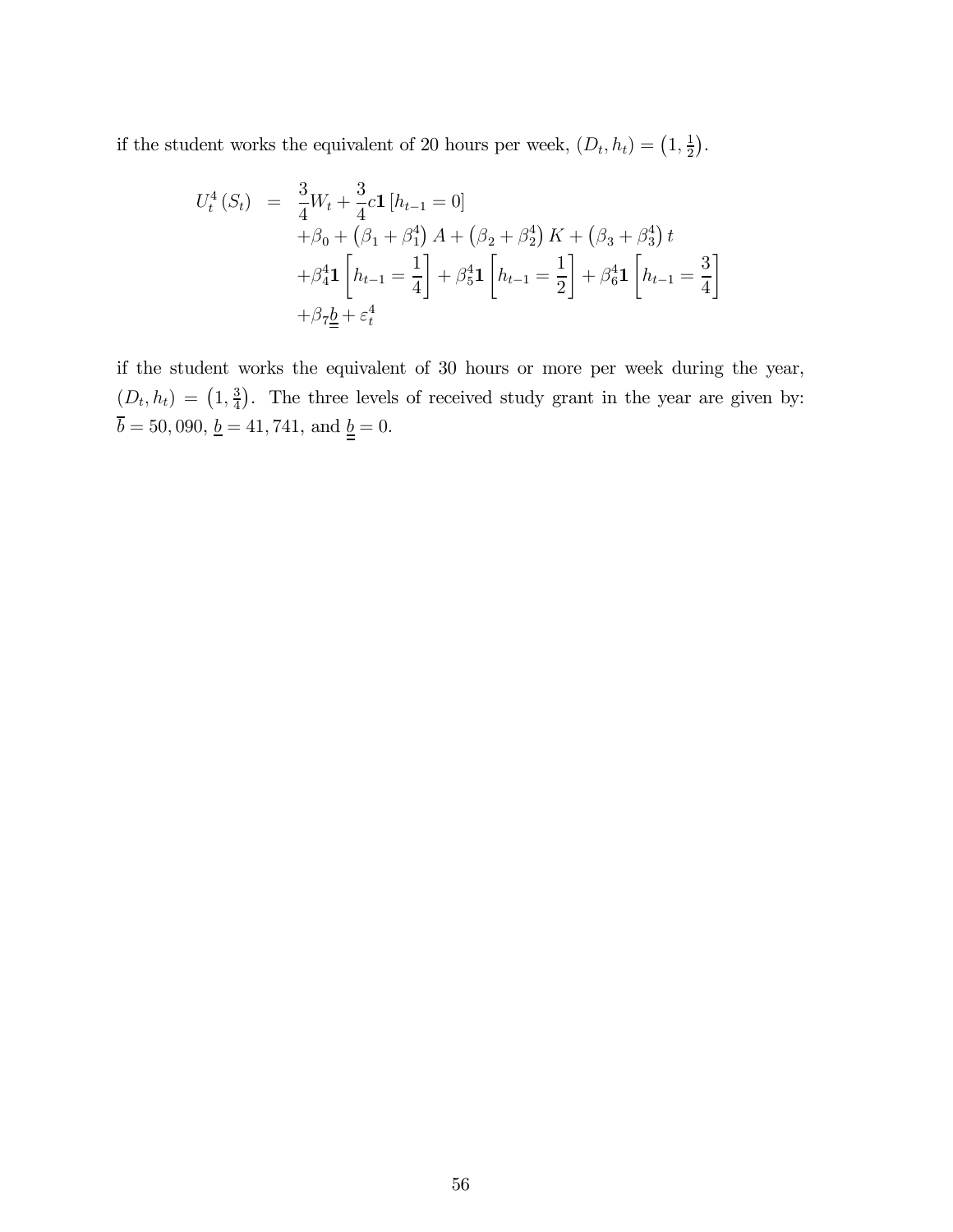if the student works the equivalent of 20 hours per week, $(D_t, h_t) = \left(1, \frac{1}{2}\right)$.

$$
\begin{aligned}
U_t^4(S_t) \;=\; & \frac{3}{4}W_t + \frac{3}{4}c\mathbf{1}\left[h_{t-1} = 0\right] \\
& +\beta_0 + \left(\beta_1 + \beta_1^4\right)A + \left(\beta_2 + \beta_2^4\right)K + \left(\beta_3 + \beta_3^4\right)t \\
& +\beta_4^4\mathbf{1}\left[h_{t-1} = \frac{1}{4}\right] + \beta_5^4\mathbf{1}\left[h_{t-1} = \frac{1}{2}\right] + \beta_6^4\mathbf{1}\left[h_{t-1} = \frac{3}{4}\right] \\
& +\beta_7\underline{\underline{b}} + \varepsilon_t^4
\end{aligned}
$$

if the student works the equivalent of 30 hours or more per week during the year, $(D_t, h_t) = \left(1, \frac{3}{4}\right)$. The three levels of received study grant in the year are given by: $\overline{b} = 50,090$, $\underline{b} = 41,741$, and $\underline{\underline{b}} = 0$.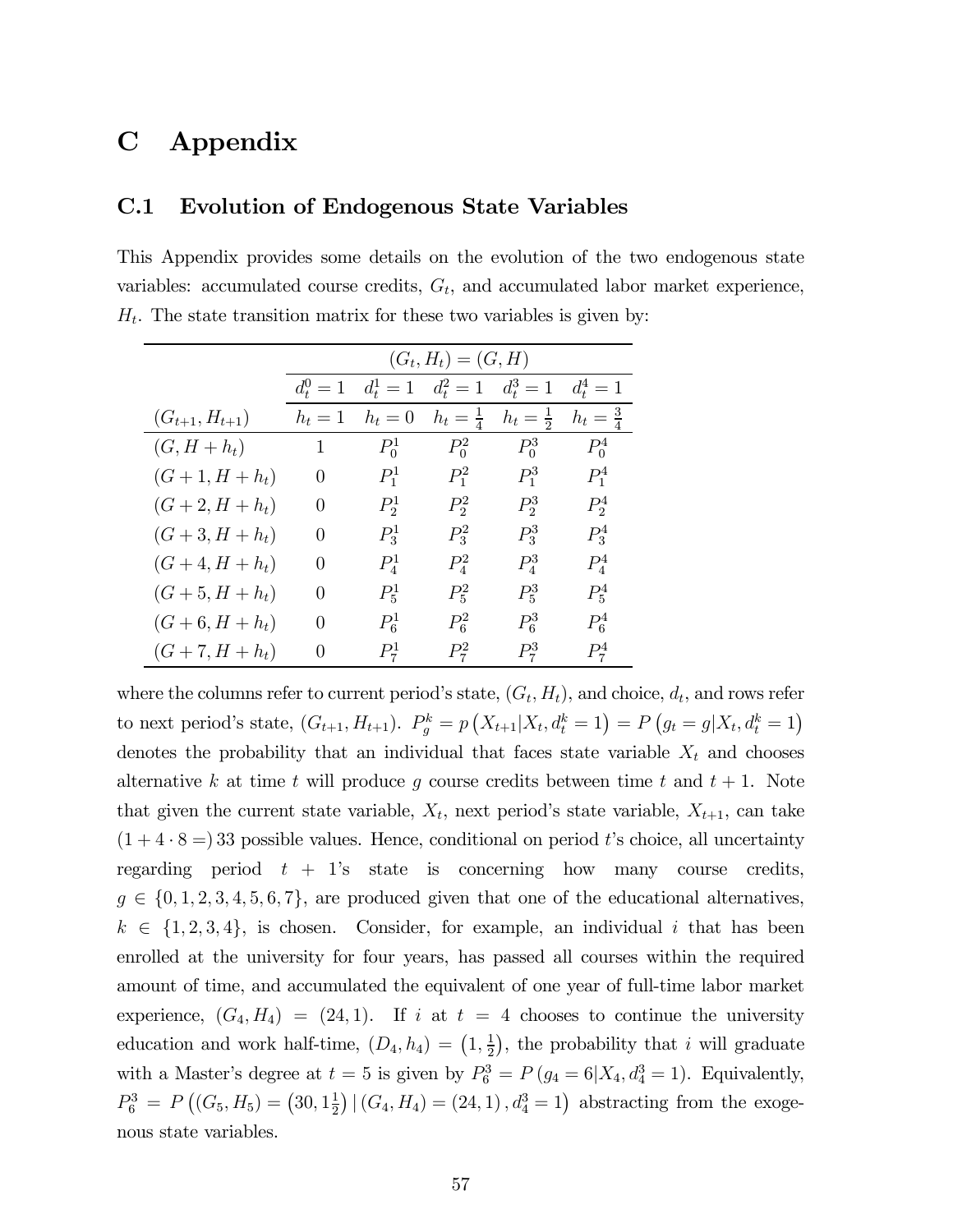# C Appendix

## C.1 Evolution of Endogenous State Variables

This Appendix provides some details on the evolution of the two endogenous state variables: accumulated course credits, $G_t$, and accumulated labor market experience, $H_t$. The state transition matrix for these two variables is given by:

| | $(G_t, H_t) = (G, H)$ | | | | |
|---|---|---|---|---|---|
| | $d_t^0 = 1$ | $d_t^1 = 1$ | $d_t^2 = 1$ | $d_t^3 = 1$ | $d_t^4 = 1$ |
| $(G_{t+1}, H_{t+1})$ | $h_t = 1$ | $h_t = 0$ | $h_t = \frac{1}{4}$ | $h_t = \frac{1}{2}$ | $h_t = \frac{3}{4}$ |
| $(G, H + h_t)$ | 1 | $P_0^1$ | $P_0^2$ | $P_0^3$ | $P_0^4$ |
| $(G+1, H + h_t)$ | 0 | $P_1^1$ | $P_1^2$ | $P_1^3$ | $P_1^4$ |
| $(G+2, H + h_t)$ | 0 | $P_2^1$ | $P_2^2$ | $P_2^3$ | $P_2^4$ |
| $(G+3, H + h_t)$ | 0 | $P_3^1$ | $P_3^2$ | $P_3^3$ | $P_3^4$ |
| $(G+4, H + h_t)$ | 0 | $P_4^1$ | $P_4^2$ | $P_4^3$ | $P_4^4$ |
| $(G+5, H + h_t)$ | 0 | $P_5^1$ | $P_5^2$ | $P_5^3$ | $P_5^4$ |
| $(G+6, H + h_t)$ | 0 | $P_6^1$ | $P_6^2$ | $P_6^3$ | $P_6^4$ |
| $(G+7, H + h_t)$ | 0 | $P_7^1$ | $P_7^2$ | $P_7^3$ | $P_7^4$ |

where the columns refer to current period's state, $(G_t, H_t)$, and choice, $d_t$, and rows refer to next period's state, $(G_{t+1}, H_{t+1})$. $P_g^k = p\left(X_{t+1} | X_t, d_t^k = 1\right) = P\left(g_t = g | X_t, d_t^k = 1\right)$ denotes the probability that an individual that faces state variable $X_t$ and chooses alternative $k$ at time $t$ will produce $g$ course credits between time $t$ and $t+1$. Note that given the current state variable, $X_t$, next period's state variable, $X_{t+1}$, can take $(1 + 4 \cdot 8 =)\, 33$ possible values. Hence, conditional on period $t$'s choice, all uncertainty regarding period $t+1$'s state is concerning how many course credits, $g \in \{0, 1, 2, 3, 4, 5, 6, 7\}$, are produced given that one of the educational alternatives, $k \in \{1, 2, 3, 4\}$, is chosen. Consider, for example, an individual $i$ that has been enrolled at the university for four years, has passed all courses within the required amount of time, and accumulated the equivalent of one year of full-time labor market experience, $(G_4, H_4) = (24, 1)$. If $i$ at $t = 4$ chooses to continue the university education and work half-time, $(D_4, h_4) = \left(1, \frac{1}{2}\right)$, the probability that $i$ will graduate with a Master's degree at $t = 5$ is given by $P_6^3 = P\left(g_4 = 6 | X_4, d_4^3 = 1\right)$. Equivalently, $P_6^3 = P\left((G_5, H_5) = \left(30, 1\frac{1}{2}\right) | \left(G_4, H_4\right) = (24, 1), d_4^3 = 1\right)$ abstracting from the exogenous state variables.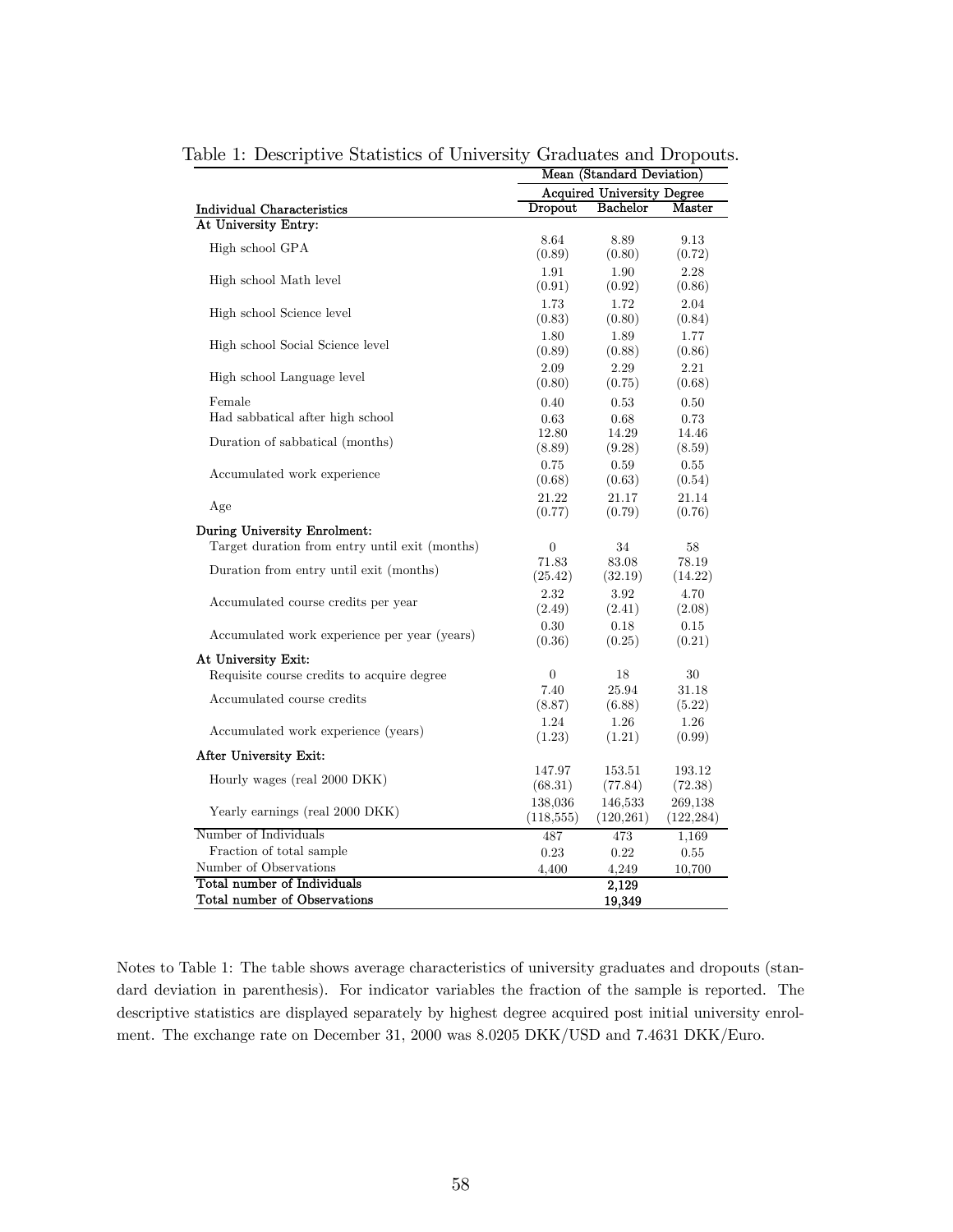Table 1: Descriptive Statistics of University Graduates and Dropouts.

| | Mean (Standard Deviation) | | |
|---|---|---|---|
| | Acquired University Degree | | |
| **Individual Characteristics** | Dropout | Bachelor | Master |
| **At University Entry:** | | | |
| High school GPA | 8.64 | 8.89 | 9.13 |
| | (0.89) | (0.80) | (0.72) |
| High school Math level | 1.91 | 1.90 | 2.28 |
| | (0.91) | (0.92) | (0.86) |
| High school Science level | 1.73 | 1.72 | 2.04 |
| | (0.83) | (0.80) | (0.84) |
| High school Social Science level | 1.80 | 1.89 | 1.77 |
| | (0.89) | (0.88) | (0.86) |
| High school Language level | 2.09 | 2.29 | 2.21 |
| | (0.80) | (0.75) | (0.68) |
| Female | 0.40 | 0.53 | 0.50 |
| Had sabbatical after high school | 0.63 | 0.68 | 0.73 |
| Duration of sabbatical (months) | 12.80 | 14.29 | 14.46 |
| | (8.89) | (9.28) | (8.59) |
| Accumulated work experience | 0.75 | 0.59 | 0.55 |
| | (0.68) | (0.63) | (0.54) |
| Age | 21.22 | 21.17 | 21.14 |
| | (0.77) | (0.79) | (0.76) |
| **During University Enrolment:** | | | |
| Target duration from entry until exit (months) | 0 | 34 | 58 |
| Duration from entry until exit (months) | 71.83 | 83.08 | 78.19 |
| | (25.42) | (32.19) | (14.22) |
| Accumulated course credits per year | 2.32 | 3.92 | 4.70 |
| | (2.49) | (2.41) | (2.08) |
| Accumulated work experience per year (years) | 0.30 | 0.18 | 0.15 |
| | (0.36) | (0.25) | (0.21) |
| **At University Exit:** | | | |
| Requisite course credits to acquire degree | 0 | 18 | 30 |
| Accumulated course credits | 7.40 | 25.94 | 31.18 |
| | (8.87) | (6.88) | (5.22) |
| Accumulated work experience (years) | 1.24 | 1.26 | 1.26 |
| | (1.23) | (1.21) | (0.99) |
| **After University Exit:** | | | |
| Hourly wages (real 2000 DKK) | 147.97 | 153.51 | 193.12 |
| | (68.31) | (77.84) | (72.38) |
| Yearly earnings (real 2000 DKK) | 138,036 | 146,533 | 269,138 |
| | (118,555) | (120,261) | (122,284) |
| Number of Individuals | 487 | 473 | 1,169 |
| Fraction of total sample | 0.23 | 0.22 | 0.55 |
| Number of Observations | 4,400 | 4,249 | 10,700 |
| **Total number of Individuals** | | 2,129 | |
| **Total number of Observations** | | 19,349 | |

Notes to Table 1: The table shows average characteristics of university graduates and dropouts (standard deviation in parenthesis). For indicator variables the fraction of the sample is reported. The descriptive statistics are displayed separately by highest degree acquired post initial university enrolment. The exchange rate on December 31, 2000 was 8.0205 DKK/USD and 7.4631 DKK/Euro.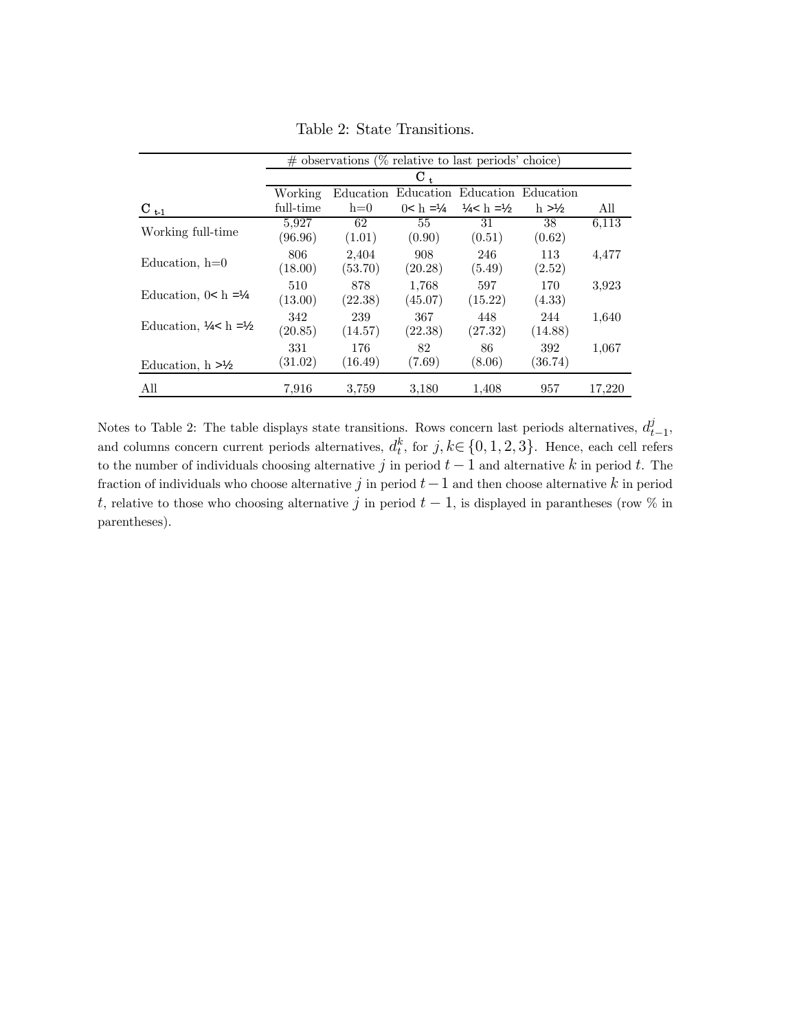Table 2: State Transitions.

| | # observations (% relative to last periods' choice) | | | | | |
|---|---|---|---|---|---|---|
| | $C_t$ | | | | | |
| $C_{t-1}$ | Working full-time | Education h=0 | Education 0< h =¼ | Education ¼< h =½ | Education h >½ | All |
| Working full-time | 5,927 (96.96) | 62 (1.01) | 55 (0.90) | 31 (0.51) | 38 (0.62) | 6,113 |
| Education, h=0 | 806 (18.00) | 2,404 (53.70) | 908 (20.28) | 246 (5.49) | 113 (2.52) | 4,477 |
| Education, 0< h =¼ | 510 (13.00) | 878 (22.38) | 1,768 (45.07) | 597 (15.22) | 170 (4.33) | 3,923 |
| Education, ¼< h =½ | 342 (20.85) | 239 (14.57) | 367 (22.38) | 448 (27.32) | 244 (14.88) | 1,640 |
| Education, h >½ | 331 (31.02) | 176 (16.49) | 82 (7.69) | 86 (8.06) | 392 (36.74) | 1,067 |
| All | 7,916 | 3,759 | 3,180 | 1,408 | 957 | 17,220 |

Notes to Table 2: The table displays state transitions. Rows concern last periods alternatives, $d_{t-1}^{j}$, and columns concern current periods alternatives, $d_t^k$, for $j, k \in \{0, 1, 2, 3\}$. Hence, each cell refers to the number of individuals choosing alternative $j$ in period $t-1$ and alternative $k$ in period $t$. The fraction of individuals who choose alternative $j$ in period $t-1$ and then choose alternative $k$ in period $t$, relative to those who choosing alternative $j$ in period $t-1$, is displayed in parantheses (row % in parentheses).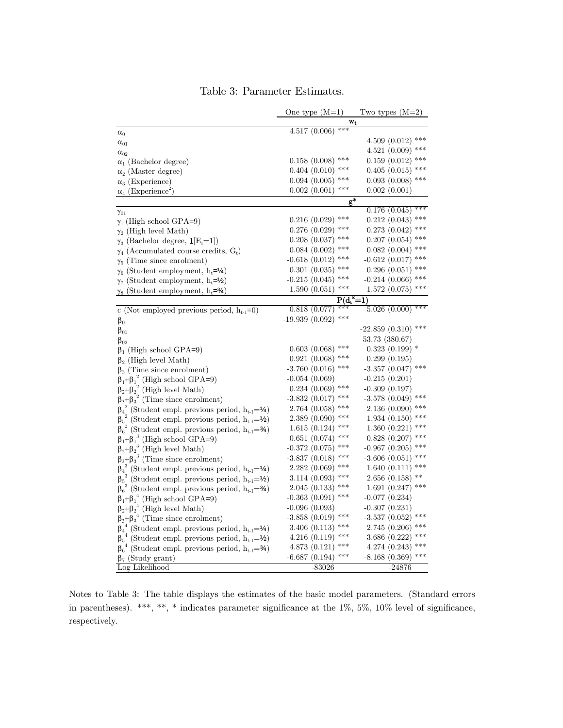Table 3: Parameter Estimates.

| | One type (M=1) | Two types (M=2) |
|---|---|---|
| | $\mathbf{w_t}$ | |
| $\alpha_0$ | 4.517 (0.006) *** | |
| $\alpha_{01}$ | | 4.509 (0.012) *** |
| $\alpha_{02}$ | | 4.521 (0.009) *** |
| $\alpha_1$ (Bachelor degree) | 0.158 (0.008) *** | 0.159 (0.012) *** |
| $\alpha_2$ (Master degree) | 0.404 (0.010) *** | 0.405 (0.015) *** |
| $\alpha_3$ (Experience) | 0.094 (0.005) *** | 0.093 (0.008) *** |
| $\alpha_4$ (Experience$^2$) | -0.002 (0.001) *** | -0.002 (0.001) |
| | $\mathbf{g^*}$ | |
| $\gamma_{01}$ | | 0.176 (0.045) *** |
| $\gamma_1$ (High school GPA=9) | 0.216 (0.029) *** | 0.212 (0.043) *** |
| $\gamma_2$ (High level Math) | 0.276 (0.029) *** | 0.273 (0.042) *** |
| $\gamma_3$ (Bachelor degree, $\mathbf{1}[E_t=1]$) | 0.208 (0.037) *** | 0.207 (0.054) *** |
| $\gamma_4$ (Accumulated course credits, $G_t$) | 0.084 (0.002) *** | 0.082 (0.004) *** |
| $\gamma_5$ (Time since enrolment) | -0.618 (0.012) *** | -0.612 (0.017) *** |
| $\gamma_6$ (Student employment, $h_t$=¼) | 0.301 (0.035) *** | 0.296 (0.051) *** |
| $\gamma_7$ (Student employment, $h_t$=½) | -0.215 (0.045) *** | -0.214 (0.066) *** |
| $\gamma_8$ (Student employment, $h_t$=¾) | -1.590 (0.051) *** | -1.572 (0.075) *** |
| | $\mathbf{P(d_t^k=1)}$ | |
| c (Not employed previous period, $h_{t-1}$=0) | 0.818 (0.077) *** | 5.026 (0.000) *** |
| $\beta_0$ | -19.939 (0.092) *** | |
| $\beta_{01}$ | | -22.859 (0.310) *** |
| $\beta_{02}$ | | -53.73 (380.67) |
| $\beta_1$ (High school GPA=9) | 0.603 (0.068) *** | 0.323 (0.199) * |
| $\beta_2$ (High level Math) | 0.921 (0.068) *** | 0.299 (0.195) |
| $\beta_3$ (Time since enrolment) | -3.760 (0.016) *** | -3.357 (0.047) *** |
| $\beta_1+\beta_1^2$ (High school GPA=9) | -0.054 (0.069) | -0.215 (0.201) |
| $\beta_2+\beta_2^2$ (High level Math) | 0.234 (0.069) *** | -0.309 (0.197) |
| $\beta_3+\beta_3^2$ (Time since enrolment) | -3.832 (0.017) *** | -3.578 (0.049) *** |
| $\beta_4^2$ (Student empl. previous period, $h_{t-1}$=¼) | 2.764 (0.058) *** | 2.136 (0.090) *** |
| $\beta_5^2$ (Student empl. previous period, $h_{t-1}$=½) | 2.389 (0.090) *** | 1.934 (0.150) *** |
| $\beta_6^2$ (Student empl. previous period, $h_{t-1}$=¾) | 1.615 (0.124) *** | 1.360 (0.221) *** |
| $\beta_1+\beta_1^3$ (High school GPA=9) | -0.651 (0.074) *** | -0.828 (0.207) *** |
| $\beta_2+\beta_2^3$ (High level Math) | -0.372 (0.075) *** | -0.967 (0.205) *** |
| $\beta_3+\beta_3^3$ (Time since enrolment) | -3.837 (0.018) *** | -3.606 (0.051) *** |
| $\beta_4^3$ (Student empl. previous period, $h_{t-1}$=¼) | 2.282 (0.069) *** | 1.640 (0.111) *** |
| $\beta_5^3$ (Student empl. previous period, $h_{t-1}$=½) | 3.114 (0.093) *** | 2.656 (0.158) ** |
| $\beta_6^3$ (Student empl. previous period, $h_{t-1}$=¾) | 2.045 (0.133) *** | 1.691 (0.247) *** |
| $\beta_1+\beta_1^4$ (High school GPA=9) | -0.363 (0.091) *** | -0.077 (0.234) |
| $\beta_2+\beta_2^4$ (High level Math) | -0.096 (0.093) | -0.307 (0.231) |
| $\beta_3+\beta_3^4$ (Time since enrolment) | -3.858 (0.019) *** | -3.537 (0.052) *** |
| $\beta_4^4$ (Student empl. previous period, $h_{t-1}$=¼) | 3.406 (0.113) *** | 2.745 (0.206) *** |
| $\beta_5^4$ (Student empl. previous period, $h_{t-1}$=½) | 4.216 (0.119) *** | 3.686 (0.222) *** |
| $\beta_6^4$ (Student empl. previous period, $h_{t-1}$=¾) | 4.873 (0.121) *** | 4.274 (0.243) *** |
| $\beta_7$ (Study grant) | -6.687 (0.194) *** | -8.168 (0.369) *** |
| Log Likelihood | -83026 | -24876 |

Notes to Table 3: The table displays the estimates of the basic model parameters. (Standard errors in parentheses). ***, **, * indicates parameter significance at the 1%, 5%, 10% level of significance, respectively.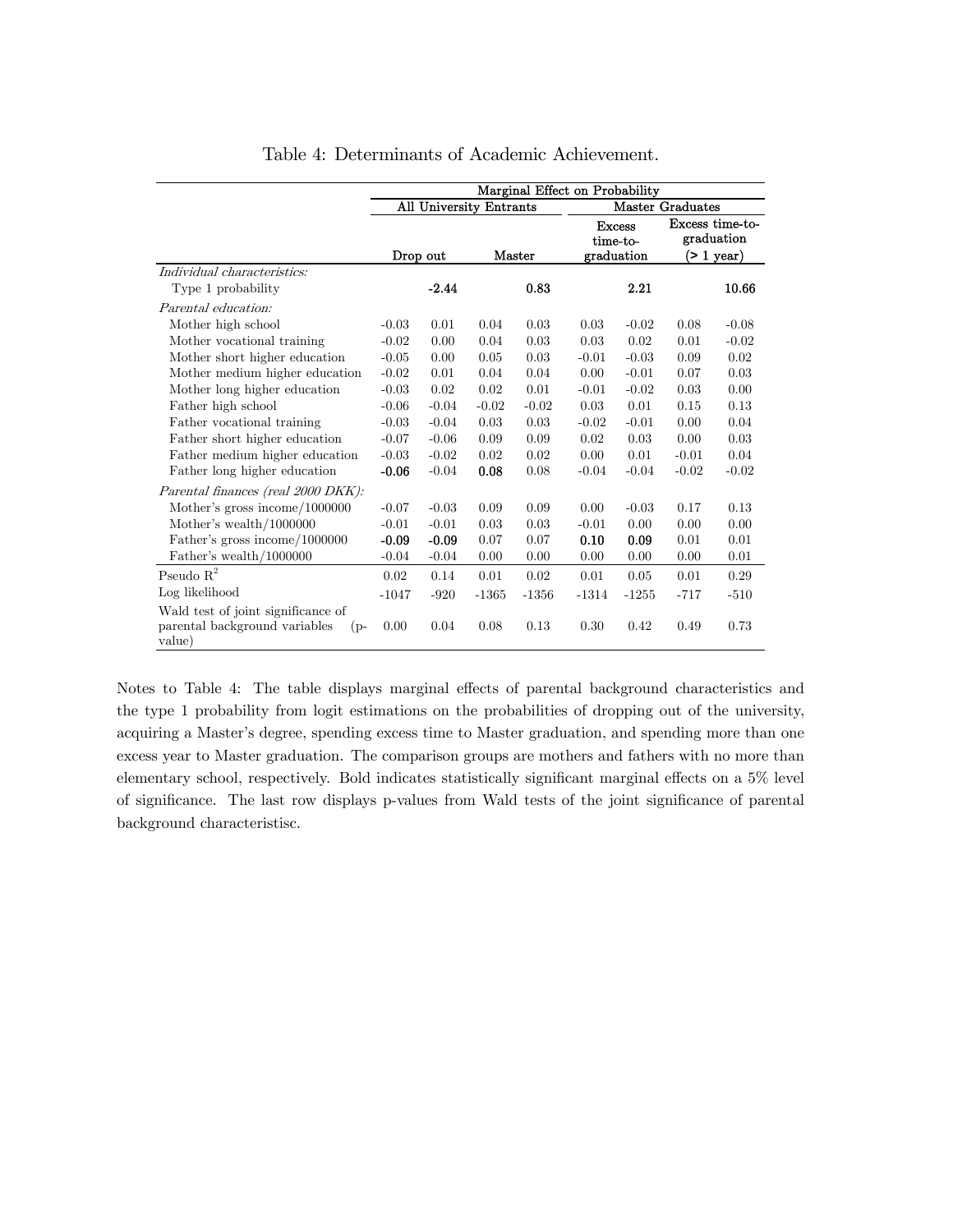# Table 4: Determinants of Academic Achievement.

| | Marginal Effect on Probability | | | | | | | |
|---|---|---|---|---|---|---|---|---|
| | All University Entrants | | | | Master Graduates | | | |
| | Drop out | | Master | | Excess time-to-graduation | | Excess time-to-graduation (> 1 year) | |
| *Individual characteristics:* | | | | | | | | |
| Type 1 probability | | **-2.44** | | **0.83** | | **2.21** | | **10.66** |
| *Parental education:* | | | | | | | | |
| Mother high school | -0.03 | 0.01 | 0.04 | 0.03 | 0.03 | -0.02 | 0.08 | -0.08 |
| Mother vocational training | -0.02 | 0.00 | 0.04 | 0.03 | 0.03 | 0.02 | 0.01 | -0.02 |
| Mother short higher education | -0.05 | 0.00 | 0.05 | 0.03 | -0.01 | -0.03 | 0.09 | 0.02 |
| Mother medium higher education | -0.02 | 0.01 | 0.04 | 0.04 | 0.00 | -0.01 | 0.07 | 0.03 |
| Mother long higher education | -0.03 | 0.02 | 0.02 | 0.01 | -0.01 | -0.02 | 0.03 | 0.00 |
| Father high school | -0.06 | -0.04 | -0.02 | -0.02 | 0.03 | 0.01 | 0.15 | 0.13 |
| Father vocational training | -0.03 | -0.04 | 0.03 | 0.03 | -0.02 | -0.01 | 0.00 | 0.04 |
| Father short higher education | -0.07 | -0.06 | 0.09 | 0.09 | 0.02 | 0.03 | 0.00 | 0.03 |
| Father medium higher education | -0.03 | -0.02 | 0.02 | 0.02 | 0.00 | 0.01 | -0.01 | 0.04 |
| Father long higher education | **-0.06** | -0.04 | **0.08** | 0.08 | -0.04 | -0.04 | -0.02 | -0.02 |
| *Parental finances (real 2000 DKK):* | | | | | | | | |
| Mother's gross income/1000000 | -0.07 | -0.03 | 0.09 | 0.09 | 0.00 | -0.03 | 0.17 | 0.13 |
| Mother's wealth/1000000 | -0.01 | -0.01 | 0.03 | 0.03 | -0.01 | 0.00 | 0.00 | 0.00 |
| Father's gross income/1000000 | **-0.09** | **-0.09** | 0.07 | 0.07 | **0.10** | **0.09** | 0.01 | 0.01 |
| Father's wealth/1000000 | -0.04 | -0.04 | 0.00 | 0.00 | 0.00 | 0.00 | 0.00 | 0.01 |
| Pseudo $R^2$ | 0.02 | 0.14 | 0.01 | 0.02 | 0.01 | 0.05 | 0.01 | 0.29 |
| Log likelihood | -1047 | -920 | -1365 | -1356 | -1314 | -1255 | -717 | -510 |
| Wald test of joint significance of parental background variables (p-value) | 0.00 | 0.04 | 0.08 | 0.13 | 0.30 | 0.42 | 0.49 | 0.73 |

Notes to Table 4: The table displays marginal effects of parental background characteristics and the type 1 probability from logit estimations on the probabilities of dropping out of the university, acquiring a Master's degree, spending excess time to Master graduation, and spending more than one excess year to Master graduation. The comparison groups are mothers and fathers with no more than elementary school, respectively. Bold indicates statistically significant marginal effects on a 5% level of significance. The last row displays p-values from Wald tests of the joint significance of parental background characteristisc.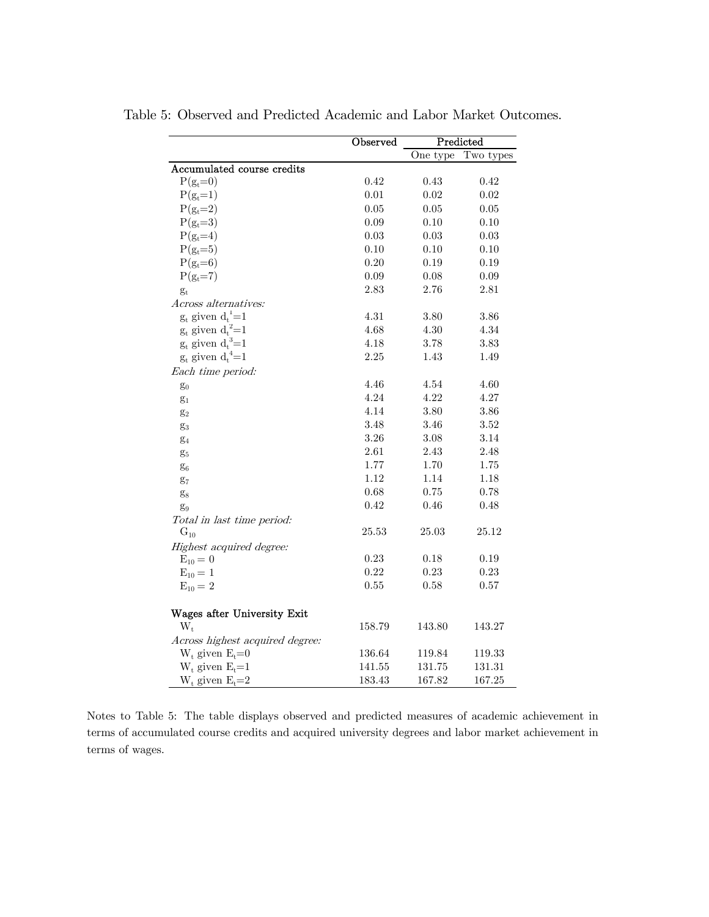Table 5: Observed and Predicted Academic and Labor Market Outcomes.

| | Observed | Predicted | |
|---|---|---|---|
| | | One type | Two types |
| **Accumulated course credits** | | | |
| $P(g_t=0)$ | 0.42 | 0.43 | 0.42 |
| $P(g_t=1)$ | 0.01 | 0.02 | 0.02 |
| $P(g_t=2)$ | 0.05 | 0.05 | 0.05 |
| $P(g_t=3)$ | 0.09 | 0.10 | 0.10 |
| $P(g_t=4)$ | 0.03 | 0.03 | 0.03 |
| $P(g_t=5)$ | 0.10 | 0.10 | 0.10 |
| $P(g_t=6)$ | 0.20 | 0.19 | 0.19 |
| $P(g_t=7)$ | 0.09 | 0.08 | 0.09 |
| $g_t$ | 2.83 | 2.76 | 2.81 |
| *Across alternatives:* | | | |
| $g_t$ given $d_t^1=1$ | 4.31 | 3.80 | 3.86 |
| $g_t$ given $d_t^2=1$ | 4.68 | 4.30 | 4.34 |
| $g_t$ given $d_t^3=1$ | 4.18 | 3.78 | 3.83 |
| $g_t$ given $d_t^4=1$ | 2.25 | 1.43 | 1.49 |
| *Each time period:* | | | |
| $g_0$ | 4.46 | 4.54 | 4.60 |
| $g_1$ | 4.24 | 4.22 | 4.27 |
| $g_2$ | 4.14 | 3.80 | 3.86 |
| $g_3$ | 3.48 | 3.46 | 3.52 |
| $g_4$ | 3.26 | 3.08 | 3.14 |
| $g_5$ | 2.61 | 2.43 | 2.48 |
| $g_6$ | 1.77 | 1.70 | 1.75 |
| $g_7$ | 1.12 | 1.14 | 1.18 |
| $g_8$ | 0.68 | 0.75 | 0.78 |
| $g_9$ | 0.42 | 0.46 | 0.48 |
| *Total in last time period:* | | | |
| $G_{10}$ | 25.53 | 25.03 | 25.12 |
| *Highest acquired degree:* | | | |
| $E_{10} = 0$ | 0.23 | 0.18 | 0.19 |
| $E_{10} = 1$ | 0.22 | 0.23 | 0.23 |
| $E_{10} = 2$ | 0.55 | 0.58 | 0.57 |
| **Wages after University Exit** | | | |
| $W_t$ | 158.79 | 143.80 | 143.27 |
| *Across highest acquired degree:* | | | |
| $W_t$ given $E_t=0$ | 136.64 | 119.84 | 119.33 |
| $W_t$ given $E_t=1$ | 141.55 | 131.75 | 131.31 |
| $W_t$ given $E_t=2$ | 183.43 | 167.82 | 167.25 |

Notes to Table 5: The table displays observed and predicted measures of academic achievement in terms of accumulated course credits and acquired university degrees and labor market achievement in terms of wages.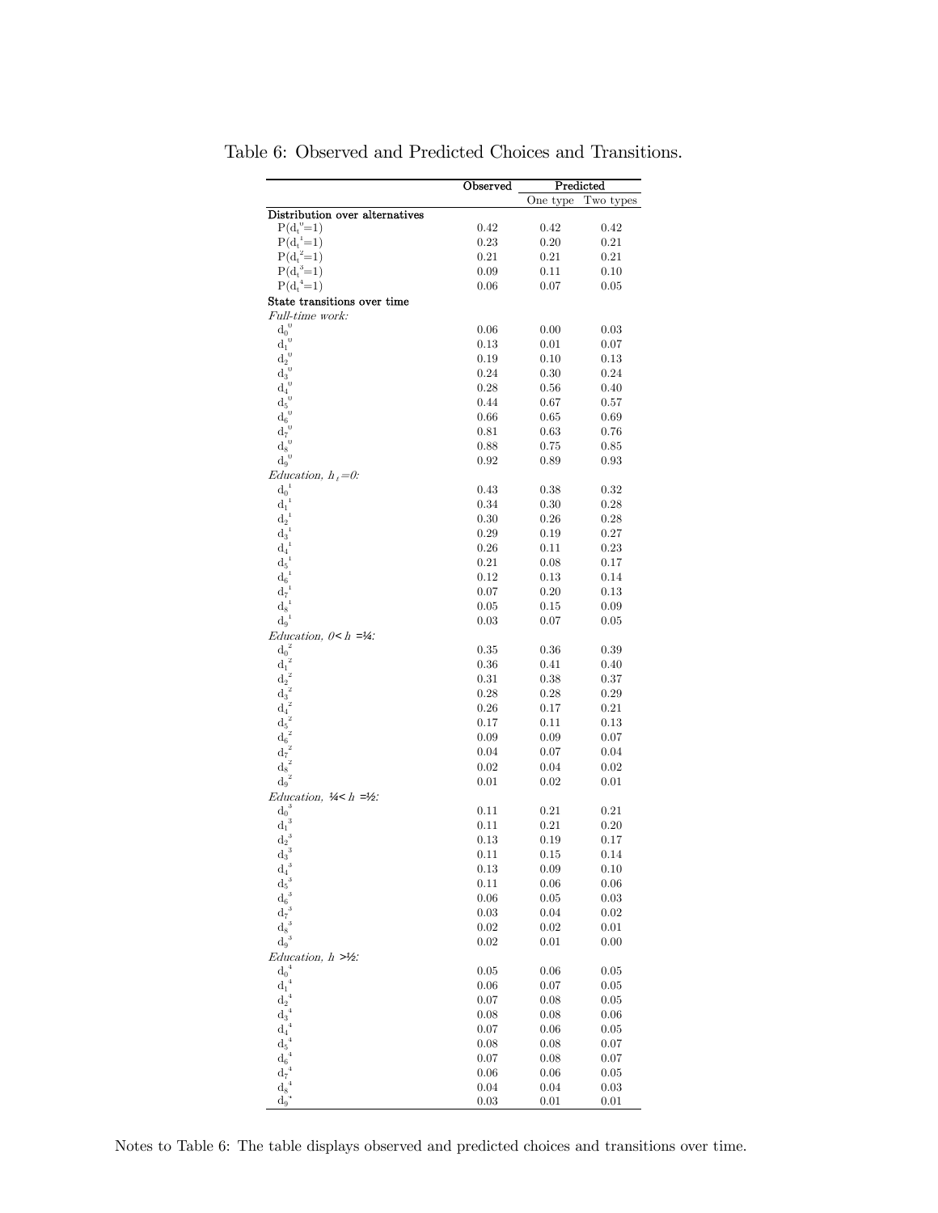Table 6: Observed and Predicted Choices and Transitions.

| | Observed | Predicted | |
|---|---|---|---|
| | | One type | Two types |
| **Distribution over alternatives** | | | |
| $P(d_t^0=1)$ | 0.42 | 0.42 | 0.42 |
| $P(d_t^1=1)$ | 0.23 | 0.20 | 0.21 |
| $P(d_t^2=1)$ | 0.21 | 0.21 | 0.21 |
| $P(d_t^3=1)$ | 0.09 | 0.11 | 0.10 |
| $P(d_t^4=1)$ | 0.06 | 0.07 | 0.05 |
| **State transitions over time** | | | |
| *Full-time work:* | | | |
| $d_0^0$ | 0.06 | 0.00 | 0.03 |
| $d_1^0$ | 0.13 | 0.01 | 0.07 |
| $d_2^0$ | 0.19 | 0.10 | 0.13 |
| $d_3^0$ | 0.24 | 0.30 | 0.24 |
| $d_4^0$ | 0.28 | 0.56 | 0.40 |
| $d_5^0$ | 0.44 | 0.67 | 0.57 |
| $d_6^0$ | 0.66 | 0.65 | 0.69 |
| $d_7^0$ | 0.81 | 0.63 | 0.76 |
| $d_8^0$ | 0.88 | 0.75 | 0.85 |
| $d_9^0$ | 0.92 | 0.89 | 0.93 |
| *Education, $h_t=0$:* | | | |
| $d_0^1$ | 0.43 | 0.38 | 0.32 |
| $d_1^1$ | 0.34 | 0.30 | 0.28 |
| $d_2^1$ | 0.30 | 0.26 | 0.28 |
| $d_3^1$ | 0.29 | 0.19 | 0.27 |
| $d_4^1$ | 0.26 | 0.11 | 0.23 |
| $d_5^1$ | 0.21 | 0.08 | 0.17 |
| $d_6^1$ | 0.12 | 0.13 | 0.14 |
| $d_7^1$ | 0.07 | 0.20 | 0.13 |
| $d_8^1$ | 0.05 | 0.15 | 0.09 |
| $d_9^1$ | 0.03 | 0.07 | 0.05 |
| *Education, $0< h \leq ¼$:* | | | |
| $d_0^2$ | 0.35 | 0.36 | 0.39 |
| $d_1^2$ | 0.36 | 0.41 | 0.40 |
| $d_2^2$ | 0.31 | 0.38 | 0.37 |
| $d_3^2$ | 0.28 | 0.28 | 0.29 |
| $d_4^2$ | 0.26 | 0.17 | 0.21 |
| $d_5^2$ | 0.17 | 0.11 | 0.13 |
| $d_6^2$ | 0.09 | 0.09 | 0.07 |
| $d_7^2$ | 0.04 | 0.07 | 0.04 |
| $d_8^2$ | 0.02 | 0.04 | 0.02 |
| $d_9^2$ | 0.01 | 0.02 | 0.01 |
| *Education, $¼< h \leq ½$:* | | | |
| $d_0^3$ | 0.11 | 0.21 | 0.21 |
| $d_1^3$ | 0.11 | 0.21 | 0.20 |
| $d_2^3$ | 0.13 | 0.19 | 0.17 |
| $d_3^3$ | 0.11 | 0.15 | 0.14 |
| $d_4^3$ | 0.13 | 0.09 | 0.10 |
| $d_5^3$ | 0.11 | 0.06 | 0.06 |
| $d_6^3$ | 0.06 | 0.05 | 0.03 |
| $d_7^3$ | 0.03 | 0.04 | 0.02 |
| $d_8^3$ | 0.02 | 0.02 | 0.01 |
| $d_9^3$ | 0.02 | 0.01 | 0.00 |
| *Education, $h >½$:* | | | |
| $d_0^4$ | 0.05 | 0.06 | 0.05 |
| $d_1^4$ | 0.06 | 0.07 | 0.05 |
| $d_2^4$ | 0.07 | 0.08 | 0.05 |
| $d_3^4$ | 0.08 | 0.08 | 0.06 |
| $d_4^4$ | 0.07 | 0.06 | 0.05 |
| $d_5^4$ | 0.08 | 0.08 | 0.07 |
| $d_6^4$ | 0.07 | 0.08 | 0.07 |
| $d_7^4$ | 0.06 | 0.06 | 0.05 |
| $d_8^4$ | 0.04 | 0.04 | 0.03 |
| $d_9^4$ | 0.03 | 0.01 | 0.01 |

Notes to Table 6: The table displays observed and predicted choices and transitions over time.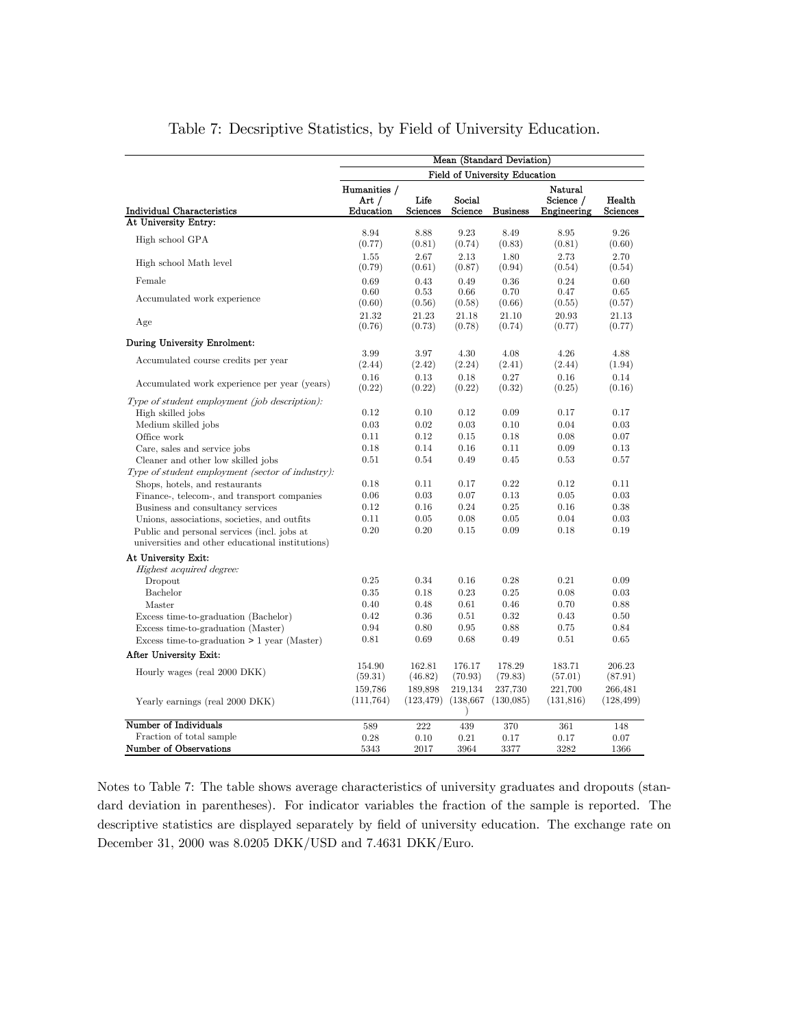# Table 7: Decsriptive Statistics, by Field of University Education.

| | Mean (Standard Deviation) | | | | | |
|---|---|---|---|---|---|---|
| | Field of University Education | | | | | |
| **Individual Characteristics** | Humanities / Art / Education | Life Sciences | Social Science | Business | Natural Science / Engineering | Health Sciences |
| **At University Entry:** | | | | | | |
| High school GPA | 8.94 (0.77) | 8.88 (0.81) | 9.23 (0.74) | 8.49 (0.83) | 8.95 (0.81) | 9.26 (0.60) |
| High school Math level | 1.55 (0.79) | 2.67 (0.61) | 2.13 (0.87) | 1.80 (0.94) | 2.73 (0.54) | 2.70 (0.54) |
| Female | 0.69 | 0.43 | 0.49 | 0.36 | 0.24 | 0.60 |
| Accumulated work experience | 0.60 (0.60) | 0.53 (0.56) | 0.66 (0.58) | 0.70 (0.66) | 0.47 (0.55) | 0.65 (0.57) |
| Age | 21.32 (0.76) | 21.23 (0.73) | 21.18 (0.78) | 21.10 (0.74) | 20.93 (0.77) | 21.13 (0.77) |
| **During University Enrolment:** | | | | | | |
| Accumulated course credits per year | 3.99 (2.44) | 3.97 (2.42) | 4.30 (2.24) | 4.08 (2.41) | 4.26 (2.44) | 4.88 (1.94) |
| Accumulated work experience per year (years) | 0.16 (0.22) | 0.13 (0.22) | 0.18 (0.22) | 0.27 (0.32) | 0.16 (0.25) | 0.14 (0.16) |
| *Type of student employment (job description):* | | | | | | |
| High skilled jobs | 0.12 | 0.10 | 0.12 | 0.09 | 0.17 | 0.17 |
| Medium skilled jobs | 0.03 | 0.02 | 0.03 | 0.10 | 0.04 | 0.03 |
| Office work | 0.11 | 0.12 | 0.15 | 0.18 | 0.08 | 0.07 |
| Care, sales and service jobs | 0.18 | 0.14 | 0.16 | 0.11 | 0.09 | 0.13 |
| Cleaner and other low skilled jobs | 0.51 | 0.54 | 0.49 | 0.45 | 0.53 | 0.57 |
| *Type of student employment (sector of industry):* | | | | | | |
| Shops, hotels, and restaurants | 0.18 | 0.11 | 0.17 | 0.22 | 0.12 | 0.11 |
| Finance-, telecom-, and transport companies | 0.06 | 0.03 | 0.07 | 0.13 | 0.05 | 0.03 |
| Business and consultancy services | 0.12 | 0.16 | 0.24 | 0.25 | 0.16 | 0.38 |
| Unions, associations, societies, and outfits | 0.11 | 0.05 | 0.08 | 0.05 | 0.04 | 0.03 |
| Public and personal services (incl. jobs at universities and other educational institutions) | 0.20 | 0.20 | 0.15 | 0.09 | 0.18 | 0.19 |
| **At University Exit:** | | | | | | |
| *Highest acquired degree:* | | | | | | |
| Dropout | 0.25 | 0.34 | 0.16 | 0.28 | 0.21 | 0.09 |
| Bachelor | 0.35 | 0.18 | 0.23 | 0.25 | 0.08 | 0.03 |
| Master | 0.40 | 0.48 | 0.61 | 0.46 | 0.70 | 0.88 |
| Excess time-to-graduation (Bachelor) | 0.42 | 0.36 | 0.51 | 0.32 | 0.43 | 0.50 |
| Excess time-to-graduation (Master) | 0.94 | 0.80 | 0.95 | 0.88 | 0.75 | 0.84 |
| Excess time-to-graduation > 1 year (Master) | 0.81 | 0.69 | 0.68 | 0.49 | 0.51 | 0.65 |
| **After University Exit:** | | | | | | |
| Hourly wages (real 2000 DKK) | 154.90 (59.31) | 162.81 (46.82) | 176.17 (70.93) | 178.29 (79.83) | 183.71 (57.01) | 206.23 (87.91) |
| Yearly earnings (real 2000 DKK) | 159,786 (111,764) | 189,898 (123,479) | 219,134 (138,667) | 237,730 (130,085) | 221,700 (131,816) | 266,481 (128,499) |
| **Number of Individuals** | 589 | 222 | 439 | 370 | 361 | 148 |
| Fraction of total sample | 0.28 | 0.10 | 0.21 | 0.17 | 0.17 | 0.07 |
| **Number of Observations** | 5343 | 2017 | 3964 | 3377 | 3282 | 1366 |

Notes to Table 7: The table shows average characteristics of university graduates and dropouts (standard deviation in parentheses). For indicator variables the fraction of the sample is reported. The descriptive statistics are displayed separately by field of university education. The exchange rate on December 31, 2000 was 8.0205 DKK/USD and 7.4631 DKK/Euro.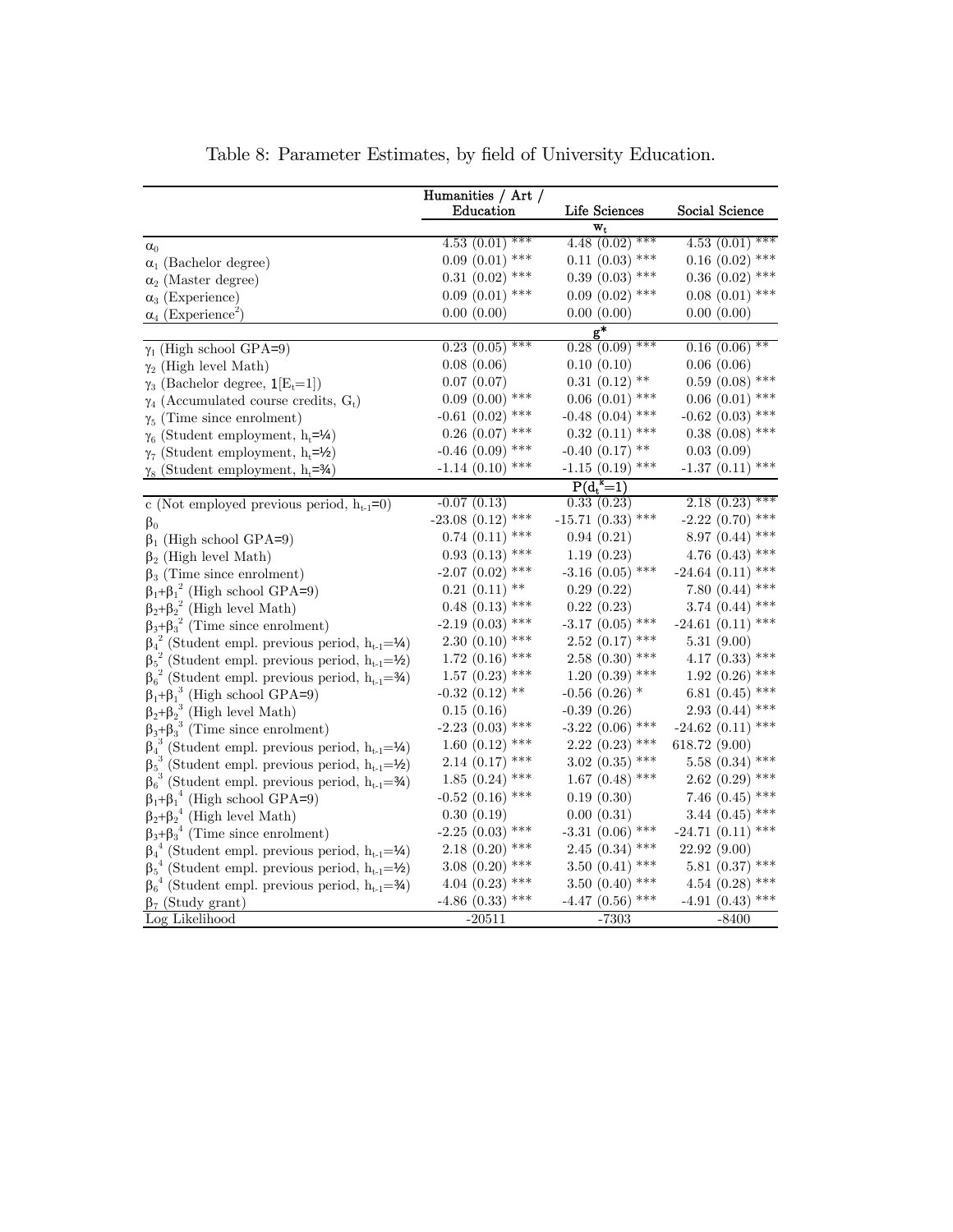Table 8: Parameter Estimates, by field of University Education.

| | Humanities / Art / Education | Life Sciences | Social Science |
|---|---|---|---|
| | | $w_t$ | |
| $\alpha_0$ | 4.53 (0.01) *** | 4.48 (0.02) *** | 4.53 (0.01) *** |
| $\alpha_1$ (Bachelor degree) | 0.09 (0.01) *** | 0.11 (0.03) *** | 0.16 (0.02) *** |
| $\alpha_2$ (Master degree) | 0.31 (0.02) *** | 0.39 (0.03) *** | 0.36 (0.02) *** |
| $\alpha_3$ (Experience) | 0.09 (0.01) *** | 0.09 (0.02) *** | 0.08 (0.01) *** |
| $\alpha_4$ (Experience$^2$) | 0.00 (0.00) | 0.00 (0.00) | 0.00 (0.00) |
| | | $g^*$ | |
| $\gamma_1$ (High school GPA=9) | 0.23 (0.05) *** | 0.28 (0.09) *** | 0.16 (0.06) ** |
| $\gamma_2$ (High level Math) | 0.08 (0.06) | 0.10 (0.10) | 0.06 (0.06) |
| $\gamma_3$ (Bachelor degree, $\mathbf{1}[E_t=1]$) | 0.07 (0.07) | 0.31 (0.12) ** | 0.59 (0.08) *** |
| $\gamma_4$ (Accumulated course credits, $G_t$) | 0.09 (0.00) *** | 0.06 (0.01) *** | 0.06 (0.01) *** |
| $\gamma_5$ (Time since enrolment) | -0.61 (0.02) *** | -0.48 (0.04) *** | -0.62 (0.03) *** |
| $\gamma_6$ (Student employment, $h_t$=¼) | 0.26 (0.07) *** | 0.32 (0.11) *** | 0.38 (0.08) *** |
| $\gamma_7$ (Student employment, $h_t$=½) | -0.46 (0.09) *** | -0.40 (0.17) ** | 0.03 (0.09) |
| $\gamma_8$ (Student employment, $h_t$=¾) | -1.14 (0.10) *** | -1.15 (0.19) *** | -1.37 (0.11) *** |
| | | $P(d_t^k=1)$ | |
| c (Not employed previous period, $h_{t-1}$=0) | -0.07 (0.13) | 0.33 (0.23) | 2.18 (0.23) *** |
| $\beta_0$ | -23.08 (0.12) *** | -15.71 (0.33) *** | -2.22 (0.70) *** |
| $\beta_1$ (High school GPA=9) | 0.74 (0.11) *** | 0.94 (0.21) | 8.97 (0.44) *** |
| $\beta_2$ (High level Math) | 0.93 (0.13) *** | 1.19 (0.23) | 4.76 (0.43) *** |
| $\beta_3$ (Time since enrolment) | -2.07 (0.02) *** | -3.16 (0.05) *** | -24.64 (0.11) *** |
| $\beta_1+\beta_1^2$ (High school GPA=9) | 0.21 (0.11) ** | 0.29 (0.22) | 7.80 (0.44) *** |
| $\beta_2+\beta_2^2$ (High level Math) | 0.48 (0.13) *** | 0.22 (0.23) | 3.74 (0.44) *** |
| $\beta_3+\beta_3^2$ (Time since enrolment) | -2.19 (0.03) *** | -3.17 (0.05) *** | -24.61 (0.11) *** |
| $\beta_4^2$ (Student empl. previous period, $h_{t-1}$=¼) | 2.30 (0.10) *** | 2.52 (0.17) *** | 5.31 (9.00) |
| $\beta_5^2$ (Student empl. previous period, $h_{t-1}$=½) | 1.72 (0.16) *** | 2.58 (0.30) *** | 4.17 (0.33) *** |
| $\beta_6^2$ (Student empl. previous period, $h_{t-1}$=¾) | 1.57 (0.23) *** | 1.20 (0.39) *** | 1.92 (0.26) *** |
| $\beta_1+\beta_1^3$ (High school GPA=9) | -0.32 (0.12) ** | -0.56 (0.26) * | 6.81 (0.45) *** |
| $\beta_2+\beta_2^3$ (High level Math) | 0.15 (0.16) | -0.39 (0.26) | 2.93 (0.44) *** |
| $\beta_3+\beta_3^3$ (Time since enrolment) | -2.23 (0.03) *** | -3.22 (0.06) *** | -24.62 (0.11) *** |
| $\beta_4^3$ (Student empl. previous period, $h_{t-1}$=¼) | 1.60 (0.12) *** | 2.22 (0.23) *** | 618.72 (9.00) |
| $\beta_5^3$ (Student empl. previous period, $h_{t-1}$=½) | 2.14 (0.17) *** | 3.02 (0.35) *** | 5.58 (0.34) *** |
| $\beta_6^3$ (Student empl. previous period, $h_{t-1}$=¾) | 1.85 (0.24) *** | 1.67 (0.48) *** | 2.62 (0.29) *** |
| $\beta_1+\beta_1^4$ (High school GPA=9) | -0.52 (0.16) *** | 0.19 (0.30) | 7.46 (0.45) *** |
| $\beta_2+\beta_2^4$ (High level Math) | 0.30 (0.19) | 0.00 (0.31) | 3.44 (0.45) *** |
| $\beta_3+\beta_3^4$ (Time since enrolment) | -2.25 (0.03) *** | -3.31 (0.06) *** | -24.71 (0.11) *** |
| $\beta_4^4$ (Student empl. previous period, $h_{t-1}$=¼) | 2.18 (0.20) *** | 2.45 (0.34) *** | 22.92 (9.00) |
| $\beta_5^4$ (Student empl. previous period, $h_{t-1}$=½) | 3.08 (0.20) *** | 3.50 (0.41) *** | 5.81 (0.37) *** |
| $\beta_6^4$ (Student empl. previous period, $h_{t-1}$=¾) | 4.04 (0.23) *** | 3.50 (0.40) *** | 4.54 (0.28) *** |
| $\beta_7$ (Study grant) | -4.86 (0.33) *** | -4.47 (0.56) *** | -4.91 (0.43) *** |
| Log Likelihood | -20511 | -7303 | -8400 |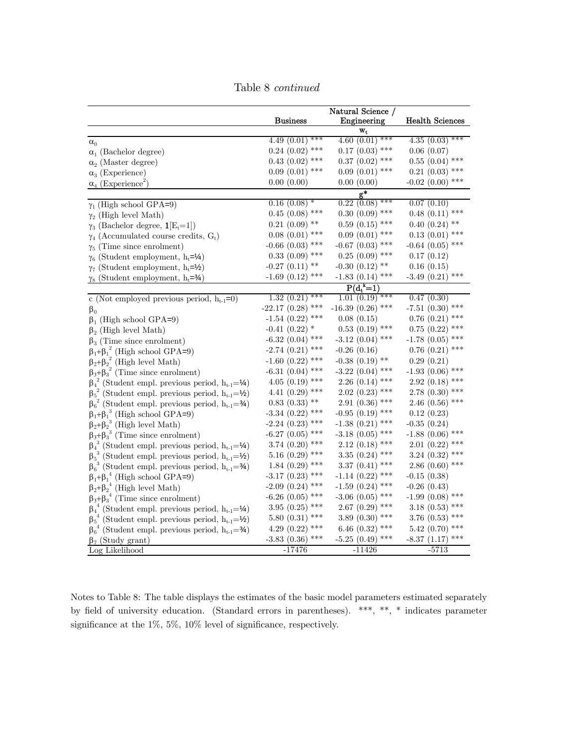Table 8 *continued*

| | Business | Natural Science / Engineering | Health Sciences |
|---|---|---|---|
| | | $w_t$ | |
| $\alpha_0$ | 4.49 (0.01) *** | 4.60 (0.01) *** | 4.35 (0.03) *** |
| $\alpha_1$ (Bachelor degree) | 0.24 (0.02) *** | 0.17 (0.03) *** | 0.06 (0.07) |
| $\alpha_2$ (Master degree) | 0.43 (0.02) *** | 0.37 (0.02) *** | 0.55 (0.04) *** |
| $\alpha_3$ (Experience) | 0.09 (0.01) *** | 0.09 (0.01) *** | 0.21 (0.03) *** |
| $\alpha_4$ (Experience$^2$) | 0.00 (0.00) | 0.00 (0.00) | -0.02 (0.00) *** |
| | | $g^*$ | |
| $\gamma_1$ (High school GPA=9) | 0.16 (0.08) * | 0.22 (0.08) *** | 0.07 (0.10) |
| $\gamma_2$ (High level Math) | 0.45 (0.08) *** | 0.30 (0.09) *** | 0.48 (0.11) *** |
| $\gamma_3$ (Bachelor degree, $\mathbf{1}[E_t=1]$) | 0.21 (0.09) ** | 0.59 (0.15) *** | 0.40 (0.24) ** |
| $\gamma_4$ (Accumulated course credits, $G_t$) | 0.08 (0.01) *** | 0.09 (0.01) *** | 0.13 (0.01) *** |
| $\gamma_5$ (Time since enrolment) | -0.66 (0.03) *** | -0.67 (0.03) *** | -0.64 (0.05) *** |
| $\gamma_6$ (Student employment, $h_t$=¼) | 0.33 (0.09) *** | 0.25 (0.09) *** | 0.17 (0.12) |
| $\gamma_7$ (Student employment, $h_t$=½) | -0.27 (0.11) ** | -0.30 (0.12) ** | 0.16 (0.15) |
| $\gamma_8$ (Student employment, $h_t$=¾) | -1.69 (0.12) *** | -1.83 (0.14) *** | -3.49 (0.21) *** |
| | | $P(d_t^k=1)$ | |
| c (Not employed previous period, $h_{t-1}$=0) | 1.32 (0.21) *** | 1.01 (0.19) *** | 0.47 (0.30) |
| $\beta_0$ | -22.17 (0.28) *** | -16.39 (0.26) *** | -7.51 (0.30) *** |
| $\beta_1$ (High school GPA=9) | -1.54 (0.22) *** | 0.08 (0.15) | 0.76 (0.21) *** |
| $\beta_2$ (High level Math) | -0.41 (0.22) * | 0.53 (0.19) *** | 0.75 (0.22) *** |
| $\beta_3$ (Time since enrolment) | -6.32 (0.04) *** | -3.12 (0.04) *** | -1.78 (0.05) *** |
| $\beta_1+\beta_1^2$ (High school GPA=9) | -2.74 (0.21) *** | -0.26 (0.16) | 0.76 (0.21) *** |
| $\beta_2+\beta_2^2$ (High level Math) | -1.60 (0.22) *** | -0.38 (0.19) ** | 0.29 (0.21) |
| $\beta_3+\beta_3^2$ (Time since enrolment) | -6.31 (0.04) *** | -3.22 (0.04) *** | -1.93 (0.06) *** |
| $\beta_4^2$ (Student empl. previous period, $h_{t-1}$=¼) | 4.05 (0.19) *** | 2.26 (0.14) *** | 2.92 (0.18) *** |
| $\beta_5^2$ (Student empl. previous period, $h_{t-1}$=½) | 4.41 (0.29) *** | 2.02 (0.23) *** | 2.78 (0.30) *** |
| $\beta_6^2$ (Student empl. previous period, $h_{t-1}$=¾) | 0.83 (0.33) ** | 2.91 (0.36) *** | 2.46 (0.56) *** |
| $\beta_1+\beta_1^3$ (High school GPA=9) | -3.34 (0.22) *** | -0.95 (0.19) *** | 0.12 (0.23) |
| $\beta_2+\beta_2^3$ (High level Math) | -2.24 (0.23) *** | -1.38 (0.21) *** | -0.35 (0.24) |
| $\beta_3+\beta_3^3$ (Time since enrolment) | -6.27 (0.05) *** | -3.18 (0.05) *** | -1.88 (0.06) *** |
| $\beta_4^3$ (Student empl. previous period, $h_{t-1}$=¼) | 3.74 (0.20) *** | 2.12 (0.18) *** | 2.01 (0.22) *** |
| $\beta_5^3$ (Student empl. previous period, $h_{t-1}$=½) | 5.16 (0.29) *** | 3.35 (0.24) *** | 3.24 (0.32) *** |
| $\beta_6^3$ (Student empl. previous period, $h_{t-1}$=¾) | 1.84 (0.29) *** | 3.37 (0.41) *** | 2.86 (0.60) *** |
| $\beta_1+\beta_1^4$ (High school GPA=9) | -3.17 (0.23) *** | -1.14 (0.22) *** | -0.15 (0.38) |
| $\beta_2+\beta_2^4$ (High level Math) | -2.09 (0.24) *** | -1.59 (0.24) *** | -0.26 (0.43) |
| $\beta_3+\beta_3^4$ (Time since enrolment) | -6.26 (0.05) *** | -3.06 (0.05) *** | -1.99 (0.08) *** |
| $\beta_4^4$ (Student empl. previous period, $h_{t-1}$=¼) | 3.95 (0.25) *** | 2.67 (0.29) *** | 3.18 (0.53) *** |
| $\beta_5^4$ (Student empl. previous period, $h_{t-1}$=½) | 5.80 (0.31) *** | 3.89 (0.30) *** | 3.76 (0.53) *** |
| $\beta_6^4$ (Student empl. previous period, $h_{t-1}$=¾) | 4.29 (0.22) *** | 6.46 (0.32) *** | 5.42 (0.70) *** |
| $\beta_7$ (Study grant) | -3.83 (0.36) *** | -5.25 (0.49) *** | -8.37 (1.17) *** |
| Log Likelihood | -17476 | -11426 | -5713 |

Notes to Table 8: The table displays the estimates of the basic model parameters estimated separately by field of university education. (Standard errors in parentheses). ***, **, * indicates parameter significance at the 1%, 5%, 10% level of significance, respectively.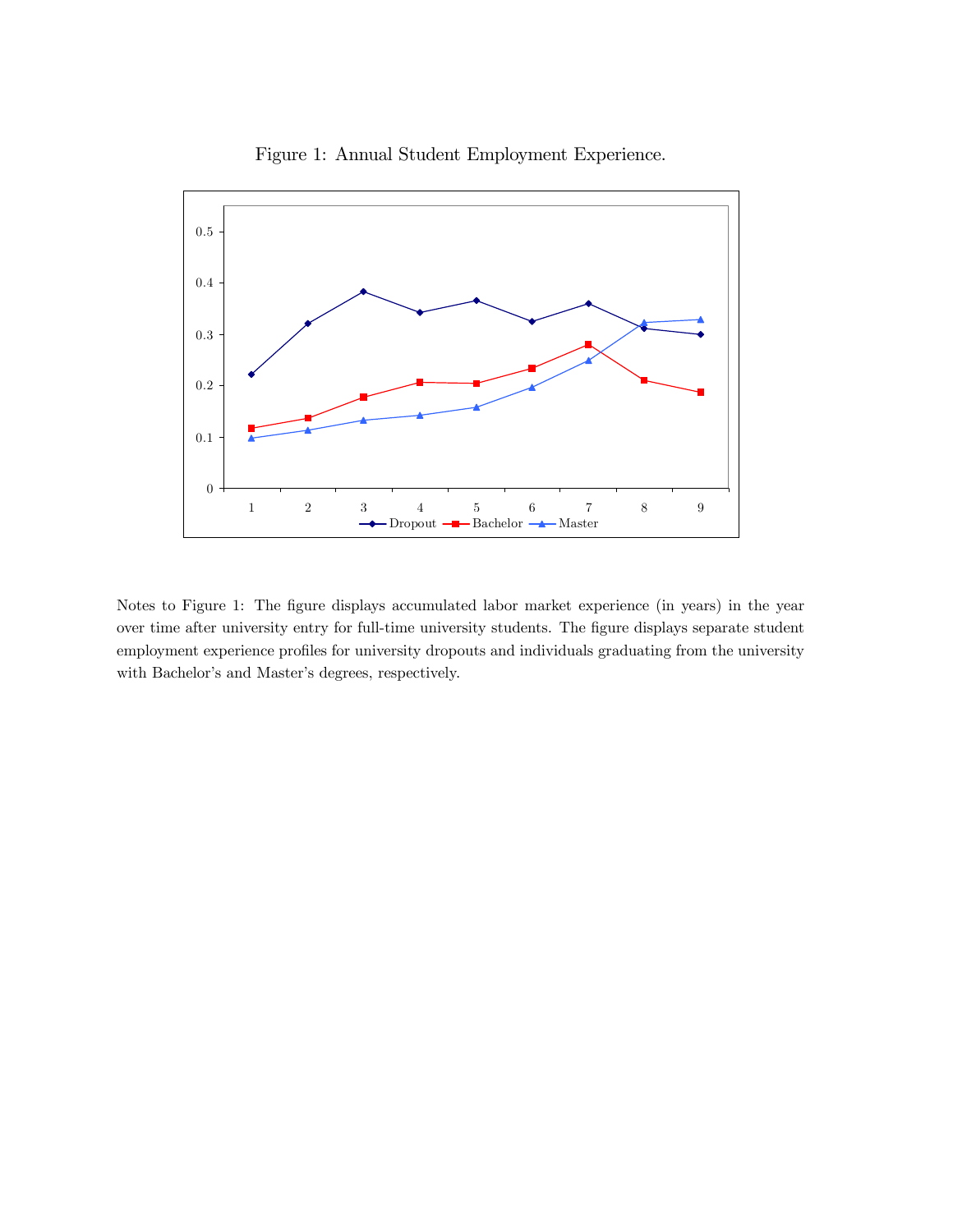Figure 1: Annual Student Employment Experience.

Notes to Figure 1: The figure displays accumulated labor market experience (in years) in the year over time after university entry for full-time university students. The figure displays separate student employment experience profiles for university dropouts and individuals graduating from the university with Bachelor's and Master's degrees, respectively.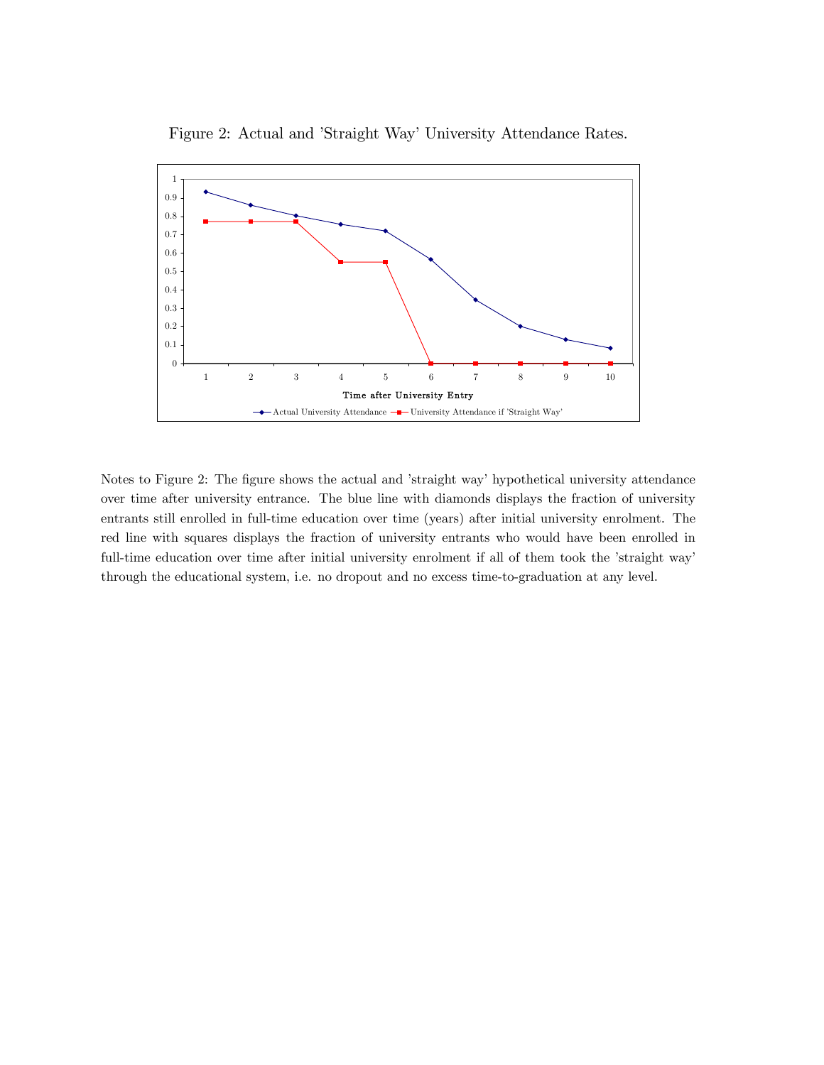Figure 2: Actual and 'Straight Way' University Attendance Rates.

Notes to Figure 2: The figure shows the actual and 'straight way' hypothetical university attendance over time after university entrance. The blue line with diamonds displays the fraction of university entrants still enrolled in full-time education over time (years) after initial university enrolment. The red line with squares displays the fraction of university entrants who would have been enrolled in full-time education over time after initial university enrolment if all of them took the 'straight way' through the educational system, i.e. no dropout and no excess time-to-graduation at any level.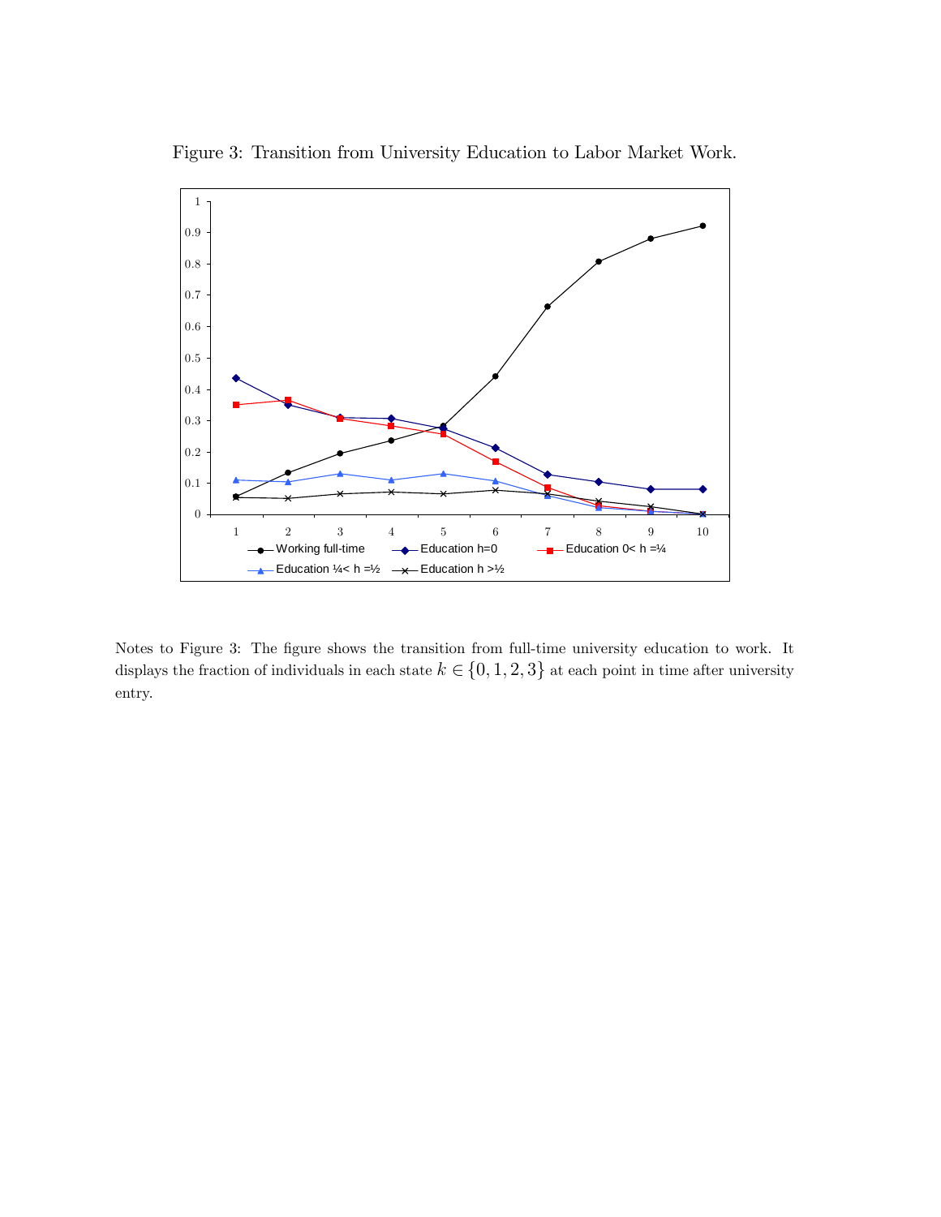Figure 3: Transition from University Education to Labor Market Work.

Notes to Figure 3: The figure shows the transition from full-time university education to work. It displays the fraction of individuals in each state $k \in \{0, 1, 2, 3\}$ at each point in time after university entry.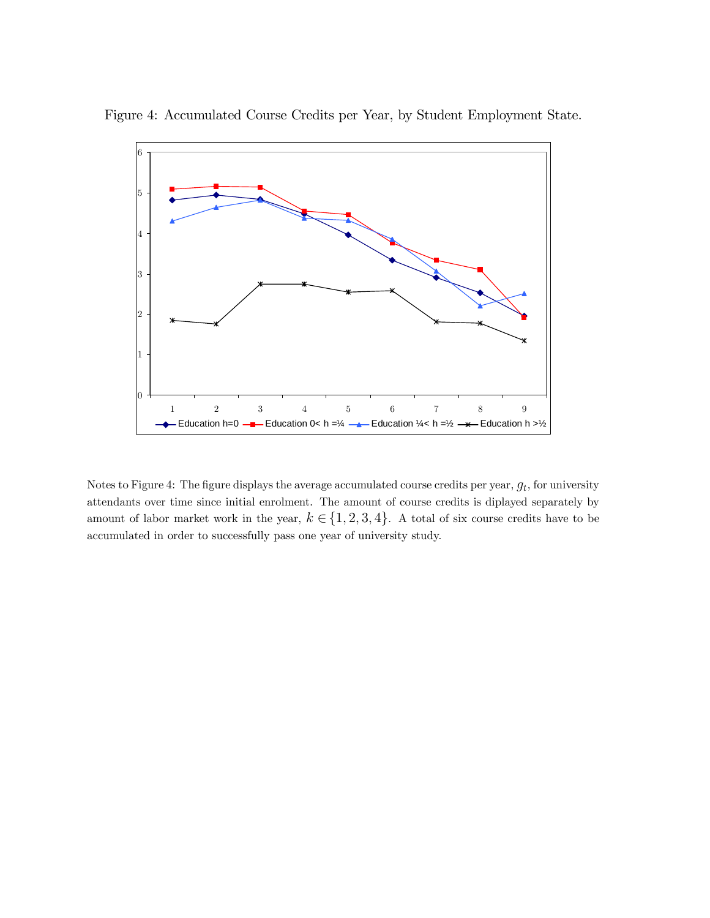Figure 4: Accumulated Course Credits per Year, by Student Employment State.

6
5
4
3
2
1
0

1 2 3 4 5 6 7 8 9

Education h=0 — Education 0< h =¼ — Education ¼< h =½ — Education h >½

Notes to Figure 4: The figure displays the average accumulated course credits per year, $g_t$, for university attendants over time since initial enrolment. The amount of course credits is diplayed separately by amount of labor market work in the year, $k \in \{1, 2, 3, 4\}$. A total of six course credits have to be accumulated in order to successfully pass one year of university study.